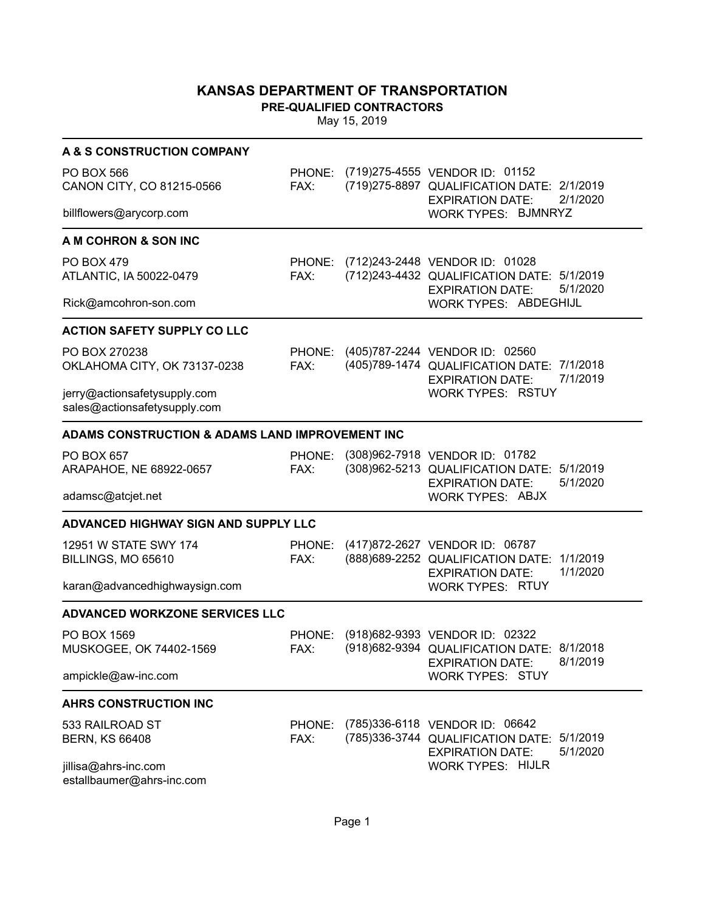# KANSAS DEPARTMENT OF TRANSPORTATION

**PRE-QUALIFIED CONTRACTORS**

May 15, 2019

---

### A & S CONSTRUCTION COMPANY

PO BOX 566
CANON CITY, CO 81215-0566

billflowers@arycorp.com

PHONE: (719)275-4555
FAX: (719)275-8897

VENDOR ID: 01152
QUALIFICATION DATE: 2/1/2019
EXPIRATION DATE: 2/1/2020
WORK TYPES: BJMNRYZ

---

### A M COHRON & SON INC

PO BOX 479
ATLANTIC, IA 50022-0479

Rick@amcohron-son.com

PHONE: (712)243-2448
FAX: (712)243-4432

VENDOR ID: 01028
QUALIFICATION DATE: 5/1/2019
EXPIRATION DATE: 5/1/2020
WORK TYPES: ABDEGHIJL

---

### ACTION SAFETY SUPPLY CO LLC

PO BOX 270238
OKLAHOMA CITY, OK 73137-0238

jerry@actionsafetysupply.com
sales@actionsafetysupply.com

PHONE: (405)787-2244
FAX: (405)789-1474

VENDOR ID: 02560
QUALIFICATION DATE: 7/1/2018
EXPIRATION DATE: 7/1/2019
WORK TYPES: RSTUY

---

### ADAMS CONSTRUCTION & ADAMS LAND IMPROVEMENT INC

PO BOX 657
ARAPAHOE, NE 68922-0657

adamsc@atcjet.net

PHONE: (308)962-7918
FAX: (308)962-5213

VENDOR ID: 01782
QUALIFICATION DATE: 5/1/2019
EXPIRATION DATE: 5/1/2020
WORK TYPES: ABJX

---

### ADVANCED HIGHWAY SIGN AND SUPPLY LLC

12951 W STATE SWY 174
BILLINGS, MO 65610

karan@advancedhighwaysign.com

PHONE: (417)872-2627
FAX: (888)689-2252

VENDOR ID: 06787
QUALIFICATION DATE: 1/1/2019
EXPIRATION DATE: 1/1/2020
WORK TYPES: RTUY

---

### ADVANCED WORKZONE SERVICES LLC

PO BOX 1569
MUSKOGEE, OK 74402-1569

ampickle@aw-inc.com

PHONE: (918)682-9393
FAX: (918)682-9394

VENDOR ID: 02322
QUALIFICATION DATE: 8/1/2018
EXPIRATION DATE: 8/1/2019
WORK TYPES: STUY

---

### AHRS CONSTRUCTION INC

533 RAILROAD ST
BERN, KS 66408

jillisa@ahrs-inc.com
estallbaumer@ahrs-inc.com

PHONE: (785)336-6118
FAX: (785)336-3744

VENDOR ID: 06642
QUALIFICATION DATE: 5/1/2019
EXPIRATION DATE: 5/1/2020
WORK TYPES: HIJLR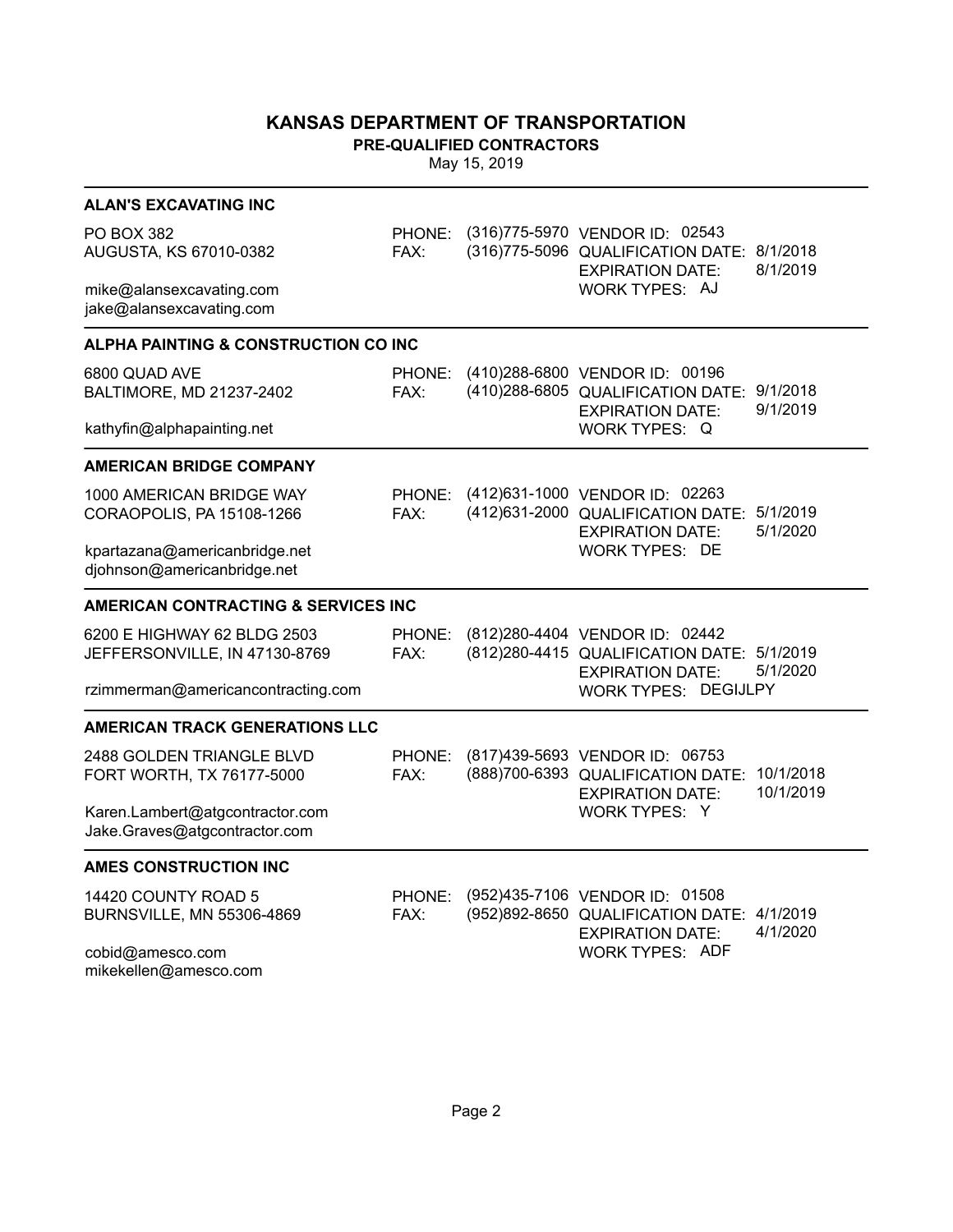# KANSAS DEPARTMENT OF TRANSPORTATION

**PRE-QUALIFIED CONTRACTORS**

May 15, 2019

---

### ALAN'S EXCAVATING INC

PO BOX 382
AUGUSTA, KS 67010-0382

mike@alansexcavating.com
jake@alansexcavating.com

PHONE: (316)775-5970
FAX: (316)775-5096

VENDOR ID: 02543
QUALIFICATION DATE: 8/1/2018
EXPIRATION DATE: 8/1/2019
WORK TYPES: AJ

---

### ALPHA PAINTING & CONSTRUCTION CO INC

6800 QUAD AVE
BALTIMORE, MD 21237-2402

kathyfin@alphapainting.net

PHONE: (410)288-6800
FAX: (410)288-6805

VENDOR ID: 00196
QUALIFICATION DATE: 9/1/2018
EXPIRATION DATE: 9/1/2019
WORK TYPES: Q

---

### AMERICAN BRIDGE COMPANY

1000 AMERICAN BRIDGE WAY
CORAOPOLIS, PA 15108-1266

kpartazana@americanbridge.net
djohnson@americanbridge.net

PHONE: (412)631-1000
FAX: (412)631-2000

VENDOR ID: 02263
QUALIFICATION DATE: 5/1/2019
EXPIRATION DATE: 5/1/2020
WORK TYPES: DE

---

### AMERICAN CONTRACTING & SERVICES INC

6200 E HIGHWAY 62 BLDG 2503
JEFFERSONVILLE, IN 47130-8769

rzimmerman@americancontracting.com

PHONE: (812)280-4404
FAX: (812)280-4415

VENDOR ID: 02442
QUALIFICATION DATE: 5/1/2019
EXPIRATION DATE: 5/1/2020
WORK TYPES: DEGIJLPY

---

### AMERICAN TRACK GENERATIONS LLC

2488 GOLDEN TRIANGLE BLVD
FORT WORTH, TX 76177-5000

Karen.Lambert@atgcontractor.com
Jake.Graves@atgcontractor.com

PHONE: (817)439-5693
FAX: (888)700-6393

VENDOR ID: 06753
QUALIFICATION DATE: 10/1/2018
EXPIRATION DATE: 10/1/2019
WORK TYPES: Y

---

### AMES CONSTRUCTION INC

14420 COUNTY ROAD 5
BURNSVILLE, MN 55306-4869

cobid@amesco.com
mikekellen@amesco.com

PHONE: (952)435-7106
FAX: (952)892-8650

VENDOR ID: 01508
QUALIFICATION DATE: 4/1/2019
EXPIRATION DATE: 4/1/2020
WORK TYPES: ADF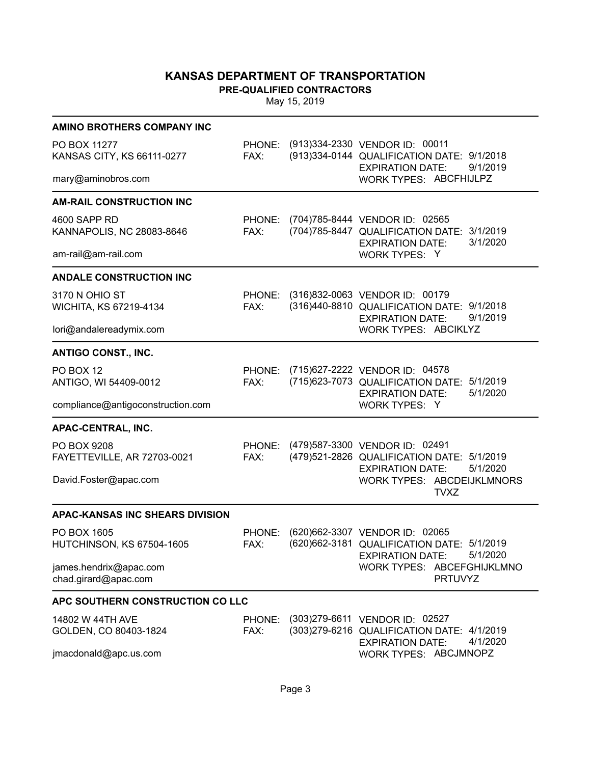# KANSAS DEPARTMENT OF TRANSPORTATION

**PRE-QUALIFIED CONTRACTORS**

May 15, 2019

---

**AMINO BROTHERS COMPANY INC**

PO BOX 11277
KANSAS CITY, KS 66111-0277

mary@aminobros.com

PHONE: (913)334-2330
FAX: (913)334-0144

VENDOR ID: 00011
QUALIFICATION DATE: 9/1/2018
EXPIRATION DATE: 9/1/2019
WORK TYPES: ABCFHIJLPZ

---

**AM-RAIL CONSTRUCTION INC**

4600 SAPP RD
KANNAPOLIS, NC 28083-8646

am-rail@am-rail.com

PHONE: (704)785-8444
FAX: (704)785-8447

VENDOR ID: 02565
QUALIFICATION DATE: 3/1/2019
EXPIRATION DATE: 3/1/2020
WORK TYPES: Y

---

**ANDALE CONSTRUCTION INC**

3170 N OHIO ST
WICHITA, KS 67219-4134

lori@andalereadymix.com

PHONE: (316)832-0063
FAX: (316)440-8810

VENDOR ID: 00179
QUALIFICATION DATE: 9/1/2018
EXPIRATION DATE: 9/1/2019
WORK TYPES: ABCIKLYZ

---

**ANTIGO CONST., INC.**

PO BOX 12
ANTIGO, WI 54409-0012

compliance@antigoconstruction.com

PHONE: (715)627-2222
FAX: (715)623-7073

VENDOR ID: 04578
QUALIFICATION DATE: 5/1/2019
EXPIRATION DATE: 5/1/2020
WORK TYPES: Y

---

**APAC-CENTRAL, INC.**

PO BOX 9208
FAYETTEVILLE, AR 72703-0021

David.Foster@apac.com

PHONE: (479)587-3300
FAX: (479)521-2826

VENDOR ID: 02491
QUALIFICATION DATE: 5/1/2019
EXPIRATION DATE: 5/1/2020
WORK TYPES: ABCDEIJKLMNORSTVXZ

---

**APAC-KANSAS INC SHEARS DIVISION**

PO BOX 1605
HUTCHINSON, KS 67504-1605

james.hendrix@apac.com
chad.girard@apac.com

PHONE: (620)662-3307
FAX: (620)662-3181

VENDOR ID: 02065
QUALIFICATION DATE: 5/1/2019
EXPIRATION DATE: 5/1/2020
WORK TYPES: ABCEFGHIJKLMNOPRTUVYZ

---

**APC SOUTHERN CONSTRUCTION CO LLC**

14802 W 44TH AVE
GOLDEN, CO 80403-1824

jmacdonald@apc.us.com

PHONE: (303)279-6611
FAX: (303)279-6216

VENDOR ID: 02527
QUALIFICATION DATE: 4/1/2019
EXPIRATION DATE: 4/1/2020
WORK TYPES: ABCJMNOPZ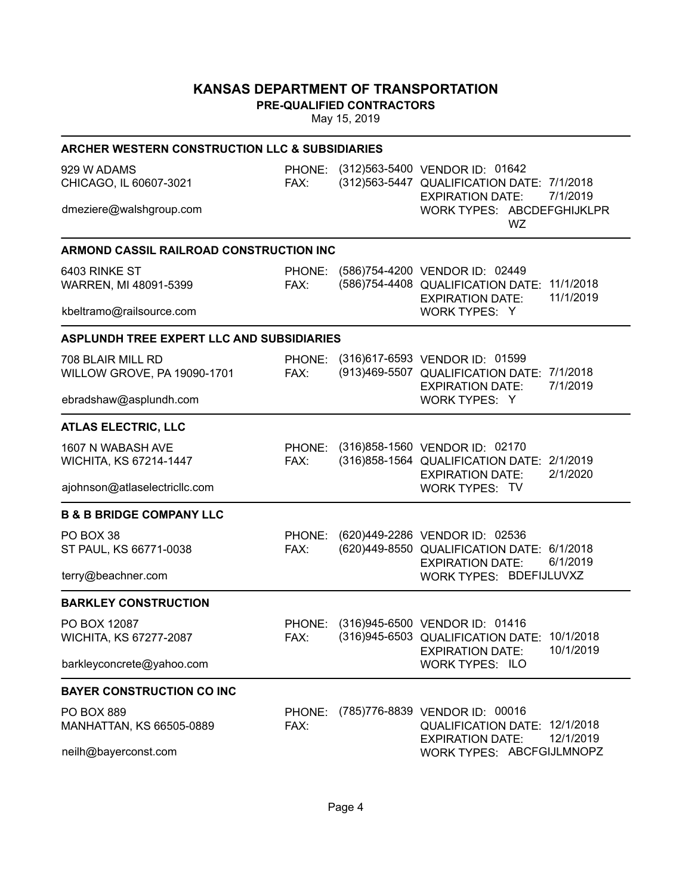**KANSAS DEPARTMENT OF TRANSPORTATION**

**PRE-QUALIFIED CONTRACTORS**

May 15, 2019

### ARCHER WESTERN CONSTRUCTION LLC & SUBSIDIARIES

929 W ADAMS
CHICAGO, IL 60607-3021

dmeziere@walshgroup.com

PHONE: (312)563-5400
FAX: (312)563-5447

VENDOR ID: 01642
QUALIFICATION DATE: 7/1/2018
EXPIRATION DATE: 7/1/2019
WORK TYPES: ABCDEFGHIJKLPRWZ

### ARMOND CASSIL RAILROAD CONSTRUCTION INC

6403 RINKE ST
WARREN, MI 48091-5399

kbeltramo@railsource.com

PHONE: (586)754-4200
FAX: (586)754-4408

VENDOR ID: 02449
QUALIFICATION DATE: 11/1/2018
EXPIRATION DATE: 11/1/2019
WORK TYPES: Y

### ASPLUNDH TREE EXPERT LLC AND SUBSIDIARIES

708 BLAIR MILL RD
WILLOW GROVE, PA 19090-1701

ebradshaw@asplundh.com

PHONE: (316)617-6593
FAX: (913)469-5507

VENDOR ID: 01599
QUALIFICATION DATE: 7/1/2018
EXPIRATION DATE: 7/1/2019
WORK TYPES: Y

### ATLAS ELECTRIC, LLC

1607 N WABASH AVE
WICHITA, KS 67214-1447

ajohnson@atlaselectricllc.com

PHONE: (316)858-1560
FAX: (316)858-1564

VENDOR ID: 02170
QUALIFICATION DATE: 2/1/2019
EXPIRATION DATE: 2/1/2020
WORK TYPES: TV

### B & B BRIDGE COMPANY LLC

PO BOX 38
ST PAUL, KS 66771-0038

terry@beachner.com

PHONE: (620)449-2286
FAX: (620)449-8550

VENDOR ID: 02536
QUALIFICATION DATE: 6/1/2018
EXPIRATION DATE: 6/1/2019
WORK TYPES: BDEFIJLUVXZ

### BARKLEY CONSTRUCTION

PO BOX 12087
WICHITA, KS 67277-2087

barkleyconcrete@yahoo.com

PHONE: (316)945-6500
FAX: (316)945-6503

VENDOR ID: 01416
QUALIFICATION DATE: 10/1/2018
EXPIRATION DATE: 10/1/2019
WORK TYPES: ILO

### BAYER CONSTRUCTION CO INC

PO BOX 889
MANHATTAN, KS 66505-0889

neilh@bayerconst.com

PHONE: (785)776-8839
FAX:

VENDOR ID: 00016
QUALIFICATION DATE: 12/1/2018
EXPIRATION DATE: 12/1/2019
WORK TYPES: ABCFGIJLMNOPZ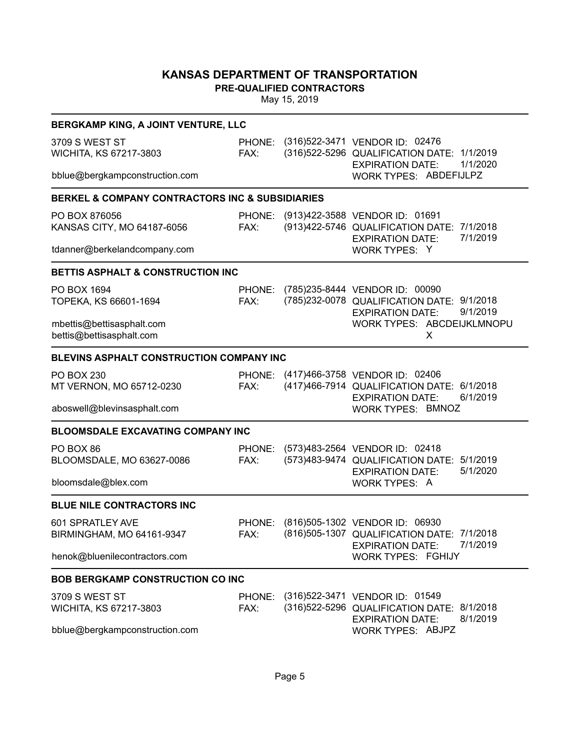# KANSAS DEPARTMENT OF TRANSPORTATION

**PRE-QUALIFIED CONTRACTORS**

May 15, 2019

---

### BERGKAMP KING, A JOINT VENTURE, LLC

3709 S WEST ST
WICHITA, KS 67217-3803

bblue@bergkampconstruction.com

PHONE: (316)522-3471
FAX: (316)522-5296

VENDOR ID: 02476
QUALIFICATION DATE: 1/1/2019
EXPIRATION DATE: 1/1/2020
WORK TYPES: ABDEFIJLPZ

---

### BERKEL & COMPANY CONTRACTORS INC & SUBSIDIARIES

PO BOX 876056
KANSAS CITY, MO 64187-6056

tdanner@berkelandcompany.com

PHONE: (913)422-3588
FAX: (913)422-5746

VENDOR ID: 01691
QUALIFICATION DATE: 7/1/2018
EXPIRATION DATE: 7/1/2019
WORK TYPES: Y

---

### BETTIS ASPHALT & CONSTRUCTION INC

PO BOX 1694
TOPEKA, KS 66601-1694

mbettis@bettisasphalt.com
bettis@bettisasphalt.com

PHONE: (785)235-8444
FAX: (785)232-0078

VENDOR ID: 00090
QUALIFICATION DATE: 9/1/2018
EXPIRATION DATE: 9/1/2019
WORK TYPES: ABCDEIJKLMNOPU X

---

### BLEVINS ASPHALT CONSTRUCTION COMPANY INC

PO BOX 230
MT VERNON, MO 65712-0230

aboswell@blevinsasphalt.com

PHONE: (417)466-3758
FAX: (417)466-7914

VENDOR ID: 02406
QUALIFICATION DATE: 6/1/2018
EXPIRATION DATE: 6/1/2019
WORK TYPES: BMNOZ

---

### BLOOMSDALE EXCAVATING COMPANY INC

PO BOX 86
BLOOMSDALE, MO 63627-0086

bloomsdale@blex.com

PHONE: (573)483-2564
FAX: (573)483-9474

VENDOR ID: 02418
QUALIFICATION DATE: 5/1/2019
EXPIRATION DATE: 5/1/2020
WORK TYPES: A

---

### BLUE NILE CONTRACTORS INC

601 SPRATLEY AVE
BIRMINGHAM, MO 64161-9347

henok@bluenilecontractors.com

PHONE: (816)505-1302
FAX: (816)505-1307

VENDOR ID: 06930
QUALIFICATION DATE: 7/1/2018
EXPIRATION DATE: 7/1/2019
WORK TYPES: FGHIJY

---

### BOB BERGKAMP CONSTRUCTION CO INC

3709 S WEST ST
WICHITA, KS 67217-3803

bblue@bergkampconstruction.com

PHONE: (316)522-3471
FAX: (316)522-5296

VENDOR ID: 01549
QUALIFICATION DATE: 8/1/2018
EXPIRATION DATE: 8/1/2019
WORK TYPES: ABJPZ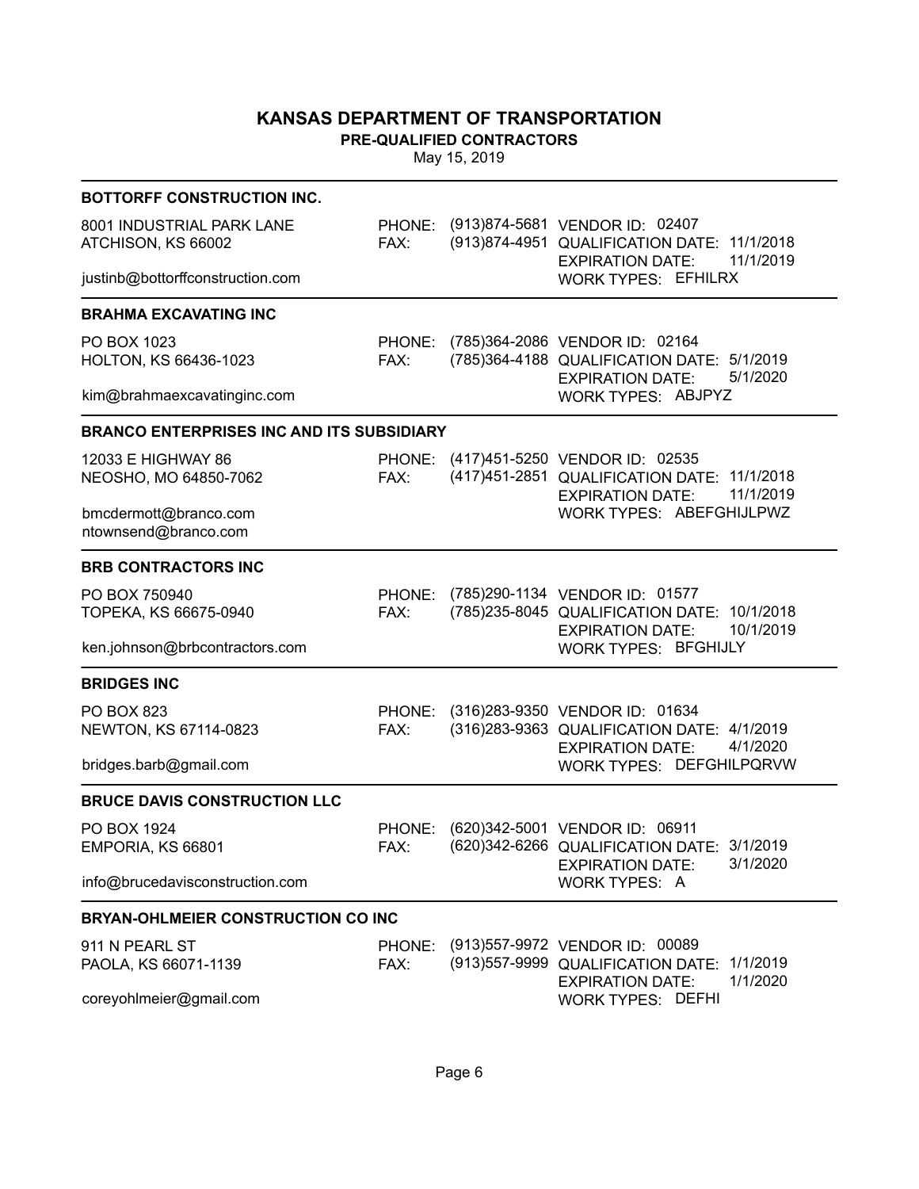# KANSAS DEPARTMENT OF TRANSPORTATION

**PRE-QUALIFIED CONTRACTORS**

May 15, 2019

---

### BOTTORFF CONSTRUCTION INC.

8001 INDUSTRIAL PARK LANE
ATCHISON, KS 66002

justinb@bottorffconstruction.com

PHONE: (913)874-5681
FAX: (913)874-4951

VENDOR ID: 02407
QUALIFICATION DATE: 11/1/2018
EXPIRATION DATE: 11/1/2019
WORK TYPES: EFHILRX

---

### BRAHMA EXCAVATING INC

PO BOX 1023
HOLTON, KS 66436-1023

kim@brahmaexcavatinginc.com

PHONE: (785)364-2086
FAX: (785)364-4188

VENDOR ID: 02164
QUALIFICATION DATE: 5/1/2019
EXPIRATION DATE: 5/1/2020
WORK TYPES: ABJPYZ

---

### BRANCO ENTERPRISES INC AND ITS SUBSIDIARY

12033 E HIGHWAY 86
NEOSHO, MO 64850-7062

bmcdermott@branco.com
ntownsend@branco.com

PHONE: (417)451-5250
FAX: (417)451-2851

VENDOR ID: 02535
QUALIFICATION DATE: 11/1/2018
EXPIRATION DATE: 11/1/2019
WORK TYPES: ABEFGHIJLPWZ

---

### BRB CONTRACTORS INC

PO BOX 750940
TOPEKA, KS 66675-0940

ken.johnson@brbcontractors.com

PHONE: (785)290-1134
FAX: (785)235-8045

VENDOR ID: 01577
QUALIFICATION DATE: 10/1/2018
EXPIRATION DATE: 10/1/2019
WORK TYPES: BFGHIJLY

---

### BRIDGES INC

PO BOX 823
NEWTON, KS 67114-0823

bridges.barb@gmail.com

PHONE: (316)283-9350
FAX: (316)283-9363

VENDOR ID: 01634
QUALIFICATION DATE: 4/1/2019
EXPIRATION DATE: 4/1/2020
WORK TYPES: DEFGHILPQRVW

---

### BRUCE DAVIS CONSTRUCTION LLC

PO BOX 1924
EMPORIA, KS 66801

info@brucedavisconstruction.com

PHONE: (620)342-5001
FAX: (620)342-6266

VENDOR ID: 06911
QUALIFICATION DATE: 3/1/2019
EXPIRATION DATE: 3/1/2020
WORK TYPES: A

---

### BRYAN-OHLMEIER CONSTRUCTION CO INC

911 N PEARL ST
PAOLA, KS 66071-1139

coreyohlmeier@gmail.com

PHONE: (913)557-9972
FAX: (913)557-9999

VENDOR ID: 00089
QUALIFICATION DATE: 1/1/2019
EXPIRATION DATE: 1/1/2020
WORK TYPES: DEFHI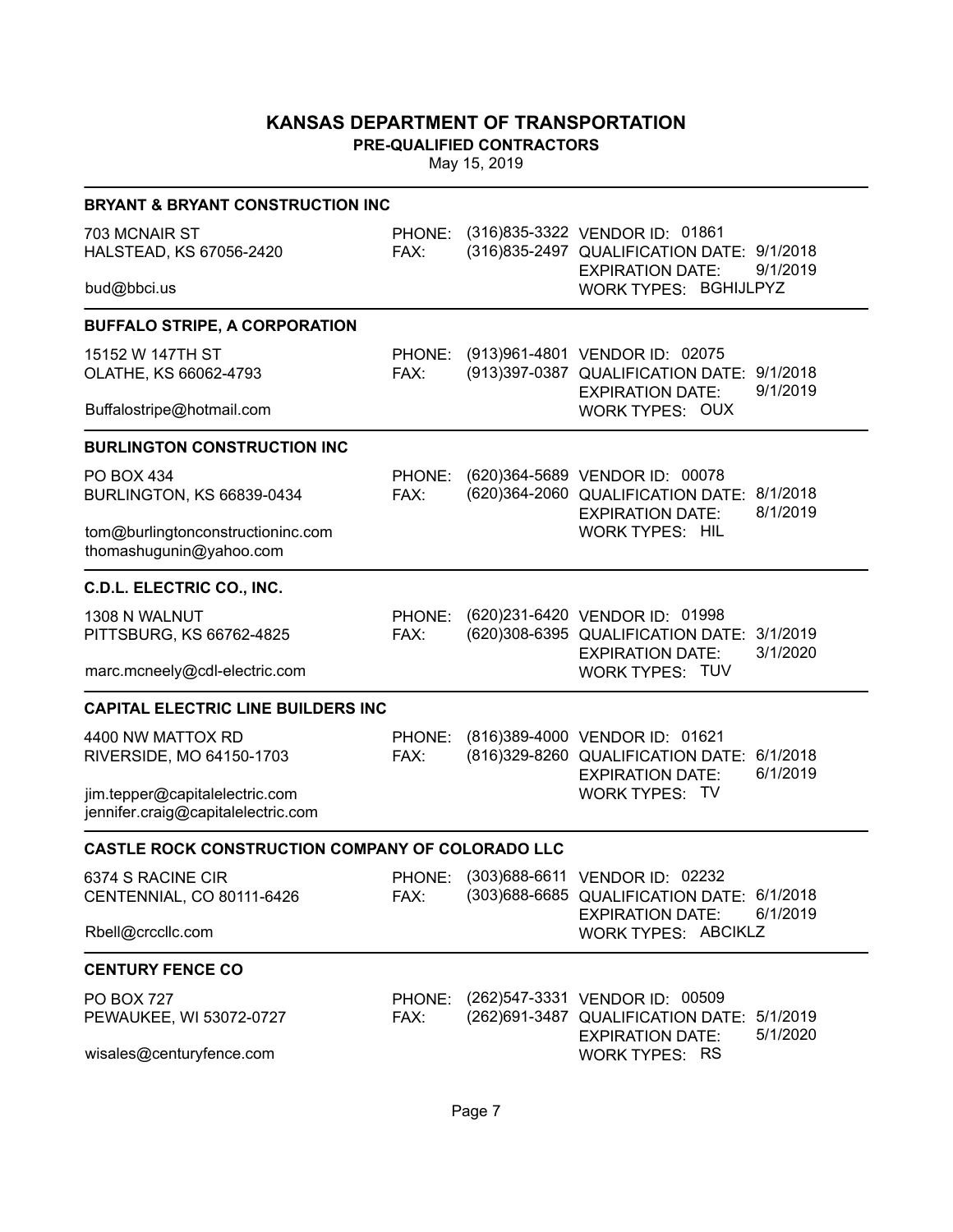# KANSAS DEPARTMENT OF TRANSPORTATION

**PRE-QUALIFIED CONTRACTORS**

May 15, 2019

---

### BRYANT & BRYANT CONSTRUCTION INC

703 MCNAIR ST
HALSTEAD, KS 67056-2420

bud@bbci.us

PHONE: (316)835-3322
FAX: (316)835-2497

VENDOR ID: 01861
QUALIFICATION DATE: 9/1/2018
EXPIRATION DATE: 9/1/2019
WORK TYPES: BGHIJLPYZ

---

### BUFFALO STRIPE, A CORPORATION

15152 W 147TH ST
OLATHE, KS 66062-4793

Buffalostripe@hotmail.com

PHONE: (913)961-4801
FAX: (913)397-0387

VENDOR ID: 02075
QUALIFICATION DATE: 9/1/2018
EXPIRATION DATE: 9/1/2019
WORK TYPES: OUX

---

### BURLINGTON CONSTRUCTION INC

PO BOX 434
BURLINGTON, KS 66839-0434

tom@burlingtonconstructioninc.com
thomashugunin@yahoo.com

PHONE: (620)364-5689
FAX: (620)364-2060

VENDOR ID: 00078
QUALIFICATION DATE: 8/1/2018
EXPIRATION DATE: 8/1/2019
WORK TYPES: HIL

---

### C.D.L. ELECTRIC CO., INC.

1308 N WALNUT
PITTSBURG, KS 66762-4825

marc.mcneely@cdl-electric.com

PHONE: (620)231-6420
FAX: (620)308-6395

VENDOR ID: 01998
QUALIFICATION DATE: 3/1/2019
EXPIRATION DATE: 3/1/2020
WORK TYPES: TUV

---

### CAPITAL ELECTRIC LINE BUILDERS INC

4400 NW MATTOX RD
RIVERSIDE, MO 64150-1703

jim.tepper@capitalelectric.com
jennifer.craig@capitalelectric.com

PHONE: (816)389-4000
FAX: (816)329-8260

VENDOR ID: 01621
QUALIFICATION DATE: 6/1/2018
EXPIRATION DATE: 6/1/2019
WORK TYPES: TV

---

### CASTLE ROCK CONSTRUCTION COMPANY OF COLORADO LLC

6374 S RACINE CIR
CENTENNIAL, CO 80111-6426

Rbell@crccllc.com

PHONE: (303)688-6611
FAX: (303)688-6685

VENDOR ID: 02232
QUALIFICATION DATE: 6/1/2018
EXPIRATION DATE: 6/1/2019
WORK TYPES: ABCIKLZ

---

### CENTURY FENCE CO

PO BOX 727
PEWAUKEE, WI 53072-0727

wisales@centuryfence.com

PHONE: (262)547-3331
FAX: (262)691-3487

VENDOR ID: 00509
QUALIFICATION DATE: 5/1/2019
EXPIRATION DATE: 5/1/2020
WORK TYPES: RS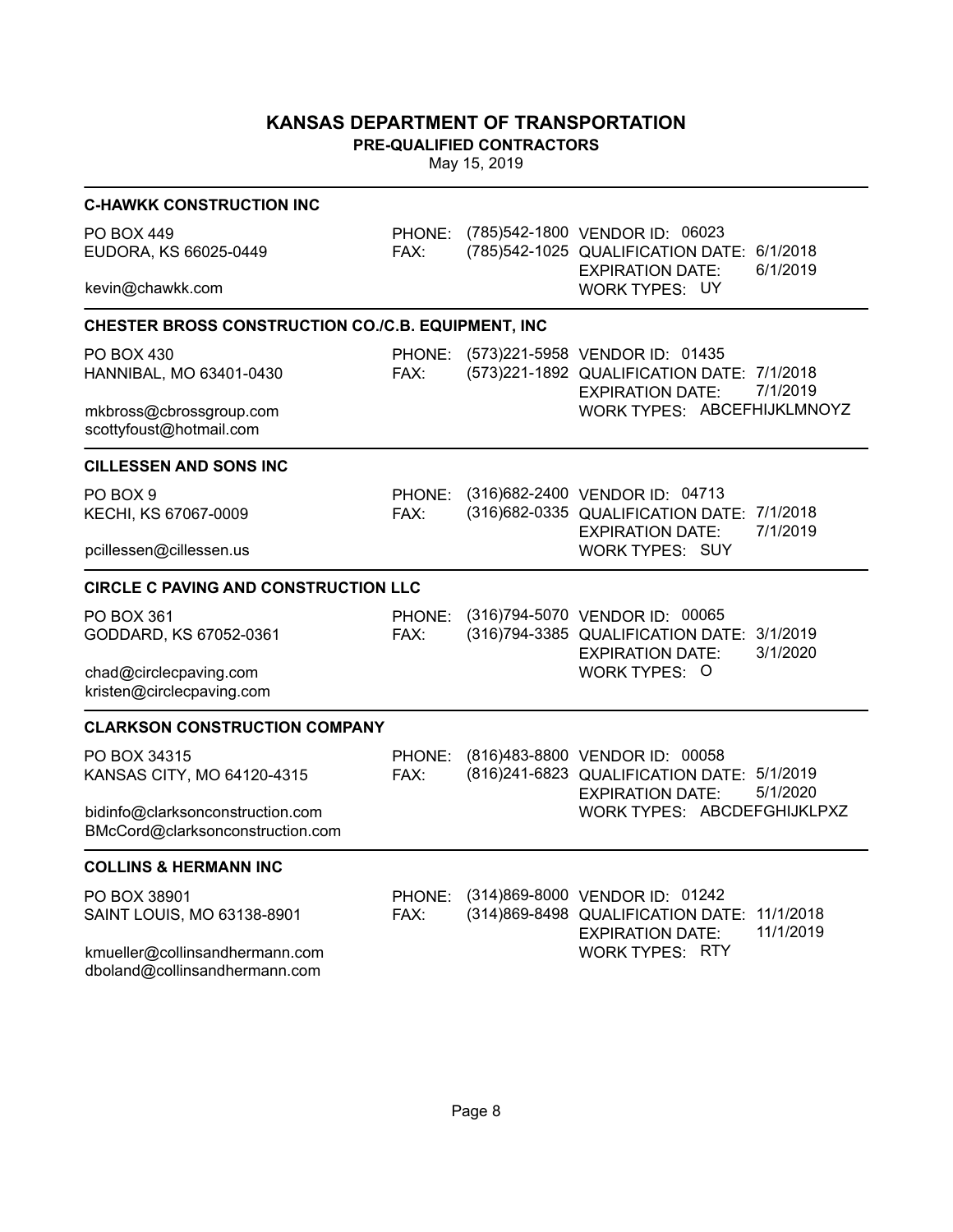# KANSAS DEPARTMENT OF TRANSPORTATION

**PRE-QUALIFIED CONTRACTORS**

May 15, 2019

---

### C-HAWKK CONSTRUCTION INC

PO BOX 449
EUDORA, KS 66025-0449

kevin@chawkk.com

PHONE: (785)542-1800
FAX: (785)542-1025

VENDOR ID: 06023
QUALIFICATION DATE: 6/1/2018
EXPIRATION DATE: 6/1/2019
WORK TYPES: UY

---

### CHESTER BROSS CONSTRUCTION CO./C.B. EQUIPMENT, INC

PO BOX 430
HANNIBAL, MO 63401-0430

mkbross@cbrossgroup.com
scottyfoust@hotmail.com

PHONE: (573)221-5958
FAX: (573)221-1892

VENDOR ID: 01435
QUALIFICATION DATE: 7/1/2018
EXPIRATION DATE: 7/1/2019
WORK TYPES: ABCEFHIJKLMNOYZ

---

### CILLESSEN AND SONS INC

PO BOX 9
KECHI, KS 67067-0009

pcillessen@cillessen.us

PHONE: (316)682-2400
FAX: (316)682-0335

VENDOR ID: 04713
QUALIFICATION DATE: 7/1/2018
EXPIRATION DATE: 7/1/2019
WORK TYPES: SUY

---

### CIRCLE C PAVING AND CONSTRUCTION LLC

PO BOX 361
GODDARD, KS 67052-0361

chad@circlecpaving.com
kristen@circlecpaving.com

PHONE: (316)794-5070
FAX: (316)794-3385

VENDOR ID: 00065
QUALIFICATION DATE: 3/1/2019
EXPIRATION DATE: 3/1/2020
WORK TYPES: O

---

### CLARKSON CONSTRUCTION COMPANY

PO BOX 34315
KANSAS CITY, MO 64120-4315

bidinfo@clarksonconstruction.com
BMcCord@clarksonconstruction.com

PHONE: (816)483-8800
FAX: (816)241-6823

VENDOR ID: 00058
QUALIFICATION DATE: 5/1/2019
EXPIRATION DATE: 5/1/2020
WORK TYPES: ABCDEFGHIJKLPXZ

---

### COLLINS & HERMANN INC

PO BOX 38901
SAINT LOUIS, MO 63138-8901

kmueller@collinsandhermann.com
dboland@collinsandhermann.com

PHONE: (314)869-8000
FAX: (314)869-8498

VENDOR ID: 01242
QUALIFICATION DATE: 11/1/2018
EXPIRATION DATE: 11/1/2019
WORK TYPES: RTY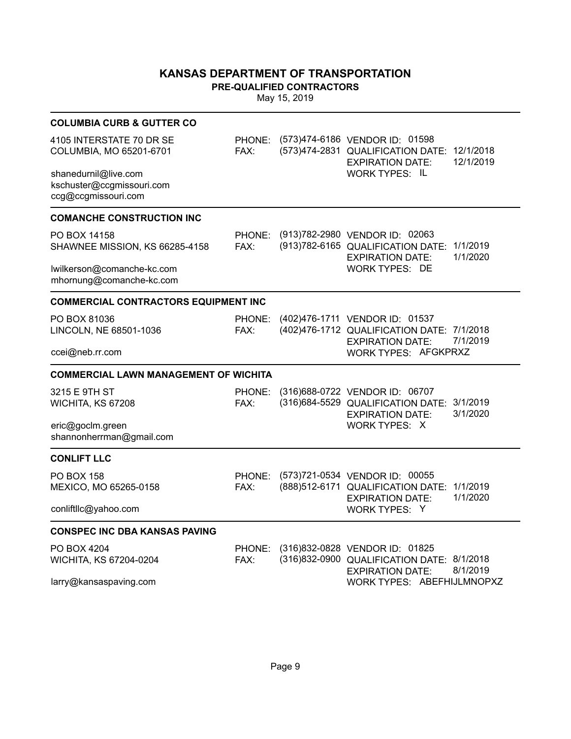# KANSAS DEPARTMENT OF TRANSPORTATION

**PRE-QUALIFIED CONTRACTORS**

May 15, 2019

---

### COLUMBIA CURB & GUTTER CO

4105 INTERSTATE 70 DR SE
COLUMBIA, MO 65201-6701

shanedurnil@live.com
kschuster@ccgmissouri.com
ccg@ccgmissouri.com

PHONE: (573)474-6186
FAX: (573)474-2831

VENDOR ID: 01598
QUALIFICATION DATE: 12/1/2018
EXPIRATION DATE: 12/1/2019
WORK TYPES: IL

---

### COMANCHE CONSTRUCTION INC

PO BOX 14158
SHAWNEE MISSION, KS 66285-4158

lwilkerson@comanche-kc.com
mhornung@comanche-kc.com

PHONE: (913)782-2980
FAX: (913)782-6165

VENDOR ID: 02063
QUALIFICATION DATE: 1/1/2019
EXPIRATION DATE: 1/1/2020
WORK TYPES: DE

---

### COMMERCIAL CONTRACTORS EQUIPMENT INC

PO BOX 81036
LINCOLN, NE 68501-1036

ccei@neb.rr.com

PHONE: (402)476-1711
FAX: (402)476-1712

VENDOR ID: 01537
QUALIFICATION DATE: 7/1/2018
EXPIRATION DATE: 7/1/2019
WORK TYPES: AFGKPRXZ

---

### COMMERCIAL LAWN MANAGEMENT OF WICHITA

3215 E 9TH ST
WICHITA, KS 67208

eric@goclm.green
shannonherrman@gmail.com

PHONE: (316)688-0722
FAX: (316)684-5529

VENDOR ID: 06707
QUALIFICATION DATE: 3/1/2019
EXPIRATION DATE: 3/1/2020
WORK TYPES: X

---

### CONLIFT LLC

PO BOX 158
MEXICO, MO 65265-0158

conliftllc@yahoo.com

PHONE: (573)721-0534
FAX: (888)512-6171

VENDOR ID: 00055
QUALIFICATION DATE: 1/1/2019
EXPIRATION DATE: 1/1/2020
WORK TYPES: Y

---

### CONSPEC INC DBA KANSAS PAVING

PO BOX 4204
WICHITA, KS 67204-0204

larry@kansaspaving.com

PHONE: (316)832-0828
FAX: (316)832-0900

VENDOR ID: 01825
QUALIFICATION DATE: 8/1/2018
EXPIRATION DATE: 8/1/2019
WORK TYPES: ABEFHIJLMNOPXZ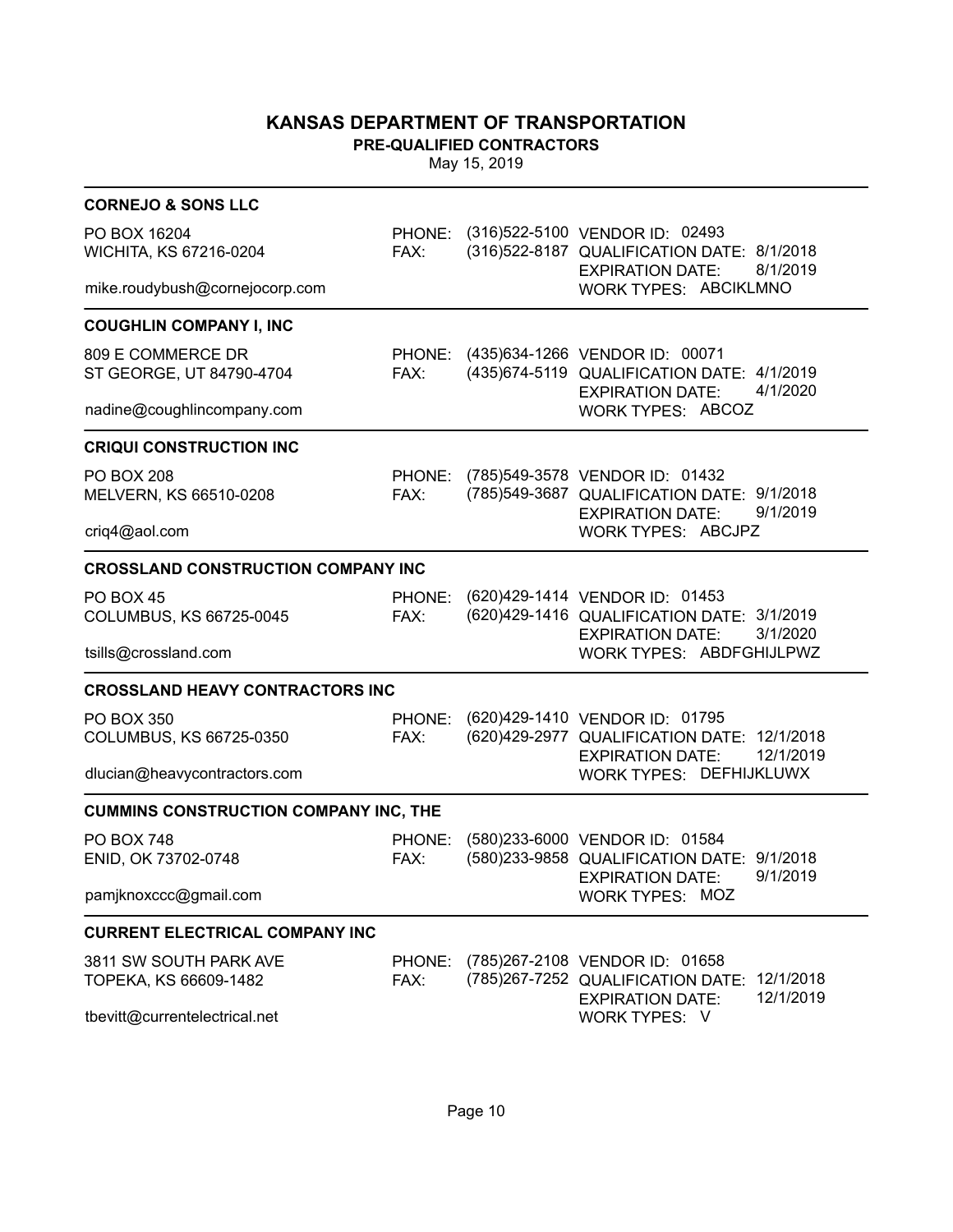# KANSAS DEPARTMENT OF TRANSPORTATION

## PRE-QUALIFIED CONTRACTORS

May 15, 2019

---

### CORNEJO & SONS LLC

PO BOX 16204
WICHITA, KS 67216-0204

mike.roudybush@cornejocorp.com

PHONE: (316)522-5100
FAX: (316)522-8187

VENDOR ID: 02493
QUALIFICATION DATE: 8/1/2018
EXPIRATION DATE: 8/1/2019
WORK TYPES: ABCIKLMNO

---

### COUGHLIN COMPANY I, INC

809 E COMMERCE DR
ST GEORGE, UT 84790-4704

nadine@coughlincompany.com

PHONE: (435)634-1266
FAX: (435)674-5119

VENDOR ID: 00071
QUALIFICATION DATE: 4/1/2019
EXPIRATION DATE: 4/1/2020
WORK TYPES: ABCOZ

---

### CRIQUI CONSTRUCTION INC

PO BOX 208
MELVERN, KS 66510-0208

criq4@aol.com

PHONE: (785)549-3578
FAX: (785)549-3687

VENDOR ID: 01432
QUALIFICATION DATE: 9/1/2018
EXPIRATION DATE: 9/1/2019
WORK TYPES: ABCJPZ

---

### CROSSLAND CONSTRUCTION COMPANY INC

PO BOX 45
COLUMBUS, KS 66725-0045

tsills@crossland.com

PHONE: (620)429-1414
FAX: (620)429-1416

VENDOR ID: 01453
QUALIFICATION DATE: 3/1/2019
EXPIRATION DATE: 3/1/2020
WORK TYPES: ABDFGHIJLPWZ

---

### CROSSLAND HEAVY CONTRACTORS INC

PO BOX 350
COLUMBUS, KS 66725-0350

dlucian@heavycontractors.com

PHONE: (620)429-1410
FAX: (620)429-2977

VENDOR ID: 01795
QUALIFICATION DATE: 12/1/2018
EXPIRATION DATE: 12/1/2019
WORK TYPES: DEFHIJKLUWX

---

### CUMMINS CONSTRUCTION COMPANY INC, THE

PO BOX 748
ENID, OK 73702-0748

pamjknoxccc@gmail.com

PHONE: (580)233-6000
FAX: (580)233-9858

VENDOR ID: 01584
QUALIFICATION DATE: 9/1/2018
EXPIRATION DATE: 9/1/2019
WORK TYPES: MOZ

---

### CURRENT ELECTRICAL COMPANY INC

3811 SW SOUTH PARK AVE
TOPEKA, KS 66609-1482

tbevitt@currentelectrical.net

PHONE: (785)267-2108
FAX: (785)267-7252

VENDOR ID: 01658
QUALIFICATION DATE: 12/1/2018
EXPIRATION DATE: 12/1/2019
WORK TYPES: V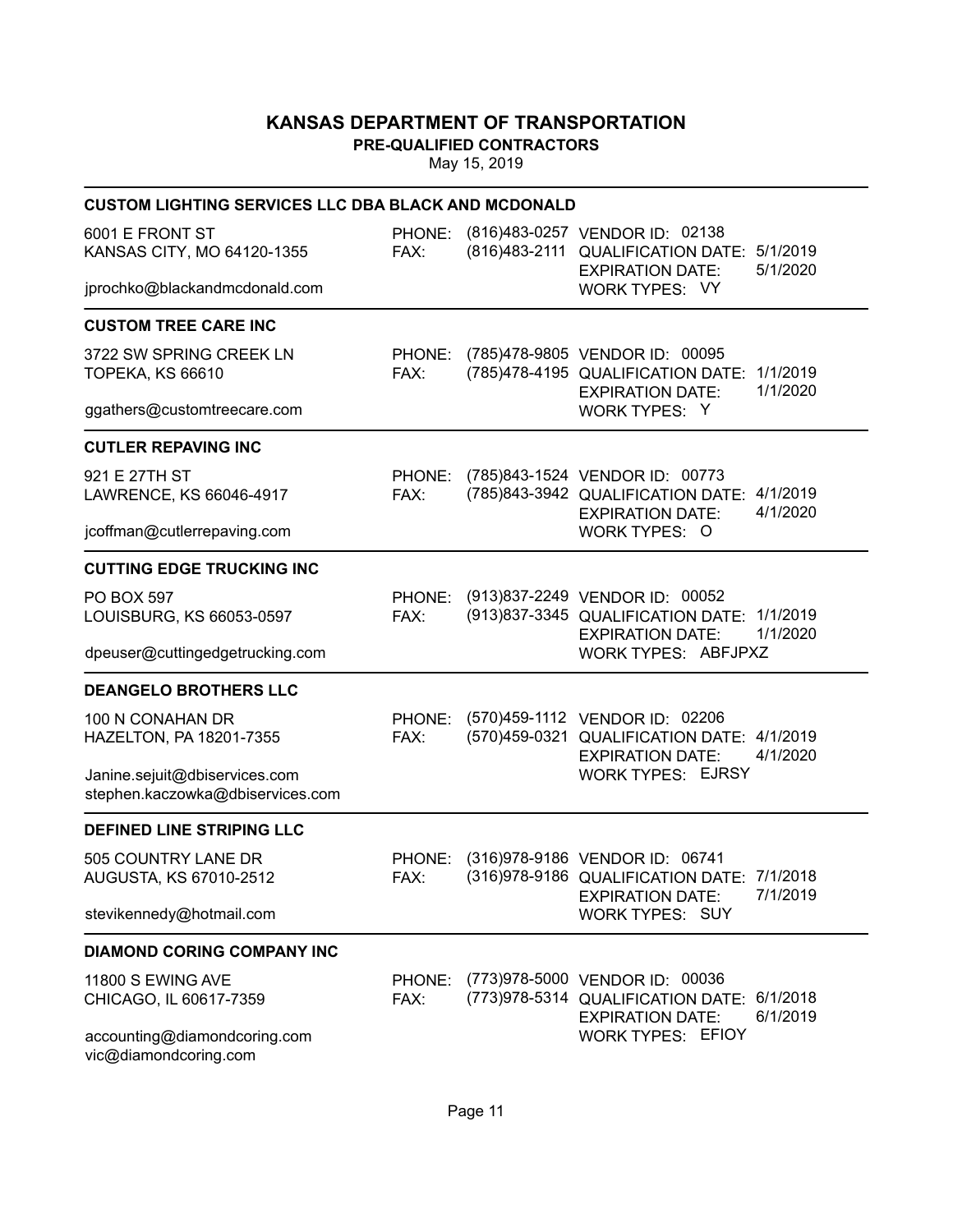# KANSAS DEPARTMENT OF TRANSPORTATION

**PRE-QUALIFIED CONTRACTORS**

May 15, 2019

### CUSTOM LIGHTING SERVICES LLC DBA BLACK AND MCDONALD

6001 E FRONT ST
KANSAS CITY, MO 64120-1355

jprochko@blackandmcdonald.com

PHONE: (816)483-0257
FAX: (816)483-2111

VENDOR ID: 02138
QUALIFICATION DATE: 5/1/2019
EXPIRATION DATE: 5/1/2020
WORK TYPES: VY

### CUSTOM TREE CARE INC

3722 SW SPRING CREEK LN
TOPEKA, KS 66610

ggathers@customtreecare.com

PHONE: (785)478-9805
FAX: (785)478-4195

VENDOR ID: 00095
QUALIFICATION DATE: 1/1/2019
EXPIRATION DATE: 1/1/2020
WORK TYPES: Y

### CUTLER REPAVING INC

921 E 27TH ST
LAWRENCE, KS 66046-4917

jcoffman@cutlerrepaving.com

PHONE: (785)843-1524
FAX: (785)843-3942

VENDOR ID: 00773
QUALIFICATION DATE: 4/1/2019
EXPIRATION DATE: 4/1/2020
WORK TYPES: O

### CUTTING EDGE TRUCKING INC

PO BOX 597
LOUISBURG, KS 66053-0597

dpeuser@cuttingedgetrucking.com

PHONE: (913)837-2249
FAX: (913)837-3345

VENDOR ID: 00052
QUALIFICATION DATE: 1/1/2019
EXPIRATION DATE: 1/1/2020
WORK TYPES: ABFJPXZ

### DEANGELO BROTHERS LLC

100 N CONAHAN DR
HAZELTON, PA 18201-7355

Janine.sejuit@dbiservices.com
stephen.kaczowka@dbiservices.com

PHONE: (570)459-1112
FAX: (570)459-0321

VENDOR ID: 02206
QUALIFICATION DATE: 4/1/2019
EXPIRATION DATE: 4/1/2020
WORK TYPES: EJRSY

### DEFINED LINE STRIPING LLC

505 COUNTRY LANE DR
AUGUSTA, KS 67010-2512

stevikennedy@hotmail.com

PHONE: (316)978-9186
FAX: (316)978-9186

VENDOR ID: 06741
QUALIFICATION DATE: 7/1/2018
EXPIRATION DATE: 7/1/2019
WORK TYPES: SUY

### DIAMOND CORING COMPANY INC

11800 S EWING AVE
CHICAGO, IL 60617-7359

accounting@diamondcoring.com
vic@diamondcoring.com

PHONE: (773)978-5000
FAX: (773)978-5314

VENDOR ID: 00036
QUALIFICATION DATE: 6/1/2018
EXPIRATION DATE: 6/1/2019
WORK TYPES: EFIOY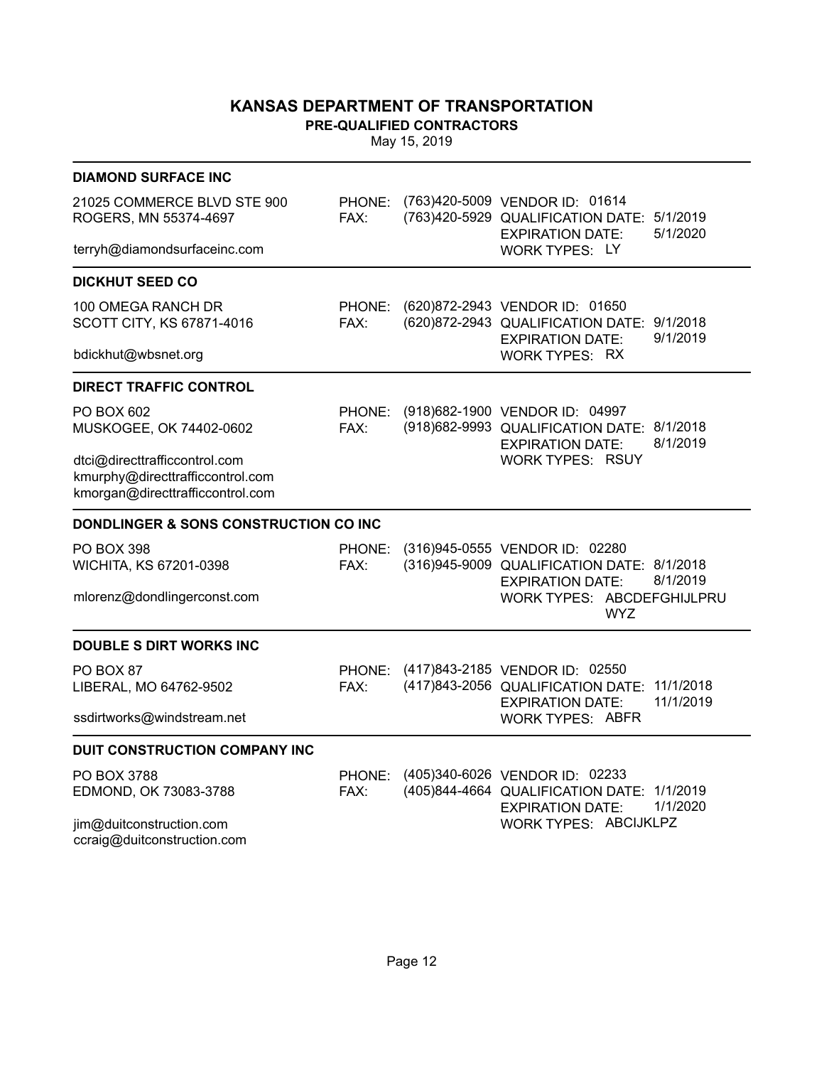# KANSAS DEPARTMENT OF TRANSPORTATION

## PRE-QUALIFIED CONTRACTORS

May 15, 2019

### DIAMOND SURFACE INC

21025 COMMERCE BLVD STE 900
ROGERS, MN 55374-4697

terryh@diamondsurfaceinc.com

PHONE: (763)420-5009
FAX: (763)420-5929

VENDOR ID: 01614
QUALIFICATION DATE: 5/1/2019
EXPIRATION DATE: 5/1/2020
WORK TYPES: LY

### DICKHUT SEED CO

100 OMEGA RANCH DR
SCOTT CITY, KS 67871-4016

bdickhut@wbsnet.org

PHONE: (620)872-2943
FAX: (620)872-2943

VENDOR ID: 01650
QUALIFICATION DATE: 9/1/2018
EXPIRATION DATE: 9/1/2019
WORK TYPES: RX

### DIRECT TRAFFIC CONTROL

PO BOX 602
MUSKOGEE, OK 74402-0602

dtci@directtrafficcontrol.com
kmurphy@directtrafficcontrol.com
kmorgan@directtrafficcontrol.com

PHONE: (918)682-1900
FAX: (918)682-9993

VENDOR ID: 04997
QUALIFICATION DATE: 8/1/2018
EXPIRATION DATE: 8/1/2019
WORK TYPES: RSUY

### DONDLINGER & SONS CONSTRUCTION CO INC

PO BOX 398
WICHITA, KS 67201-0398

mlorenz@dondlingerconst.com

PHONE: (316)945-0555
FAX: (316)945-9009

VENDOR ID: 02280
QUALIFICATION DATE: 8/1/2018
EXPIRATION DATE: 8/1/2019
WORK TYPES: ABCDEFGHIJLPRU WYZ

### DOUBLE S DIRT WORKS INC

PO BOX 87
LIBERAL, MO 64762-9502

ssdirtworks@windstream.net

PHONE: (417)843-2185
FAX: (417)843-2056

VENDOR ID: 02550
QUALIFICATION DATE: 11/1/2018
EXPIRATION DATE: 11/1/2019
WORK TYPES: ABFR

### DUIT CONSTRUCTION COMPANY INC

PO BOX 3788
EDMOND, OK 73083-3788

jim@duitconstruction.com
ccraig@duitconstruction.com

PHONE: (405)340-6026
FAX: (405)844-4664

VENDOR ID: 02233
QUALIFICATION DATE: 1/1/2019
EXPIRATION DATE: 1/1/2020
WORK TYPES: ABCIJKLPZ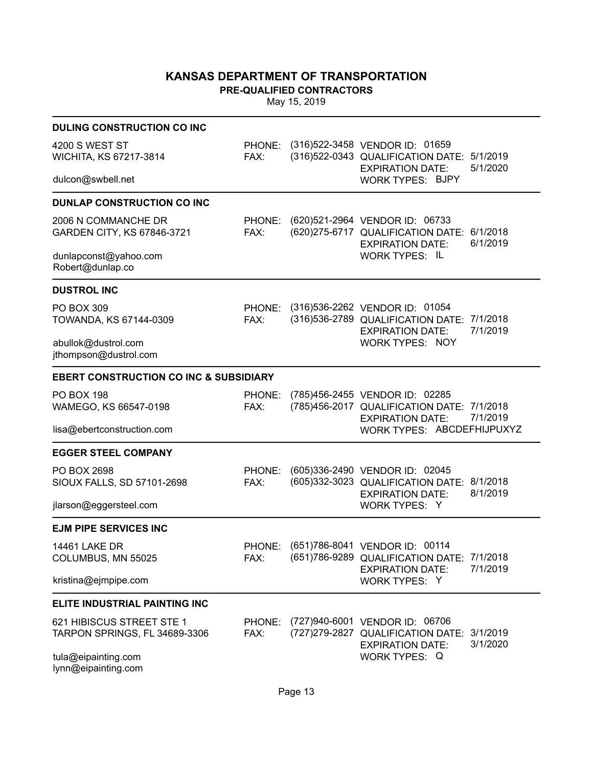# KANSAS DEPARTMENT OF TRANSPORTATION

**PRE-QUALIFIED CONTRACTORS**

May 15, 2019

### DULING CONSTRUCTION CO INC

4200 S WEST ST
WICHITA, KS 67217-3814

dulcon@swbell.net

PHONE: (316)522-3458
FAX: (316)522-0343

VENDOR ID: 01659
QUALIFICATION DATE: 5/1/2019
EXPIRATION DATE: 5/1/2020
WORK TYPES: BJPY

### DUNLAP CONSTRUCTION CO INC

2006 N COMMANCHE DR
GARDEN CITY, KS 67846-3721

dunlapconst@yahoo.com
Robert@dunlap.co

PHONE: (620)521-2964
FAX: (620)275-6717

VENDOR ID: 06733
QUALIFICATION DATE: 6/1/2018
EXPIRATION DATE: 6/1/2019
WORK TYPES: IL

### DUSTROL INC

PO BOX 309
TOWANDA, KS 67144-0309

abullok@dustrol.com
jthompson@dustrol.com

PHONE: (316)536-2262
FAX: (316)536-2789

VENDOR ID: 01054
QUALIFICATION DATE: 7/1/2018
EXPIRATION DATE: 7/1/2019
WORK TYPES: NOY

### EBERT CONSTRUCTION CO INC & SUBSIDIARY

PO BOX 198
WAMEGO, KS 66547-0198

lisa@ebertconstruction.com

PHONE: (785)456-2455
FAX: (785)456-2017

VENDOR ID: 02285
QUALIFICATION DATE: 7/1/2018
EXPIRATION DATE: 7/1/2019
WORK TYPES: ABCDEFHIJPUXYZ

### EGGER STEEL COMPANY

PO BOX 2698
SIOUX FALLS, SD 57101-2698

jlarson@eggersteel.com

PHONE: (605)336-2490
FAX: (605)332-3023

VENDOR ID: 02045
QUALIFICATION DATE: 8/1/2018
EXPIRATION DATE: 8/1/2019
WORK TYPES: Y

### EJM PIPE SERVICES INC

14461 LAKE DR
COLUMBUS, MN 55025

kristina@ejmpipe.com

PHONE: (651)786-8041
FAX: (651)786-9289

VENDOR ID: 00114
QUALIFICATION DATE: 7/1/2018
EXPIRATION DATE: 7/1/2019
WORK TYPES: Y

### ELITE INDUSTRIAL PAINTING INC

621 HIBISCUS STREET STE 1
TARPON SPRINGS, FL 34689-3306

tula@eipainting.com
lynn@eipainting.com

PHONE: (727)940-6001
FAX: (727)279-2827

VENDOR ID: 06706
QUALIFICATION DATE: 3/1/2019
EXPIRATION DATE: 3/1/2020
WORK TYPES: Q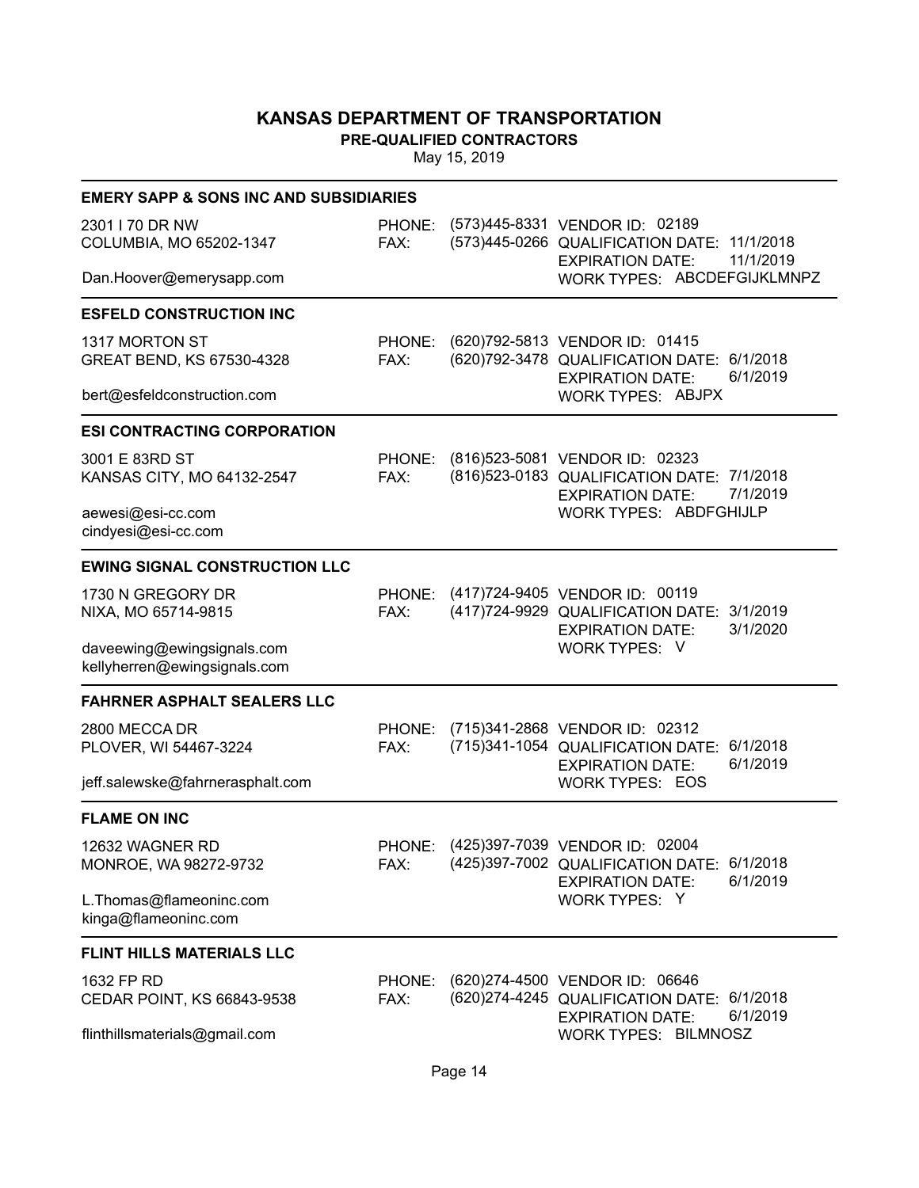# KANSAS DEPARTMENT OF TRANSPORTATION

**PRE-QUALIFIED CONTRACTORS**

May 15, 2019

---

### EMERY SAPP & SONS INC AND SUBSIDIARIES

2301 I 70 DR NW
COLUMBIA, MO 65202-1347

Dan.Hoover@emerysapp.com

PHONE: (573)445-8331
FAX: (573)445-0266

VENDOR ID: 02189
QUALIFICATION DATE: 11/1/2018
EXPIRATION DATE: 11/1/2019
WORK TYPES: ABCDEFGIJKLMNPZ

---

### ESFELD CONSTRUCTION INC

1317 MORTON ST
GREAT BEND, KS 67530-4328

bert@esfeldconstruction.com

PHONE: (620)792-5813
FAX: (620)792-3478

VENDOR ID: 01415
QUALIFICATION DATE: 6/1/2018
EXPIRATION DATE: 6/1/2019
WORK TYPES: ABJPX

---

### ESI CONTRACTING CORPORATION

3001 E 83RD ST
KANSAS CITY, MO 64132-2547

aewesi@esi-cc.com
cindyesi@esi-cc.com

PHONE: (816)523-5081
FAX: (816)523-0183

VENDOR ID: 02323
QUALIFICATION DATE: 7/1/2018
EXPIRATION DATE: 7/1/2019
WORK TYPES: ABDFGHIJLP

---

### EWING SIGNAL CONSTRUCTION LLC

1730 N GREGORY DR
NIXA, MO 65714-9815

daveewing@ewingsignals.com
kellyherren@ewingsignals.com

PHONE: (417)724-9405
FAX: (417)724-9929

VENDOR ID: 00119
QUALIFICATION DATE: 3/1/2019
EXPIRATION DATE: 3/1/2020
WORK TYPES: V

---

### FAHRNER ASPHALT SEALERS LLC

2800 MECCA DR
PLOVER, WI 54467-3224

jeff.salewske@fahrnerasphalt.com

PHONE: (715)341-2868
FAX: (715)341-1054

VENDOR ID: 02312
QUALIFICATION DATE: 6/1/2018
EXPIRATION DATE: 6/1/2019
WORK TYPES: EOS

---

### FLAME ON INC

12632 WAGNER RD
MONROE, WA 98272-9732

L.Thomas@flameoninc.com
kinga@flameoninc.com

PHONE: (425)397-7039
FAX: (425)397-7002

VENDOR ID: 02004
QUALIFICATION DATE: 6/1/2018
EXPIRATION DATE: 6/1/2019
WORK TYPES: Y

---

### FLINT HILLS MATERIALS LLC

1632 FP RD
CEDAR POINT, KS 66843-9538

flinthillsmaterials@gmail.com

PHONE: (620)274-4500
FAX: (620)274-4245

VENDOR ID: 06646
QUALIFICATION DATE: 6/1/2018
EXPIRATION DATE: 6/1/2019
WORK TYPES: BILMNOSZ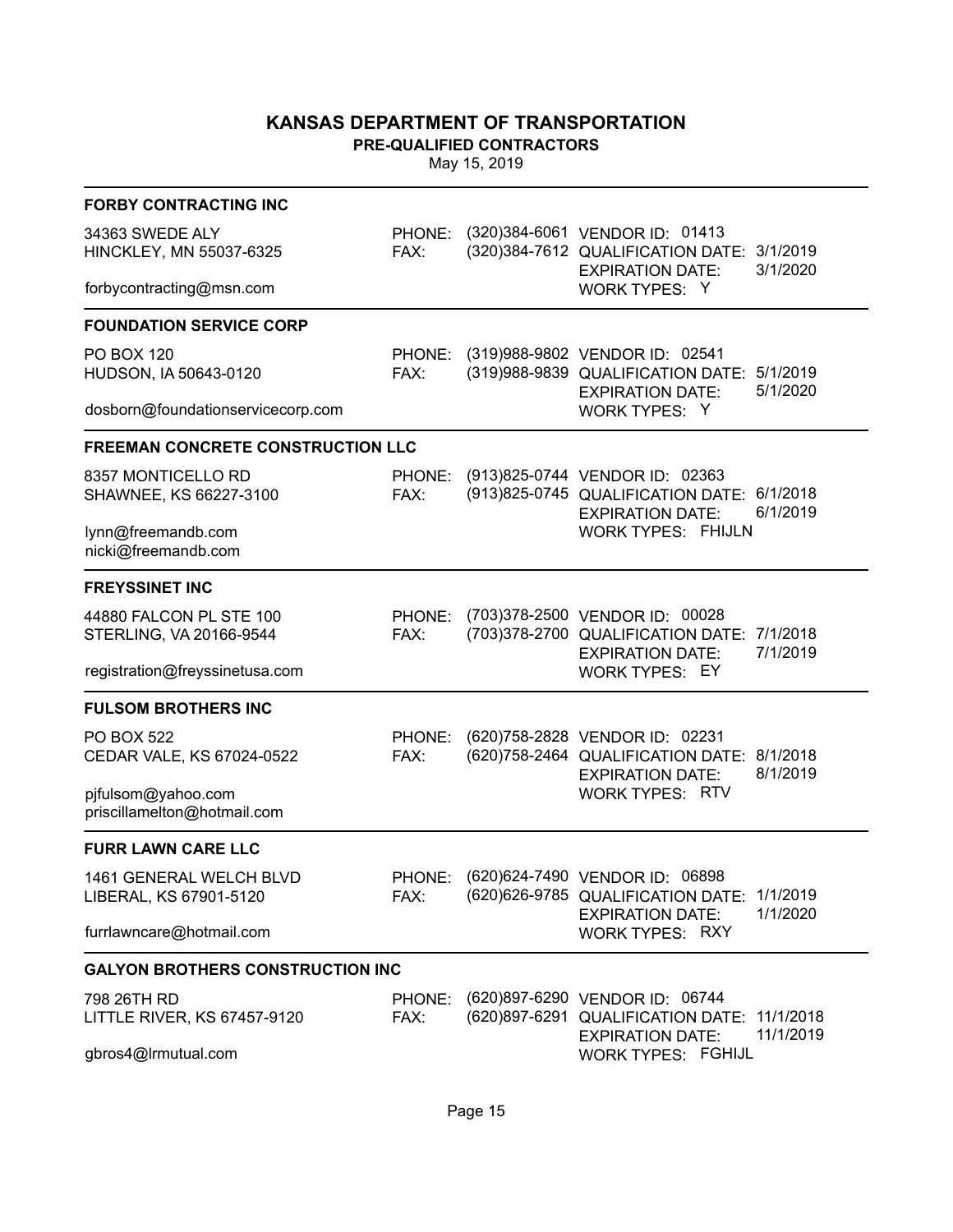# KANSAS DEPARTMENT OF TRANSPORTATION

**PRE-QUALIFIED CONTRACTORS**

May 15, 2019

### FORBY CONTRACTING INC

34363 SWEDE ALY
HINCKLEY, MN 55037-6325

forbycontracting@msn.com

PHONE: (320)384-6061
FAX: (320)384-7612

VENDOR ID: 01413
QUALIFICATION DATE: 3/1/2019
EXPIRATION DATE: 3/1/2020
WORK TYPES: Y

### FOUNDATION SERVICE CORP

PO BOX 120
HUDSON, IA 50643-0120

dosborn@foundationservicecorp.com

PHONE: (319)988-9802
FAX: (319)988-9839

VENDOR ID: 02541
QUALIFICATION DATE: 5/1/2019
EXPIRATION DATE: 5/1/2020
WORK TYPES: Y

### FREEMAN CONCRETE CONSTRUCTION LLC

8357 MONTICELLO RD
SHAWNEE, KS 66227-3100

lynn@freemandb.com
nicki@freemandb.com

PHONE: (913)825-0744
FAX: (913)825-0745

VENDOR ID: 02363
QUALIFICATION DATE: 6/1/2018
EXPIRATION DATE: 6/1/2019
WORK TYPES: FHIJLN

### FREYSSINET INC

44880 FALCON PL STE 100
STERLING, VA 20166-9544

registration@freyssinetusa.com

PHONE: (703)378-2500
FAX: (703)378-2700

VENDOR ID: 00028
QUALIFICATION DATE: 7/1/2018
EXPIRATION DATE: 7/1/2019
WORK TYPES: EY

### FULSOM BROTHERS INC

PO BOX 522
CEDAR VALE, KS 67024-0522

pjfulsom@yahoo.com
priscillamelton@hotmail.com

PHONE: (620)758-2828
FAX: (620)758-2464

VENDOR ID: 02231
QUALIFICATION DATE: 8/1/2018
EXPIRATION DATE: 8/1/2019
WORK TYPES: RTV

### FURR LAWN CARE LLC

1461 GENERAL WELCH BLVD
LIBERAL, KS 67901-5120

furrlawncare@hotmail.com

PHONE: (620)624-7490
FAX: (620)626-9785

VENDOR ID: 06898
QUALIFICATION DATE: 1/1/2019
EXPIRATION DATE: 1/1/2020
WORK TYPES: RXY

### GALYON BROTHERS CONSTRUCTION INC

798 26TH RD
LITTLE RIVER, KS 67457-9120

gbros4@lrmutual.com

PHONE: (620)897-6290
FAX: (620)897-6291

VENDOR ID: 06744
QUALIFICATION DATE: 11/1/2018
EXPIRATION DATE: 11/1/2019
WORK TYPES: FGHIJL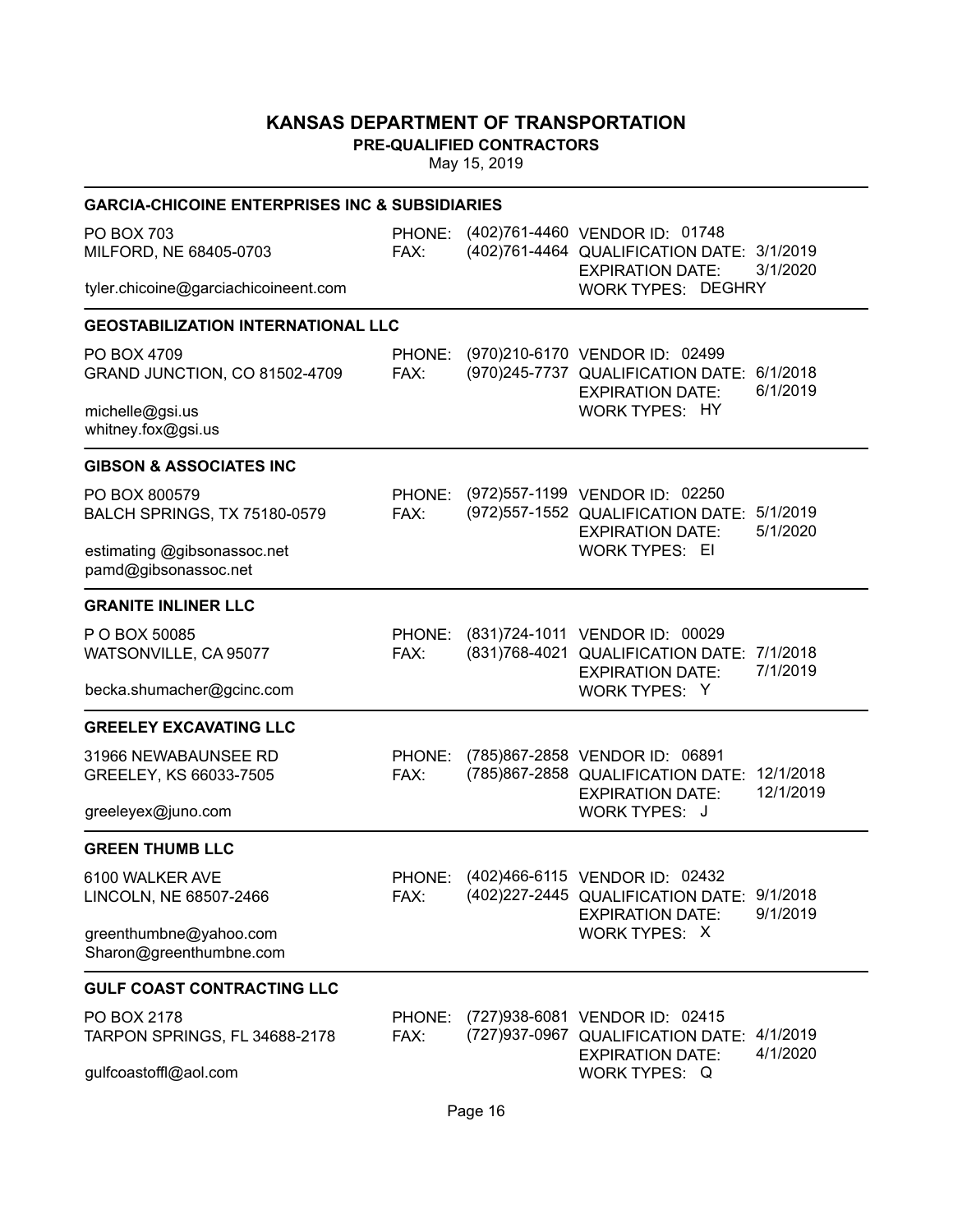# KANSAS DEPARTMENT OF TRANSPORTATION

**PRE-QUALIFIED CONTRACTORS**

May 15, 2019

---

### GARCIA-CHICOINE ENTERPRISES INC & SUBSIDIARIES

PO BOX 703
MILFORD, NE 68405-0703

tyler.chicoine@garciachicoineent.com

PHONE: (402)761-4460
FAX: (402)761-4464

VENDOR ID: 01748
QUALIFICATION DATE: 3/1/2019
EXPIRATION DATE: 3/1/2020
WORK TYPES: DEGHRY

---

### GEOSTABILIZATION INTERNATIONAL LLC

PO BOX 4709
GRAND JUNCTION, CO 81502-4709

michelle@gsi.us
whitney.fox@gsi.us

PHONE: (970)210-6170
FAX: (970)245-7737

VENDOR ID: 02499
QUALIFICATION DATE: 6/1/2018
EXPIRATION DATE: 6/1/2019
WORK TYPES: HY

---

### GIBSON & ASSOCIATES INC

PO BOX 800579
BALCH SPRINGS, TX 75180-0579

estimating @gibsonassoc.net
pamd@gibsonassoc.net

PHONE: (972)557-1199
FAX: (972)557-1552

VENDOR ID: 02250
QUALIFICATION DATE: 5/1/2019
EXPIRATION DATE: 5/1/2020
WORK TYPES: EI

---

### GRANITE INLINER LLC

P O BOX 50085
WATSONVILLE, CA 95077

becka.shumacher@gcinc.com

PHONE: (831)724-1011
FAX: (831)768-4021

VENDOR ID: 00029
QUALIFICATION DATE: 7/1/2018
EXPIRATION DATE: 7/1/2019
WORK TYPES: Y

---

### GREELEY EXCAVATING LLC

31966 NEWABAUNSEE RD
GREELEY, KS 66033-7505

greeleyex@juno.com

PHONE: (785)867-2858
FAX: (785)867-2858

VENDOR ID: 06891
QUALIFICATION DATE: 12/1/2018
EXPIRATION DATE: 12/1/2019
WORK TYPES: J

---

### GREEN THUMB LLC

6100 WALKER AVE
LINCOLN, NE 68507-2466

greenthumbne@yahoo.com
Sharon@greenthumbne.com

PHONE: (402)466-6115
FAX: (402)227-2445

VENDOR ID: 02432
QUALIFICATION DATE: 9/1/2018
EXPIRATION DATE: 9/1/2019
WORK TYPES: X

---

### GULF COAST CONTRACTING LLC

PO BOX 2178
TARPON SPRINGS, FL 34688-2178

gulfcoastoffl@aol.com

PHONE: (727)938-6081
FAX: (727)937-0967

VENDOR ID: 02415
QUALIFICATION DATE: 4/1/2019
EXPIRATION DATE: 4/1/2020
WORK TYPES: Q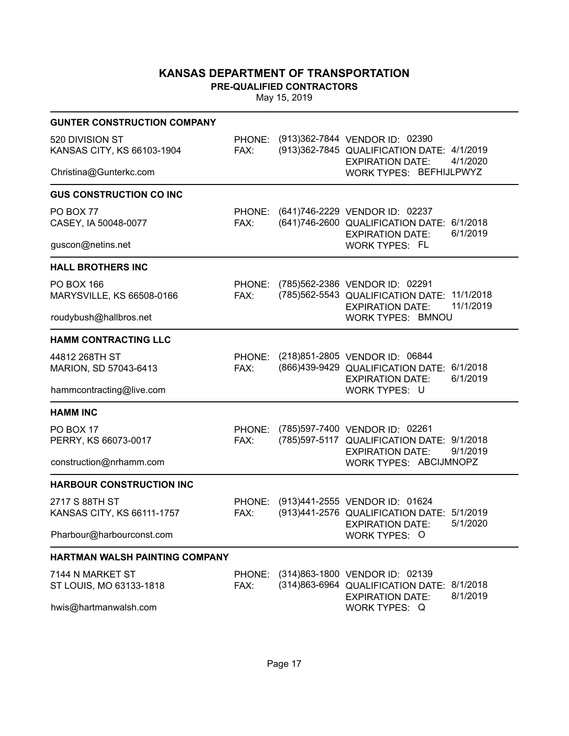# KANSAS DEPARTMENT OF TRANSPORTATION

**PRE-QUALIFIED CONTRACTORS**

May 15, 2019

---

### GUNTER CONSTRUCTION COMPANY

520 DIVISION ST
KANSAS CITY, KS 66103-1904

Christina@Gunterkc.com

PHONE: (913)362-7844
FAX: (913)362-7845

VENDOR ID: 02390
QUALIFICATION DATE: 4/1/2019
EXPIRATION DATE: 4/1/2020
WORK TYPES: BEFHIJLPWYZ

---

### GUS CONSTRUCTION CO INC

PO BOX 77
CASEY, IA 50048-0077

guscon@netins.net

PHONE: (641)746-2229
FAX: (641)746-2600

VENDOR ID: 02237
QUALIFICATION DATE: 6/1/2018
EXPIRATION DATE: 6/1/2019
WORK TYPES: FL

---

### HALL BROTHERS INC

PO BOX 166
MARYSVILLE, KS 66508-0166

roudybush@hallbros.net

PHONE: (785)562-2386
FAX: (785)562-5543

VENDOR ID: 02291
QUALIFICATION DATE: 11/1/2018
EXPIRATION DATE: 11/1/2019
WORK TYPES: BMNOU

---

### HAMM CONTRACTING LLC

44812 268TH ST
MARION, SD 57043-6413

hammcontracting@live.com

PHONE: (218)851-2805
FAX: (866)439-9429

VENDOR ID: 06844
QUALIFICATION DATE: 6/1/2018
EXPIRATION DATE: 6/1/2019
WORK TYPES: U

---

### HAMM INC

PO BOX 17
PERRY, KS 66073-0017

construction@nrhamm.com

PHONE: (785)597-7400
FAX: (785)597-5117

VENDOR ID: 02261
QUALIFICATION DATE: 9/1/2018
EXPIRATION DATE: 9/1/2019
WORK TYPES: ABCIJMNOPZ

---

### HARBOUR CONSTRUCTION INC

2717 S 88TH ST
KANSAS CITY, KS 66111-1757

Pharbour@harbourconst.com

PHONE: (913)441-2555
FAX: (913)441-2576

VENDOR ID: 01624
QUALIFICATION DATE: 5/1/2019
EXPIRATION DATE: 5/1/2020
WORK TYPES: O

---

### HARTMAN WALSH PAINTING COMPANY

7144 N MARKET ST
ST LOUIS, MO 63133-1818

hwis@hartmanwalsh.com

PHONE: (314)863-1800
FAX: (314)863-6964

VENDOR ID: 02139
QUALIFICATION DATE: 8/1/2018
EXPIRATION DATE: 8/1/2019
WORK TYPES: Q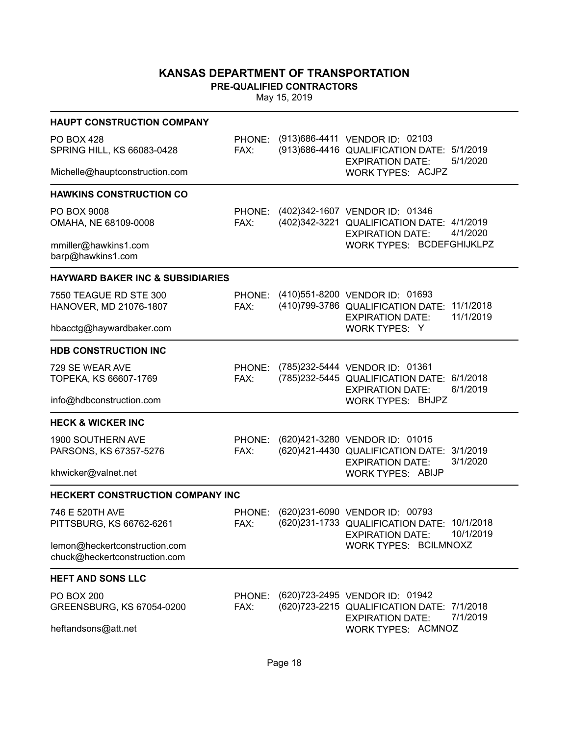# KANSAS DEPARTMENT OF TRANSPORTATION

**PRE-QUALIFIED CONTRACTORS**

May 15, 2019

---

### HAUPT CONSTRUCTION COMPANY

PO BOX 428
SPRING HILL, KS 66083-0428

Michelle@hauptconstruction.com

PHONE: (913)686-4411
FAX: (913)686-4416

VENDOR ID: 02103
QUALIFICATION DATE: 5/1/2019
EXPIRATION DATE: 5/1/2020
WORK TYPES: ACJPZ

---

### HAWKINS CONSTRUCTION CO

PO BOX 9008
OMAHA, NE 68109-0008

mmiller@hawkins1.com
barp@hawkins1.com

PHONE: (402)342-1607
FAX: (402)342-3221

VENDOR ID: 01346
QUALIFICATION DATE: 4/1/2019
EXPIRATION DATE: 4/1/2020
WORK TYPES: BCDEFGHIJKLPZ

---

### HAYWARD BAKER INC & SUBSIDIARIES

7550 TEAGUE RD STE 300
HANOVER, MD 21076-1807

hbacctg@haywardbaker.com

PHONE: (410)551-8200
FAX: (410)799-3786

VENDOR ID: 01693
QUALIFICATION DATE: 11/1/2018
EXPIRATION DATE: 11/1/2019
WORK TYPES: Y

---

### HDB CONSTRUCTION INC

729 SE WEAR AVE
TOPEKA, KS 66607-1769

info@hdbconstruction.com

PHONE: (785)232-5444
FAX: (785)232-5445

VENDOR ID: 01361
QUALIFICATION DATE: 6/1/2018
EXPIRATION DATE: 6/1/2019
WORK TYPES: BHJPZ

---

### HECK & WICKER INC

1900 SOUTHERN AVE
PARSONS, KS 67357-5276

khwicker@valnet.net

PHONE: (620)421-3280
FAX: (620)421-4430

VENDOR ID: 01015
QUALIFICATION DATE: 3/1/2019
EXPIRATION DATE: 3/1/2020
WORK TYPES: ABIJP

---

### HECKERT CONSTRUCTION COMPANY INC

746 E 520TH AVE
PITTSBURG, KS 66762-6261

lemon@heckertconstruction.com
chuck@heckertconstruction.com

PHONE: (620)231-6090
FAX: (620)231-1733

VENDOR ID: 00793
QUALIFICATION DATE: 10/1/2018
EXPIRATION DATE: 10/1/2019
WORK TYPES: BCILMNOXZ

---

### HEFT AND SONS LLC

PO BOX 200
GREENSBURG, KS 67054-0200

heftandsons@att.net

PHONE: (620)723-2495
FAX: (620)723-2215

VENDOR ID: 01942
QUALIFICATION DATE: 7/1/2018
EXPIRATION DATE: 7/1/2019
WORK TYPES: ACMNOZ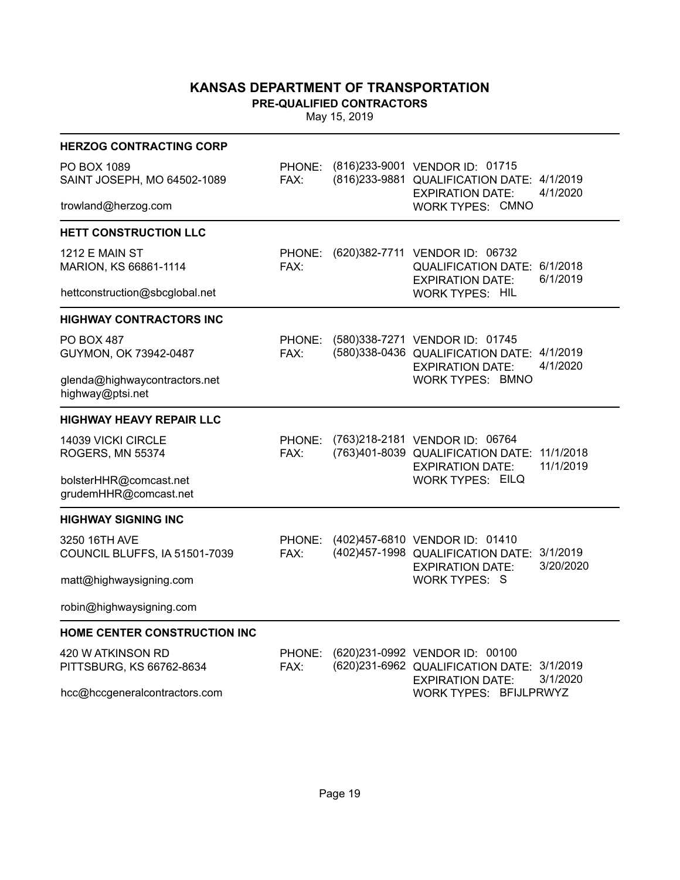# KANSAS DEPARTMENT OF TRANSPORTATION

## PRE-QUALIFIED CONTRACTORS

May 15, 2019

---

### HERZOG CONTRACTING CORP

PO BOX 1089
SAINT JOSEPH, MO 64502-1089

trowland@herzog.com

PHONE: (816)233-9001
FAX: (816)233-9881

VENDOR ID: 01715
QUALIFICATION DATE: 4/1/2019
EXPIRATION DATE: 4/1/2020
WORK TYPES: CMNO

---

### HETT CONSTRUCTION LLC

1212 E MAIN ST
MARION, KS 66861-1114

hettconstruction@sbcglobal.net

PHONE: (620)382-7711
FAX:

VENDOR ID: 06732
QUALIFICATION DATE: 6/1/2018
EXPIRATION DATE: 6/1/2019
WORK TYPES: HIL

---

### HIGHWAY CONTRACTORS INC

PO BOX 487
GUYMON, OK 73942-0487

glenda@highwaycontractors.net
highway@ptsi.net

PHONE: (580)338-7271
FAX: (580)338-0436

VENDOR ID: 01745
QUALIFICATION DATE: 4/1/2019
EXPIRATION DATE: 4/1/2020
WORK TYPES: BMNO

---

### HIGHWAY HEAVY REPAIR LLC

14039 VICKI CIRCLE
ROGERS, MN 55374

bolsterHHR@comcast.net
grudemHHR@comcast.net

PHONE: (763)218-2181
FAX: (763)401-8039

VENDOR ID: 06764
QUALIFICATION DATE: 11/1/2018
EXPIRATION DATE: 11/1/2019
WORK TYPES: EILQ

---

### HIGHWAY SIGNING INC

3250 16TH AVE
COUNCIL BLUFFS, IA 51501-7039

matt@highwaysigning.com

robin@highwaysigning.com

PHONE: (402)457-6810
FAX: (402)457-1998

VENDOR ID: 01410
QUALIFICATION DATE: 3/1/2019
EXPIRATION DATE: 3/20/2020
WORK TYPES: S

---

### HOME CENTER CONSTRUCTION INC

420 W ATKINSON RD
PITTSBURG, KS 66762-8634

hcc@hccgeneralcontractors.com

PHONE: (620)231-0992
FAX: (620)231-6962

VENDOR ID: 00100
QUALIFICATION DATE: 3/1/2019
EXPIRATION DATE: 3/1/2020
WORK TYPES: BFIJLPRWYZ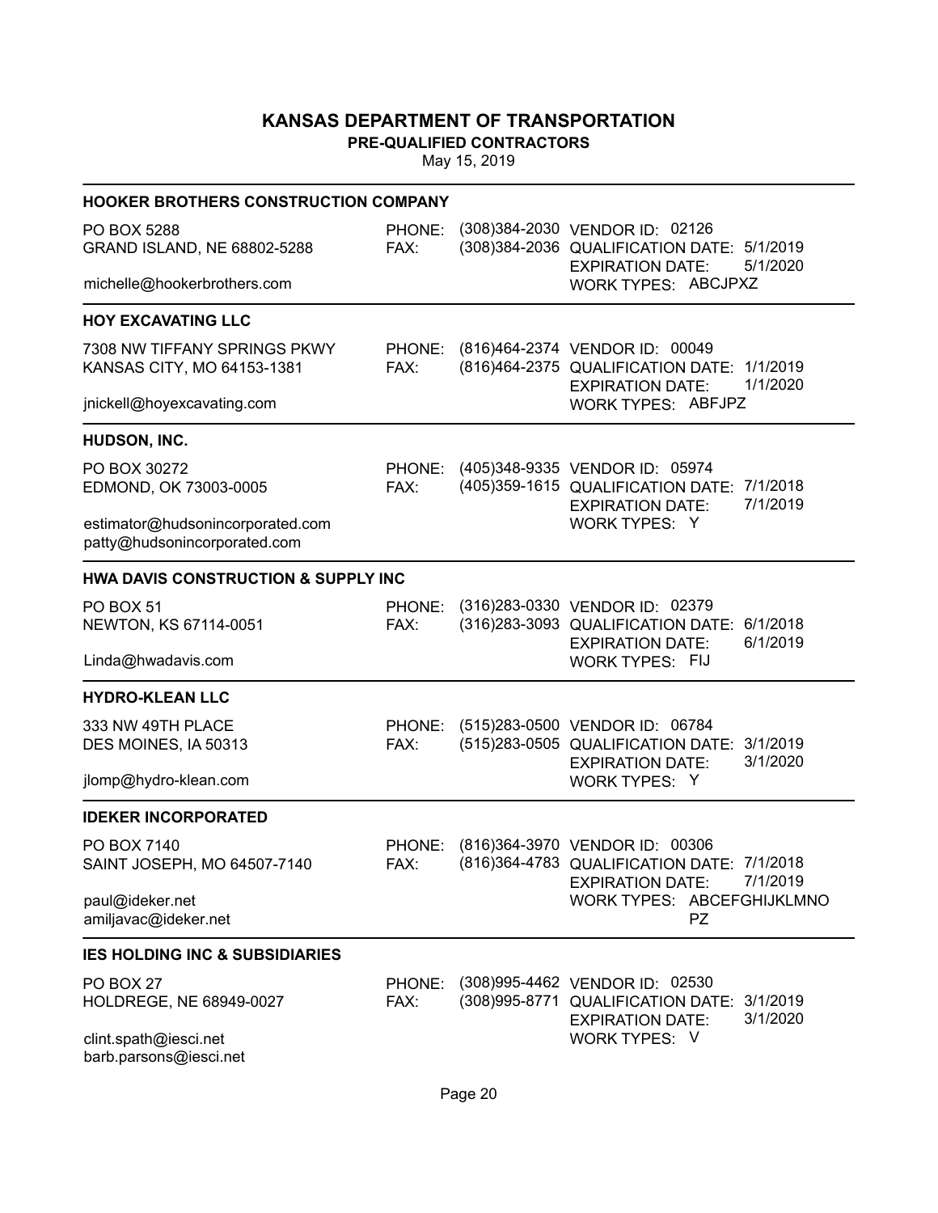# KANSAS DEPARTMENT OF TRANSPORTATION

**PRE-QUALIFIED CONTRACTORS**

May 15, 2019

---

### HOOKER BROTHERS CONSTRUCTION COMPANY

PO BOX 5288
GRAND ISLAND, NE 68802-5288

michelle@hookerbrothers.com

PHONE: (308)384-2030
FAX: (308)384-2036

VENDOR ID: 02126
QUALIFICATION DATE: 5/1/2019
EXPIRATION DATE: 5/1/2020
WORK TYPES: ABCJPXZ

---

### HOY EXCAVATING LLC

7308 NW TIFFANY SPRINGS PKWY
KANSAS CITY, MO 64153-1381

jnickell@hoyexcavating.com

PHONE: (816)464-2374
FAX: (816)464-2375

VENDOR ID: 00049
QUALIFICATION DATE: 1/1/2019
EXPIRATION DATE: 1/1/2020
WORK TYPES: ABFJPZ

---

### HUDSON, INC.

PO BOX 30272
EDMOND, OK 73003-0005

estimator@hudsonincorporated.com
patty@hudsonincorporated.com

PHONE: (405)348-9335
FAX: (405)359-1615

VENDOR ID: 05974
QUALIFICATION DATE: 7/1/2018
EXPIRATION DATE: 7/1/2019
WORK TYPES: Y

---

### HWA DAVIS CONSTRUCTION & SUPPLY INC

PO BOX 51
NEWTON, KS 67114-0051

Linda@hwadavis.com

PHONE: (316)283-0330
FAX: (316)283-3093

VENDOR ID: 02379
QUALIFICATION DATE: 6/1/2018
EXPIRATION DATE: 6/1/2019
WORK TYPES: FIJ

---

### HYDRO-KLEAN LLC

333 NW 49TH PLACE
DES MOINES, IA 50313

jlomp@hydro-klean.com

PHONE: (515)283-0500
FAX: (515)283-0505

VENDOR ID: 06784
QUALIFICATION DATE: 3/1/2019
EXPIRATION DATE: 3/1/2020
WORK TYPES: Y

---

### IDEKER INCORPORATED

PO BOX 7140
SAINT JOSEPH, MO 64507-7140

paul@ideker.net
amiljavac@ideker.net

PHONE: (816)364-3970
FAX: (816)364-4783

VENDOR ID: 00306
QUALIFICATION DATE: 7/1/2018
EXPIRATION DATE: 7/1/2019
WORK TYPES: ABCEFGHIJKLMNOPZ

---

### IES HOLDING INC & SUBSIDIARIES

PO BOX 27
HOLDREGE, NE 68949-0027

clint.spath@iesci.net
barb.parsons@iesci.net

PHONE: (308)995-4462
FAX: (308)995-8771

VENDOR ID: 02530
QUALIFICATION DATE: 3/1/2019
EXPIRATION DATE: 3/1/2020
WORK TYPES: V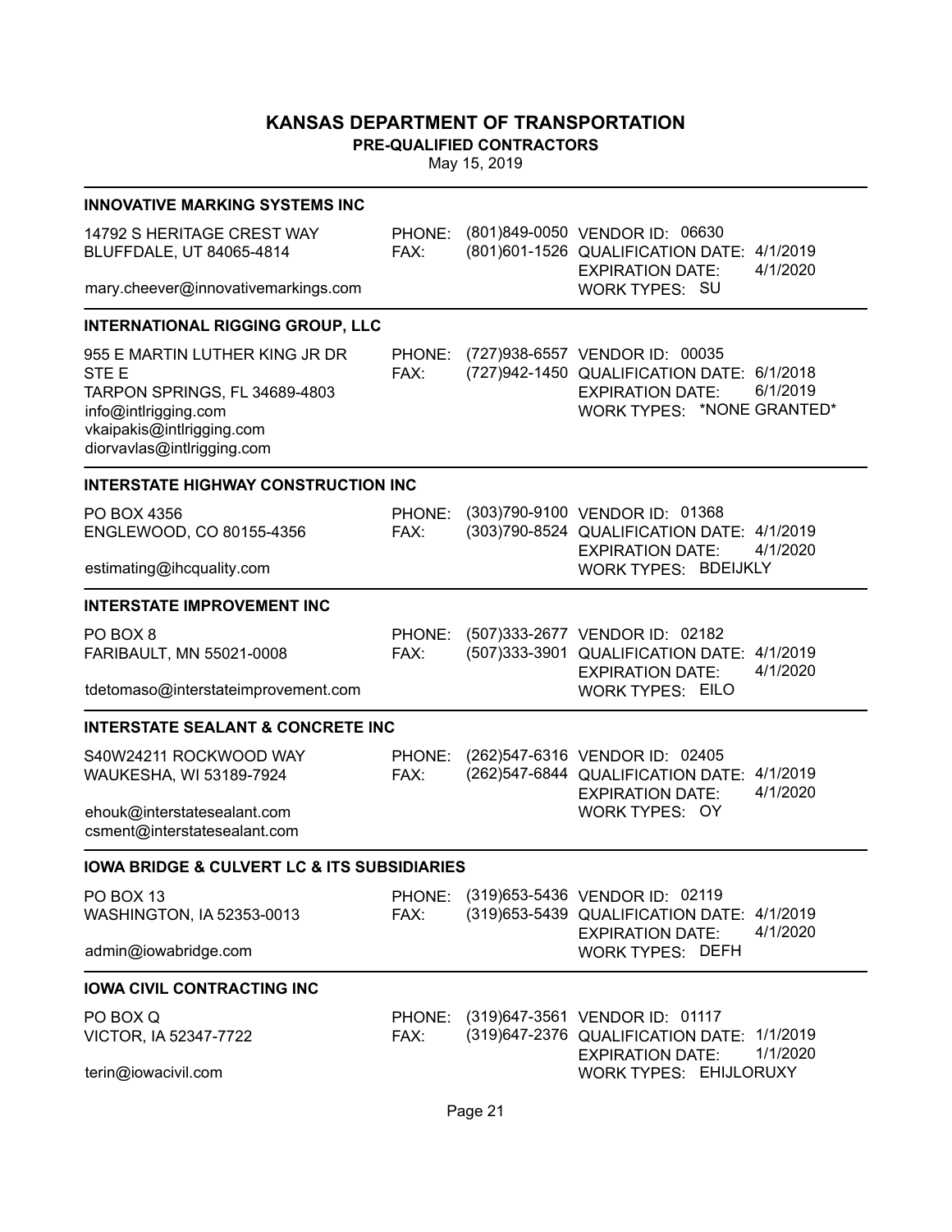# KANSAS DEPARTMENT OF TRANSPORTATION

**PRE-QUALIFIED CONTRACTORS**

May 15, 2019

---

### INNOVATIVE MARKING SYSTEMS INC

14792 S HERITAGE CREST WAY
BLUFFDALE, UT 84065-4814

mary.cheever@innovativemarkings.com

PHONE: (801)849-0050
FAX: (801)601-1526

VENDOR ID: 06630
QUALIFICATION DATE: 4/1/2019
EXPIRATION DATE: 4/1/2020
WORK TYPES: SU

---

### INTERNATIONAL RIGGING GROUP, LLC

955 E MARTIN LUTHER KING JR DR
STE E
TARPON SPRINGS, FL 34689-4803
info@intlrigging.com
vkaipakis@intlrigging.com
diorvavlas@intlrigging.com

PHONE: (727)938-6557
FAX: (727)942-1450

VENDOR ID: 00035
QUALIFICATION DATE: 6/1/2018
EXPIRATION DATE: 6/1/2019
WORK TYPES: *NONE GRANTED*

---

### INTERSTATE HIGHWAY CONSTRUCTION INC

PO BOX 4356
ENGLEWOOD, CO 80155-4356

estimating@ihcquality.com

PHONE: (303)790-9100
FAX: (303)790-8524

VENDOR ID: 01368
QUALIFICATION DATE: 4/1/2019
EXPIRATION DATE: 4/1/2020
WORK TYPES: BDEIJKLY

---

### INTERSTATE IMPROVEMENT INC

PO BOX 8
FARIBAULT, MN 55021-0008

tdetomaso@interstateimprovement.com

PHONE: (507)333-2677
FAX: (507)333-3901

VENDOR ID: 02182
QUALIFICATION DATE: 4/1/2019
EXPIRATION DATE: 4/1/2020
WORK TYPES: EILO

---

### INTERSTATE SEALANT & CONCRETE INC

S40W24211 ROCKWOOD WAY
WAUKESHA, WI 53189-7924

ehouk@interstatesealant.com
csment@interstatesealant.com

PHONE: (262)547-6316
FAX: (262)547-6844

VENDOR ID: 02405
QUALIFICATION DATE: 4/1/2019
EXPIRATION DATE: 4/1/2020
WORK TYPES: OY

---

### IOWA BRIDGE & CULVERT LC & ITS SUBSIDIARIES

PO BOX 13
WASHINGTON, IA 52353-0013

admin@iowabridge.com

PHONE: (319)653-5436
FAX: (319)653-5439

VENDOR ID: 02119
QUALIFICATION DATE: 4/1/2019
EXPIRATION DATE: 4/1/2020
WORK TYPES: DEFH

---

### IOWA CIVIL CONTRACTING INC

PO BOX Q
VICTOR, IA 52347-7722

terin@iowacivil.com

PHONE: (319)647-3561
FAX: (319)647-2376

VENDOR ID: 01117
QUALIFICATION DATE: 1/1/2019
EXPIRATION DATE: 1/1/2020
WORK TYPES: EHIJLORUXY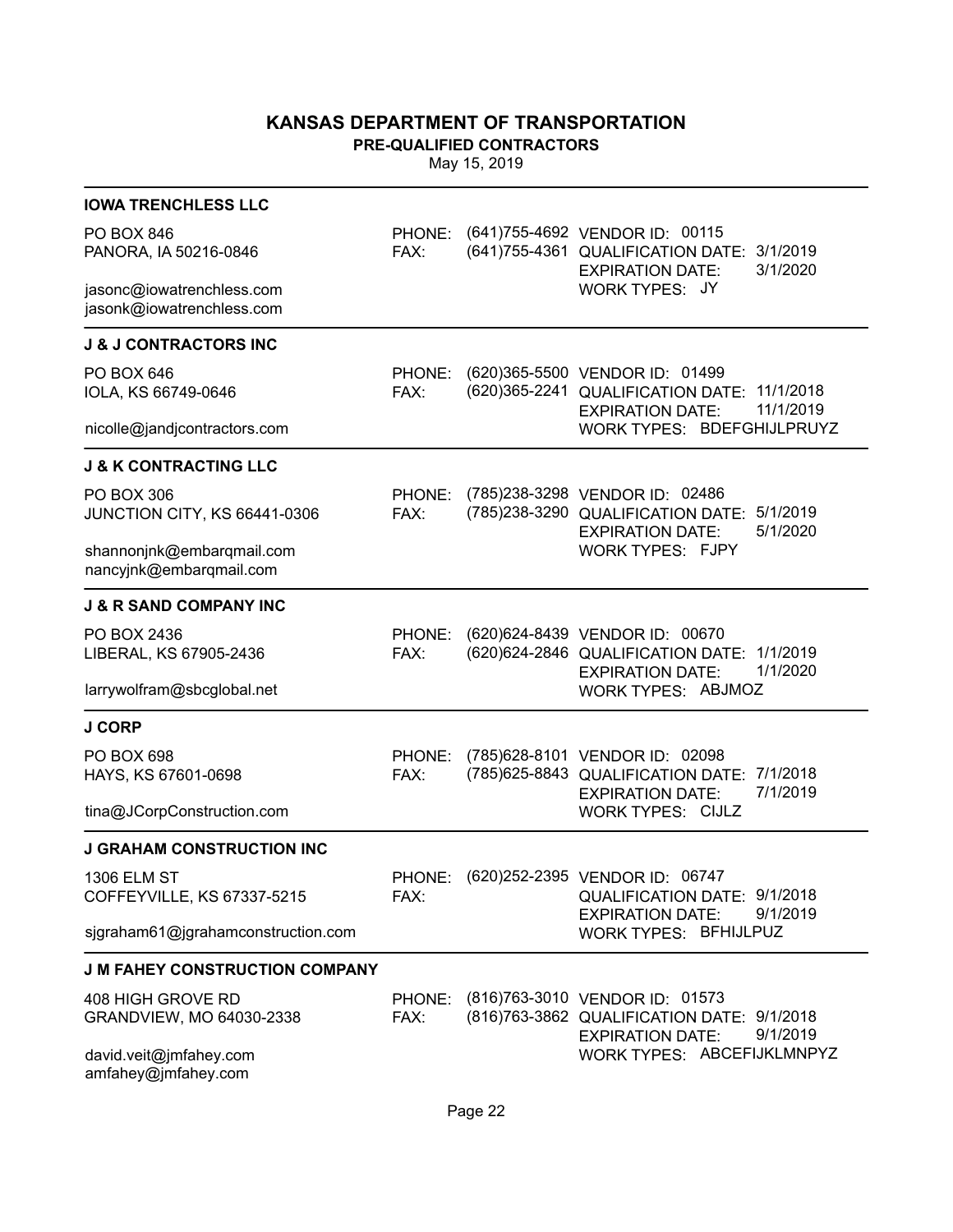# KANSAS DEPARTMENT OF TRANSPORTATION

## PRE-QUALIFIED CONTRACTORS

May 15, 2019

---

### IOWA TRENCHLESS LLC

PO BOX 846
PANORA, IA 50216-0846

jasonc@iowatrenchless.com
jasonk@iowatrenchless.com

PHONE: (641)755-4692
FAX: (641)755-4361

VENDOR ID: 00115
QUALIFICATION DATE: 3/1/2019
EXPIRATION DATE: 3/1/2020
WORK TYPES: JY

---

### J & J CONTRACTORS INC

PO BOX 646
IOLA, KS 66749-0646

nicolle@jandjcontractors.com

PHONE: (620)365-5500
FAX: (620)365-2241

VENDOR ID: 01499
QUALIFICATION DATE: 11/1/2018
EXPIRATION DATE: 11/1/2019
WORK TYPES: BDEFGHIJLPRUYZ

---

### J & K CONTRACTING LLC

PO BOX 306
JUNCTION CITY, KS 66441-0306

shannonjnk@embarqmail.com
nancyjnk@embarqmail.com

PHONE: (785)238-3298
FAX: (785)238-3290

VENDOR ID: 02486
QUALIFICATION DATE: 5/1/2019
EXPIRATION DATE: 5/1/2020
WORK TYPES: FJPY

---

### J & R SAND COMPANY INC

PO BOX 2436
LIBERAL, KS 67905-2436

larrywolfram@sbcglobal.net

PHONE: (620)624-8439
FAX: (620)624-2846

VENDOR ID: 00670
QUALIFICATION DATE: 1/1/2019
EXPIRATION DATE: 1/1/2020
WORK TYPES: ABJMOZ

---

### J CORP

PO BOX 698
HAYS, KS 67601-0698

tina@JCorpConstruction.com

PHONE: (785)628-8101
FAX: (785)625-8843

VENDOR ID: 02098
QUALIFICATION DATE: 7/1/2018
EXPIRATION DATE: 7/1/2019
WORK TYPES: CIJLZ

---

### J GRAHAM CONSTRUCTION INC

1306 ELM ST
COFFEYVILLE, KS 67337-5215

sjgraham61@jgrahamconstruction.com

PHONE: (620)252-2395
FAX:

VENDOR ID: 06747
QUALIFICATION DATE: 9/1/2018
EXPIRATION DATE: 9/1/2019
WORK TYPES: BFHIJLPUZ

---

### J M FAHEY CONSTRUCTION COMPANY

408 HIGH GROVE RD
GRANDVIEW, MO 64030-2338

david.veit@jmfahey.com
amfahey@jmfahey.com

PHONE: (816)763-3010
FAX: (816)763-3862

VENDOR ID: 01573
QUALIFICATION DATE: 9/1/2018
EXPIRATION DATE: 9/1/2019
WORK TYPES: ABCEFIJKLMNPYZ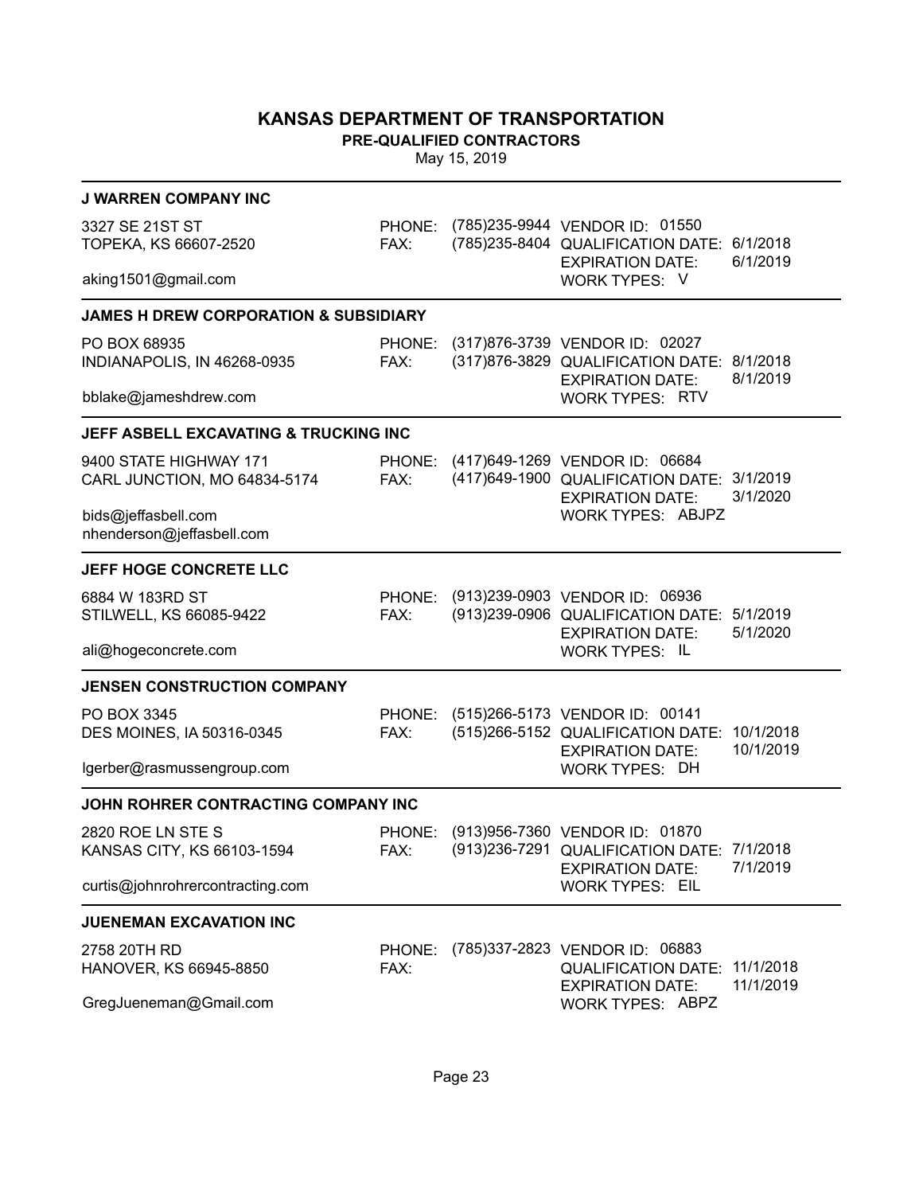# KANSAS DEPARTMENT OF TRANSPORTATION

**PRE-QUALIFIED CONTRACTORS**

May 15, 2019

---

### J WARREN COMPANY INC

3327 SE 21ST ST
TOPEKA, KS 66607-2520

aking1501@gmail.com

PHONE: (785)235-9944
FAX: (785)235-8404

VENDOR ID: 01550
QUALIFICATION DATE: 6/1/2018
EXPIRATION DATE: 6/1/2019
WORK TYPES: V

---

### JAMES H DREW CORPORATION & SUBSIDIARY

PO BOX 68935
INDIANAPOLIS, IN 46268-0935

bblake@jameshdrew.com

PHONE: (317)876-3739
FAX: (317)876-3829

VENDOR ID: 02027
QUALIFICATION DATE: 8/1/2018
EXPIRATION DATE: 8/1/2019
WORK TYPES: RTV

---

### JEFF ASBELL EXCAVATING & TRUCKING INC

9400 STATE HIGHWAY 171
CARL JUNCTION, MO 64834-5174

bids@jeffasbell.com
nhenderson@jeffasbell.com

PHONE: (417)649-1269
FAX: (417)649-1900

VENDOR ID: 06684
QUALIFICATION DATE: 3/1/2019
EXPIRATION DATE: 3/1/2020
WORK TYPES: ABJPZ

---

### JEFF HOGE CONCRETE LLC

6884 W 183RD ST
STILWELL, KS 66085-9422

ali@hogeconcrete.com

PHONE: (913)239-0903
FAX: (913)239-0906

VENDOR ID: 06936
QUALIFICATION DATE: 5/1/2019
EXPIRATION DATE: 5/1/2020
WORK TYPES: IL

---

### JENSEN CONSTRUCTION COMPANY

PO BOX 3345
DES MOINES, IA 50316-0345

lgerber@rasmussengroup.com

PHONE: (515)266-5173
FAX: (515)266-5152

VENDOR ID: 00141
QUALIFICATION DATE: 10/1/2018
EXPIRATION DATE: 10/1/2019
WORK TYPES: DH

---

### JOHN ROHRER CONTRACTING COMPANY INC

2820 ROE LN STE S
KANSAS CITY, KS 66103-1594

curtis@johnrohrercontracting.com

PHONE: (913)956-7360
FAX: (913)236-7291

VENDOR ID: 01870
QUALIFICATION DATE: 7/1/2018
EXPIRATION DATE: 7/1/2019
WORK TYPES: EIL

---

### JUENEMAN EXCAVATION INC

2758 20TH RD
HANOVER, KS 66945-8850

GregJueneman@Gmail.com

PHONE: (785)337-2823
FAX:

VENDOR ID: 06883
QUALIFICATION DATE: 11/1/2018
EXPIRATION DATE: 11/1/2019
WORK TYPES: ABPZ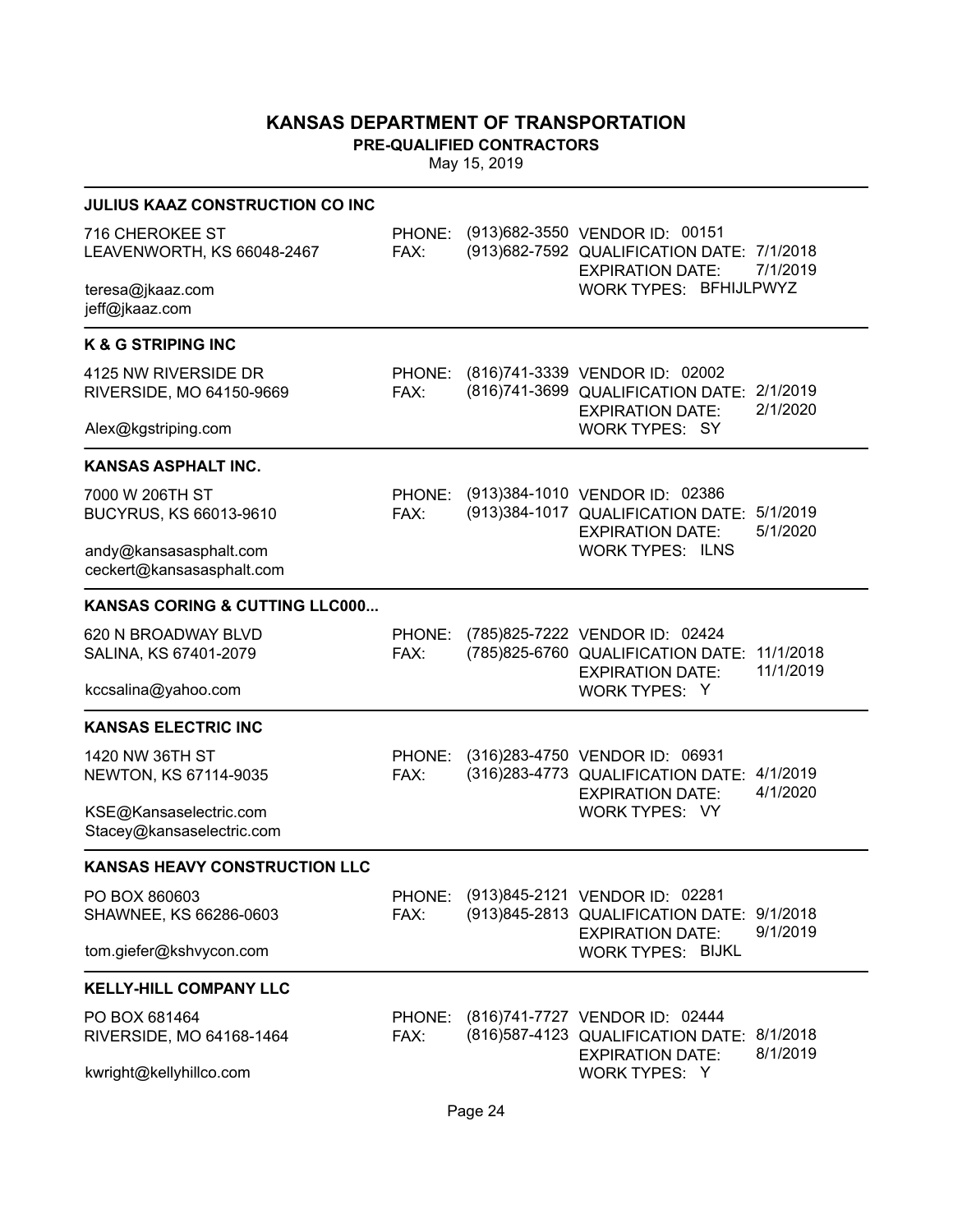# KANSAS DEPARTMENT OF TRANSPORTATION

**PRE-QUALIFIED CONTRACTORS**

May 15, 2019

---

### JULIUS KAAZ CONSTRUCTION CO INC

716 CHEROKEE ST
LEAVENWORTH, KS 66048-2467

teresa@jkaaz.com
jeff@jkaaz.com

PHONE: (913)682-3550
FAX: (913)682-7592

VENDOR ID: 00151
QUALIFICATION DATE: 7/1/2018
EXPIRATION DATE: 7/1/2019
WORK TYPES: BFHIJLPWYZ

---

### K & G STRIPING INC

4125 NW RIVERSIDE DR
RIVERSIDE, MO 64150-9669

Alex@kgstriping.com

PHONE: (816)741-3339
FAX: (816)741-3699

VENDOR ID: 02002
QUALIFICATION DATE: 2/1/2019
EXPIRATION DATE: 2/1/2020
WORK TYPES: SY

---

### KANSAS ASPHALT INC.

7000 W 206TH ST
BUCYRUS, KS 66013-9610

andy@kansasasphalt.com
ceckert@kansasasphalt.com

PHONE: (913)384-1010
FAX: (913)384-1017

VENDOR ID: 02386
QUALIFICATION DATE: 5/1/2019
EXPIRATION DATE: 5/1/2020
WORK TYPES: ILNS

---

### KANSAS CORING & CUTTING LLC000...

620 N BROADWAY BLVD
SALINA, KS 67401-2079

kccsalina@yahoo.com

PHONE: (785)825-7222
FAX: (785)825-6760

VENDOR ID: 02424
QUALIFICATION DATE: 11/1/2018
EXPIRATION DATE: 11/1/2019
WORK TYPES: Y

---

### KANSAS ELECTRIC INC

1420 NW 36TH ST
NEWTON, KS 67114-9035

KSE@Kansaselectric.com
Stacey@kansaselectric.com

PHONE: (316)283-4750
FAX: (316)283-4773

VENDOR ID: 06931
QUALIFICATION DATE: 4/1/2019
EXPIRATION DATE: 4/1/2020
WORK TYPES: VY

---

### KANSAS HEAVY CONSTRUCTION LLC

PO BOX 860603
SHAWNEE, KS 66286-0603

tom.giefer@kshvycon.com

PHONE: (913)845-2121
FAX: (913)845-2813

VENDOR ID: 02281
QUALIFICATION DATE: 9/1/2018
EXPIRATION DATE: 9/1/2019
WORK TYPES: BIJKL

---

### KELLY-HILL COMPANY LLC

PO BOX 681464
RIVERSIDE, MO 64168-1464

kwright@kellyhillco.com

PHONE: (816)741-7727
FAX: (816)587-4123

VENDOR ID: 02444
QUALIFICATION DATE: 8/1/2018
EXPIRATION DATE: 8/1/2019
WORK TYPES: Y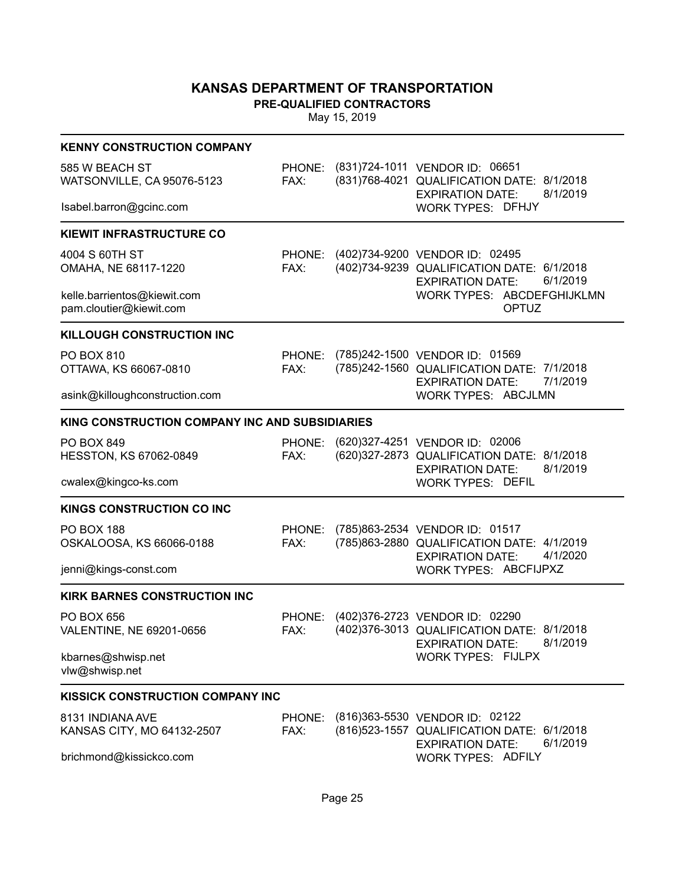# KANSAS DEPARTMENT OF TRANSPORTATION

**PRE-QUALIFIED CONTRACTORS**

May 15, 2019

---

**KENNY CONSTRUCTION COMPANY**

585 W BEACH ST
WATSONVILLE, CA 95076-5123

Isabel.barron@gcinc.com

PHONE: (831)724-1011
FAX: (831)768-4021

VENDOR ID: 06651
QUALIFICATION DATE: 8/1/2018
EXPIRATION DATE: 8/1/2019
WORK TYPES: DFHJY

---

**KIEWIT INFRASTRUCTURE CO**

4004 S 60TH ST
OMAHA, NE 68117-1220

kelle.barrientos@kiewit.com
pam.cloutier@kiewit.com

PHONE: (402)734-9200
FAX: (402)734-9239

VENDOR ID: 02495
QUALIFICATION DATE: 6/1/2018
EXPIRATION DATE: 6/1/2019
WORK TYPES: ABCDEFGHIJKLMN OPTUZ

---

**KILLOUGH CONSTRUCTION INC**

PO BOX 810
OTTAWA, KS 66067-0810

asink@killoughconstruction.com

PHONE: (785)242-1500
FAX: (785)242-1560

VENDOR ID: 01569
QUALIFICATION DATE: 7/1/2018
EXPIRATION DATE: 7/1/2019
WORK TYPES: ABCJLMN

---

**KING CONSTRUCTION COMPANY INC AND SUBSIDIARIES**

PO BOX 849
HESSTON, KS 67062-0849

cwalex@kingco-ks.com

PHONE: (620)327-4251
FAX: (620)327-2873

VENDOR ID: 02006
QUALIFICATION DATE: 8/1/2018
EXPIRATION DATE: 8/1/2019
WORK TYPES: DEFIL

---

**KINGS CONSTRUCTION CO INC**

PO BOX 188
OSKALOOSA, KS 66066-0188

jenni@kings-const.com

PHONE: (785)863-2534
FAX: (785)863-2880

VENDOR ID: 01517
QUALIFICATION DATE: 4/1/2019
EXPIRATION DATE: 4/1/2020
WORK TYPES: ABCFIJPXZ

---

**KIRK BARNES CONSTRUCTION INC**

PO BOX 656
VALENTINE, NE 69201-0656

kbarnes@shwisp.net
vlw@shwisp.net

PHONE: (402)376-2723
FAX: (402)376-3013

VENDOR ID: 02290
QUALIFICATION DATE: 8/1/2018
EXPIRATION DATE: 8/1/2019
WORK TYPES: FIJLPX

---

**KISSICK CONSTRUCTION COMPANY INC**

8131 INDIANA AVE
KANSAS CITY, MO 64132-2507

brichmond@kissickco.com

PHONE: (816)363-5530
FAX: (816)523-1557

VENDOR ID: 02122
QUALIFICATION DATE: 6/1/2018
EXPIRATION DATE: 6/1/2019
WORK TYPES: ADFILY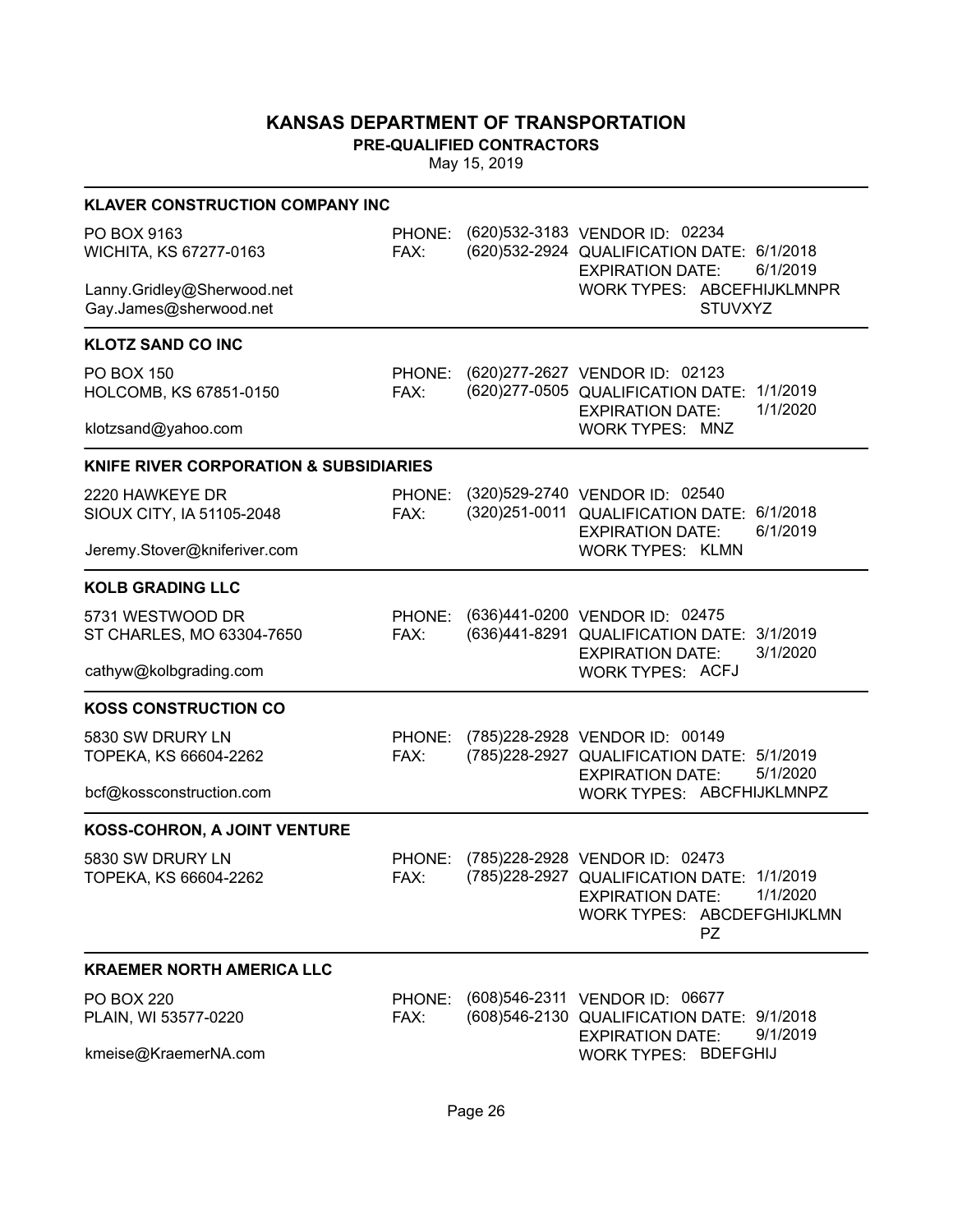# KANSAS DEPARTMENT OF TRANSPORTATION

**PRE-QUALIFIED CONTRACTORS**

May 15, 2019

---

### KLAVER CONSTRUCTION COMPANY INC

PO BOX 9163
WICHITA, KS 67277-0163

Lanny.Gridley@Sherwood.net
Gay.James@sherwood.net

PHONE: (620)532-3183
FAX: (620)532-2924

VENDOR ID: 02234
QUALIFICATION DATE: 6/1/2018
EXPIRATION DATE: 6/1/2019
WORK TYPES: ABCEFHIJKLMNPRSTUVXYZ

---

### KLOTZ SAND CO INC

PO BOX 150
HOLCOMB, KS 67851-0150

klotzsand@yahoo.com

PHONE: (620)277-2627
FAX: (620)277-0505

VENDOR ID: 02123
QUALIFICATION DATE: 1/1/2019
EXPIRATION DATE: 1/1/2020
WORK TYPES: MNZ

---

### KNIFE RIVER CORPORATION & SUBSIDIARIES

2220 HAWKEYE DR
SIOUX CITY, IA 51105-2048

Jeremy.Stover@kniferiver.com

PHONE: (320)529-2740
FAX: (320)251-0011

VENDOR ID: 02540
QUALIFICATION DATE: 6/1/2018
EXPIRATION DATE: 6/1/2019
WORK TYPES: KLMN

---

### KOLB GRADING LLC

5731 WESTWOOD DR
ST CHARLES, MO 63304-7650

cathyw@kolbgrading.com

PHONE: (636)441-0200
FAX: (636)441-8291

VENDOR ID: 02475
QUALIFICATION DATE: 3/1/2019
EXPIRATION DATE: 3/1/2020
WORK TYPES: ACFJ

---

### KOSS CONSTRUCTION CO

5830 SW DRURY LN
TOPEKA, KS 66604-2262

bcf@kossconstruction.com

PHONE: (785)228-2928
FAX: (785)228-2927

VENDOR ID: 00149
QUALIFICATION DATE: 5/1/2019
EXPIRATION DATE: 5/1/2020
WORK TYPES: ABCFHIJKLMNPZ

---

### KOSS-COHRON, A JOINT VENTURE

5830 SW DRURY LN
TOPEKA, KS 66604-2262

PHONE: (785)228-2928
FAX: (785)228-2927

VENDOR ID: 02473
QUALIFICATION DATE: 1/1/2019
EXPIRATION DATE: 1/1/2020
WORK TYPES: ABCDEFGHIJKLMNPZ

---

### KRAEMER NORTH AMERICA LLC

PO BOX 220
PLAIN, WI 53577-0220

kmeise@KraemerNA.com

PHONE: (608)546-2311
FAX: (608)546-2130

VENDOR ID: 06677
QUALIFICATION DATE: 9/1/2018
EXPIRATION DATE: 9/1/2019
WORK TYPES: BDEFGHIJ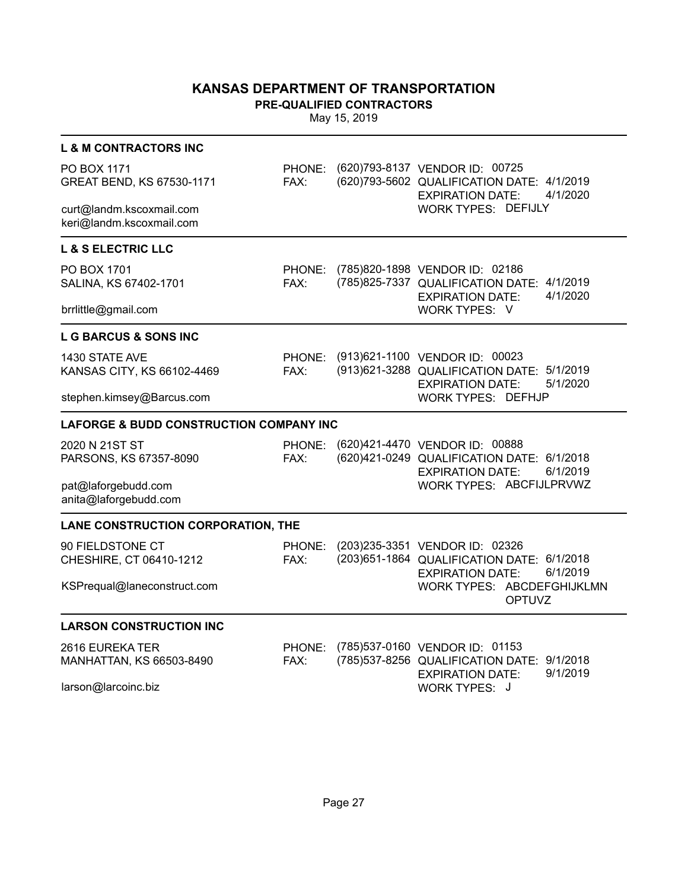# KANSAS DEPARTMENT OF TRANSPORTATION

**PRE-QUALIFIED CONTRACTORS**

May 15, 2019

---

### L & M CONTRACTORS INC

PO BOX 1171
GREAT BEND, KS 67530-1171

curt@landm.kscoxmail.com
keri@landm.kscoxmail.com

PHONE: (620)793-8137
FAX: (620)793-5602

VENDOR ID: 00725
QUALIFICATION DATE: 4/1/2019
EXPIRATION DATE: 4/1/2020
WORK TYPES: DEFIJLY

---

### L & S ELECTRIC LLC

PO BOX 1701
SALINA, KS 67402-1701

brrlittle@gmail.com

PHONE: (785)820-1898
FAX: (785)825-7337

VENDOR ID: 02186
QUALIFICATION DATE: 4/1/2019
EXPIRATION DATE: 4/1/2020
WORK TYPES: V

---

### L G BARCUS & SONS INC

1430 STATE AVE
KANSAS CITY, KS 66102-4469

stephen.kimsey@Barcus.com

PHONE: (913)621-1100
FAX: (913)621-3288

VENDOR ID: 00023
QUALIFICATION DATE: 5/1/2019
EXPIRATION DATE: 5/1/2020
WORK TYPES: DEFHJP

---

### LAFORGE & BUDD CONSTRUCTION COMPANY INC

2020 N 21ST ST
PARSONS, KS 67357-8090

pat@laforgebudd.com
anita@laforgebudd.com

PHONE: (620)421-4470
FAX: (620)421-0249

VENDOR ID: 00888
QUALIFICATION DATE: 6/1/2018
EXPIRATION DATE: 6/1/2019
WORK TYPES: ABCFIJLPRVWZ

---

### LANE CONSTRUCTION CORPORATION, THE

90 FIELDSTONE CT
CHESHIRE, CT 06410-1212

KSPrequal@laneconstruct.com

PHONE: (203)235-3351
FAX: (203)651-1864

VENDOR ID: 02326
QUALIFICATION DATE: 6/1/2018
EXPIRATION DATE: 6/1/2019
WORK TYPES: ABCDEFGHIJKLMNOPTUVZ

---

### LARSON CONSTRUCTION INC

2616 EUREKA TER
MANHATTAN, KS 66503-8490

larson@larcoinc.biz

PHONE: (785)537-0160
FAX: (785)537-8256

VENDOR ID: 01153
QUALIFICATION DATE: 9/1/2018
EXPIRATION DATE: 9/1/2019
WORK TYPES: J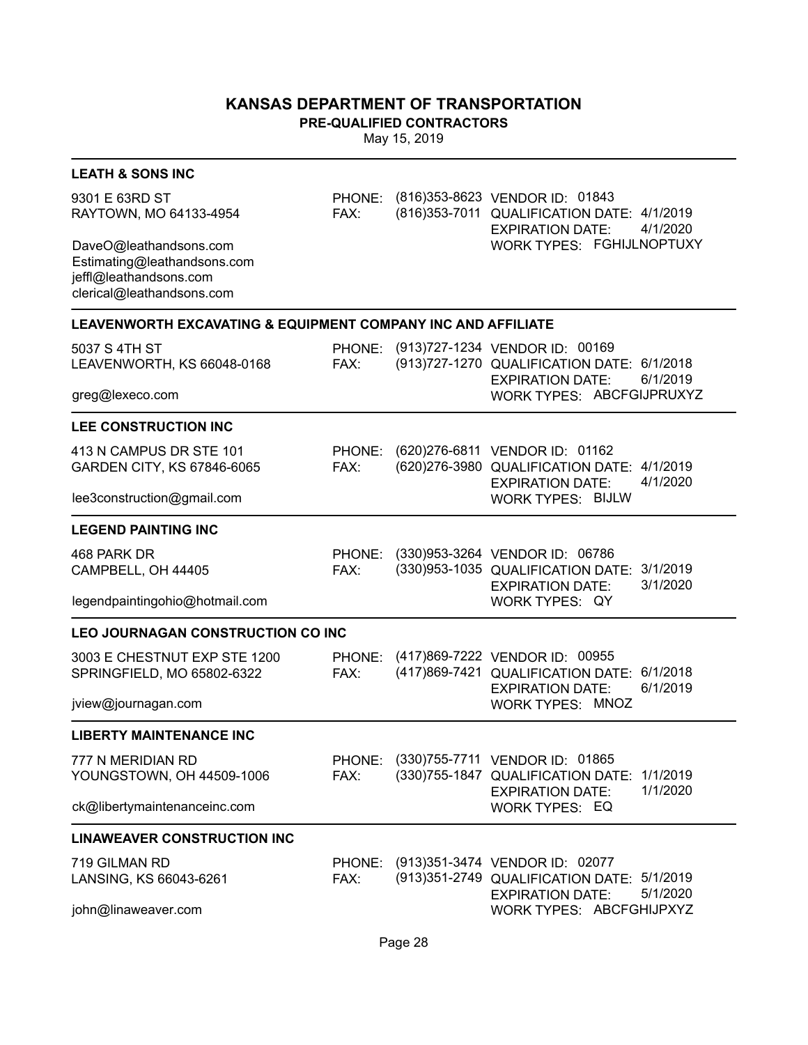# KANSAS DEPARTMENT OF TRANSPORTATION

**PRE-QUALIFIED CONTRACTORS**

May 15, 2019

---

### LEATH & SONS INC

9301 E 63RD ST
RAYTOWN, MO 64133-4954

DaveO@leathandsons.com
Estimating@leathandsons.com
jeffl@leathandsons.com
clerical@leathandsons.com

PHONE: (816)353-8623
FAX: (816)353-7011

VENDOR ID: 01843
QUALIFICATION DATE: 4/1/2019
EXPIRATION DATE: 4/1/2020
WORK TYPES: FGHIJLNOPTUXY

---

### LEAVENWORTH EXCAVATING & EQUIPMENT COMPANY INC AND AFFILIATE

5037 S 4TH ST
LEAVENWORTH, KS 66048-0168

greg@lexeco.com

PHONE: (913)727-1234
FAX: (913)727-1270

VENDOR ID: 00169
QUALIFICATION DATE: 6/1/2018
EXPIRATION DATE: 6/1/2019
WORK TYPES: ABCFGIJPRUXYZ

---

### LEE CONSTRUCTION INC

413 N CAMPUS DR STE 101
GARDEN CITY, KS 67846-6065

lee3construction@gmail.com

PHONE: (620)276-6811
FAX: (620)276-3980

VENDOR ID: 01162
QUALIFICATION DATE: 4/1/2019
EXPIRATION DATE: 4/1/2020
WORK TYPES: BIJLW

---

### LEGEND PAINTING INC

468 PARK DR
CAMPBELL, OH 44405

legendpaintingohio@hotmail.com

PHONE: (330)953-3264
FAX: (330)953-1035

VENDOR ID: 06786
QUALIFICATION DATE: 3/1/2019
EXPIRATION DATE: 3/1/2020
WORK TYPES: QY

---

### LEO JOURNAGAN CONSTRUCTION CO INC

3003 E CHESTNUT EXP STE 1200
SPRINGFIELD, MO 65802-6322

jview@journagan.com

PHONE: (417)869-7222
FAX: (417)869-7421

VENDOR ID: 00955
QUALIFICATION DATE: 6/1/2018
EXPIRATION DATE: 6/1/2019
WORK TYPES: MNOZ

---

### LIBERTY MAINTENANCE INC

777 N MERIDIAN RD
YOUNGSTOWN, OH 44509-1006

ck@libertymaintenanceinc.com

PHONE: (330)755-7711
FAX: (330)755-1847

VENDOR ID: 01865
QUALIFICATION DATE: 1/1/2019
EXPIRATION DATE: 1/1/2020
WORK TYPES: EQ

---

### LINAWEAVER CONSTRUCTION INC

719 GILMAN RD
LANSING, KS 66043-6261

john@linaweaver.com

PHONE: (913)351-3474
FAX: (913)351-2749

VENDOR ID: 02077
QUALIFICATION DATE: 5/1/2019
EXPIRATION DATE: 5/1/2020
WORK TYPES: ABCFGHIJPXYZ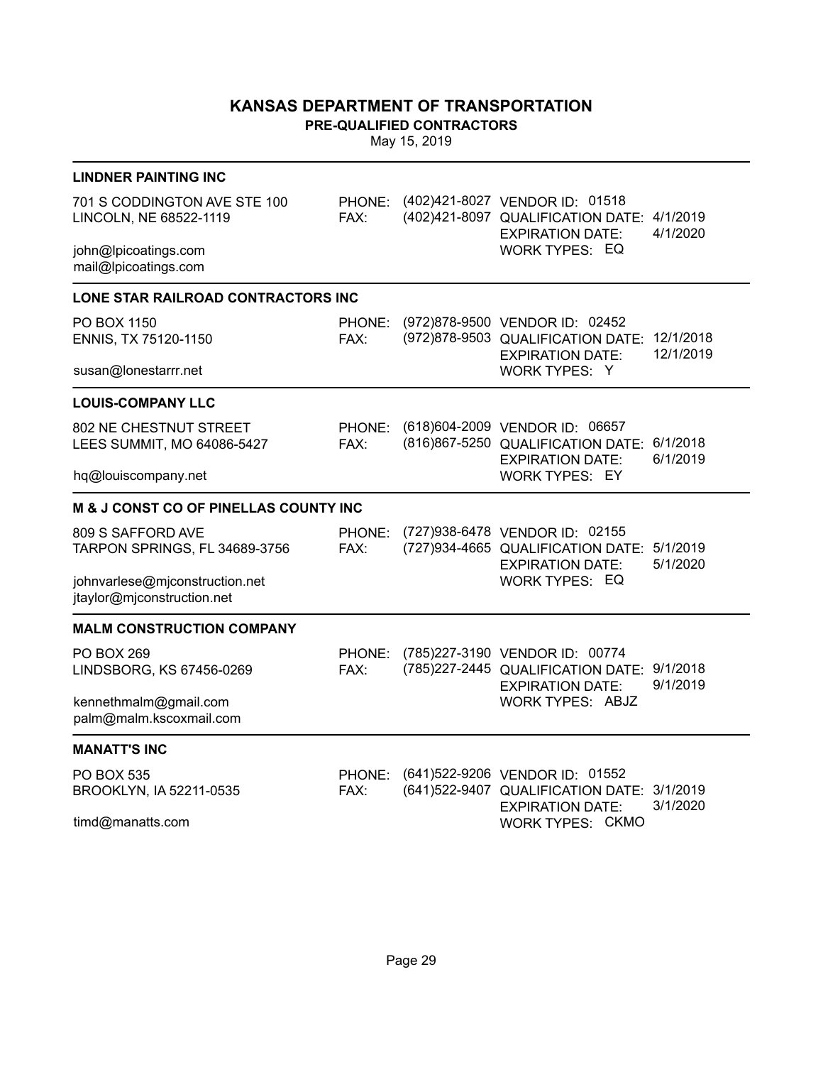# KANSAS DEPARTMENT OF TRANSPORTATION

**PRE-QUALIFIED CONTRACTORS**

May 15, 2019

---

### LINDNER PAINTING INC

701 S CODDINGTON AVE STE 100
LINCOLN, NE 68522-1119

john@lpicoatings.com
mail@lpicoatings.com

PHONE: (402)421-8027
FAX: (402)421-8097

VENDOR ID: 01518
QUALIFICATION DATE: 4/1/2019
EXPIRATION DATE: 4/1/2020
WORK TYPES: EQ

---

### LONE STAR RAILROAD CONTRACTORS INC

PO BOX 1150
ENNIS, TX 75120-1150

susan@lonestarrr.net

PHONE: (972)878-9500
FAX: (972)878-9503

VENDOR ID: 02452
QUALIFICATION DATE: 12/1/2018
EXPIRATION DATE: 12/1/2019
WORK TYPES: Y

---

### LOUIS-COMPANY LLC

802 NE CHESTNUT STREET
LEES SUMMIT, MO 64086-5427

hq@louiscompany.net

PHONE: (618)604-2009
FAX: (816)867-5250

VENDOR ID: 06657
QUALIFICATION DATE: 6/1/2018
EXPIRATION DATE: 6/1/2019
WORK TYPES: EY

---

### M & J CONST CO OF PINELLAS COUNTY INC

809 S SAFFORD AVE
TARPON SPRINGS, FL 34689-3756

johnvarlese@mjconstruction.net
jtaylor@mjconstruction.net

PHONE: (727)938-6478
FAX: (727)934-4665

VENDOR ID: 02155
QUALIFICATION DATE: 5/1/2019
EXPIRATION DATE: 5/1/2020
WORK TYPES: EQ

---

### MALM CONSTRUCTION COMPANY

PO BOX 269
LINDSBORG, KS 67456-0269

kennethmalm@gmail.com
palm@malm.kscoxmail.com

PHONE: (785)227-3190
FAX: (785)227-2445

VENDOR ID: 00774
QUALIFICATION DATE: 9/1/2018
EXPIRATION DATE: 9/1/2019
WORK TYPES: ABJZ

---

### MANATT'S INC

PO BOX 535
BROOKLYN, IA 52211-0535

timd@manatts.com

PHONE: (641)522-9206
FAX: (641)522-9407

VENDOR ID: 01552
QUALIFICATION DATE: 3/1/2019
EXPIRATION DATE: 3/1/2020
WORK TYPES: CKMO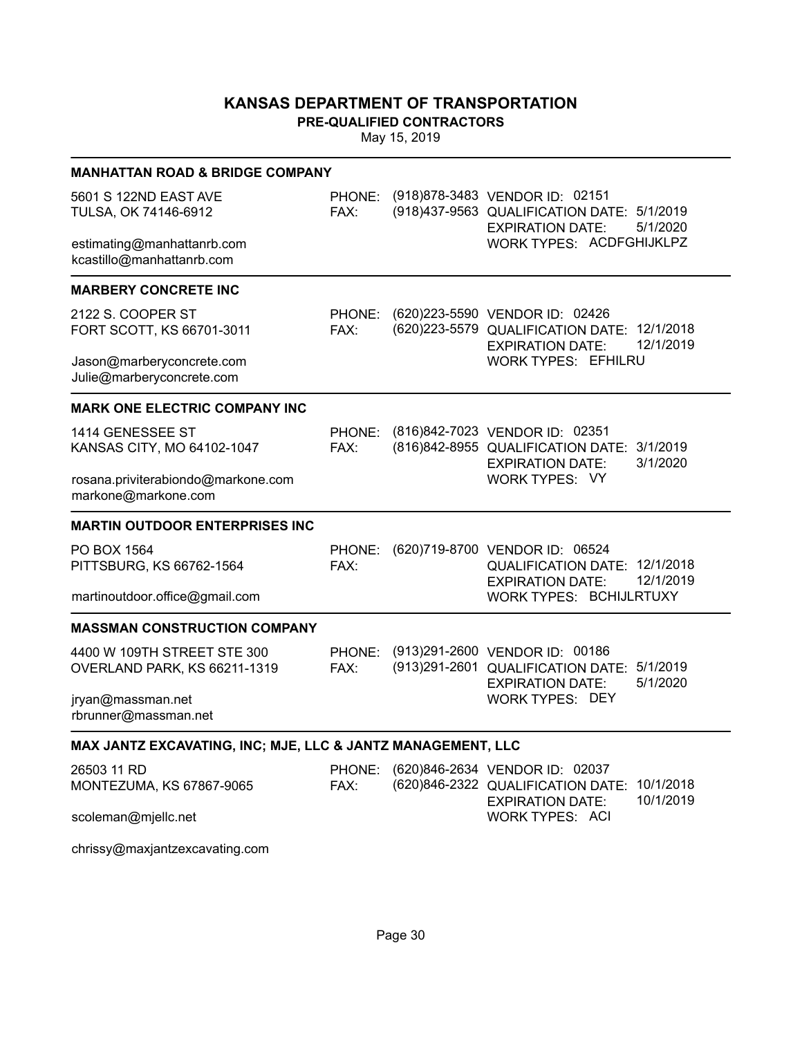# KANSAS DEPARTMENT OF TRANSPORTATION

**PRE-QUALIFIED CONTRACTORS**

May 15, 2019

### MANHATTAN ROAD & BRIDGE COMPANY

5601 S 122ND EAST AVE
TULSA, OK 74146-6912

estimating@manhattanrb.com
kcastillo@manhattanrb.com

PHONE: (918)878-3483
FAX: (918)437-9563

VENDOR ID: 02151
QUALIFICATION DATE: 5/1/2019
EXPIRATION DATE: 5/1/2020
WORK TYPES: ACDFGHIJKLPZ

### MARBERY CONCRETE INC

2122 S. COOPER ST
FORT SCOTT, KS 66701-3011

Jason@marberyconcrete.com
Julie@marberyconcrete.com

PHONE: (620)223-5590
FAX: (620)223-5579

VENDOR ID: 02426
QUALIFICATION DATE: 12/1/2018
EXPIRATION DATE: 12/1/2019
WORK TYPES: EFHILRU

### MARK ONE ELECTRIC COMPANY INC

1414 GENESSEE ST
KANSAS CITY, MO 64102-1047

rosana.priviterabiondo@markone.com
markone@markone.com

PHONE: (816)842-7023
FAX: (816)842-8955

VENDOR ID: 02351
QUALIFICATION DATE: 3/1/2019
EXPIRATION DATE: 3/1/2020
WORK TYPES: VY

### MARTIN OUTDOOR ENTERPRISES INC

PO BOX 1564
PITTSBURG, KS 66762-1564

martinoutdoor.office@gmail.com

PHONE: (620)719-8700
FAX:

VENDOR ID: 06524
QUALIFICATION DATE: 12/1/2018
EXPIRATION DATE: 12/1/2019
WORK TYPES: BCHIJLRTUXY

### MASSMAN CONSTRUCTION COMPANY

4400 W 109TH STREET STE 300
OVERLAND PARK, KS 66211-1319

jryan@massman.net
rbrunner@massman.net

PHONE: (913)291-2600
FAX: (913)291-2601

VENDOR ID: 00186
QUALIFICATION DATE: 5/1/2019
EXPIRATION DATE: 5/1/2020
WORK TYPES: DEY

### MAX JANTZ EXCAVATING, INC; MJE, LLC & JANTZ MANAGEMENT, LLC

26503 11 RD
MONTEZUMA, KS 67867-9065

scoleman@mjellc.net

chrissy@maxjantzexcavating.com

PHONE: (620)846-2634
FAX: (620)846-2322

VENDOR ID: 02037
QUALIFICATION DATE: 10/1/2018
EXPIRATION DATE: 10/1/2019
WORK TYPES: ACI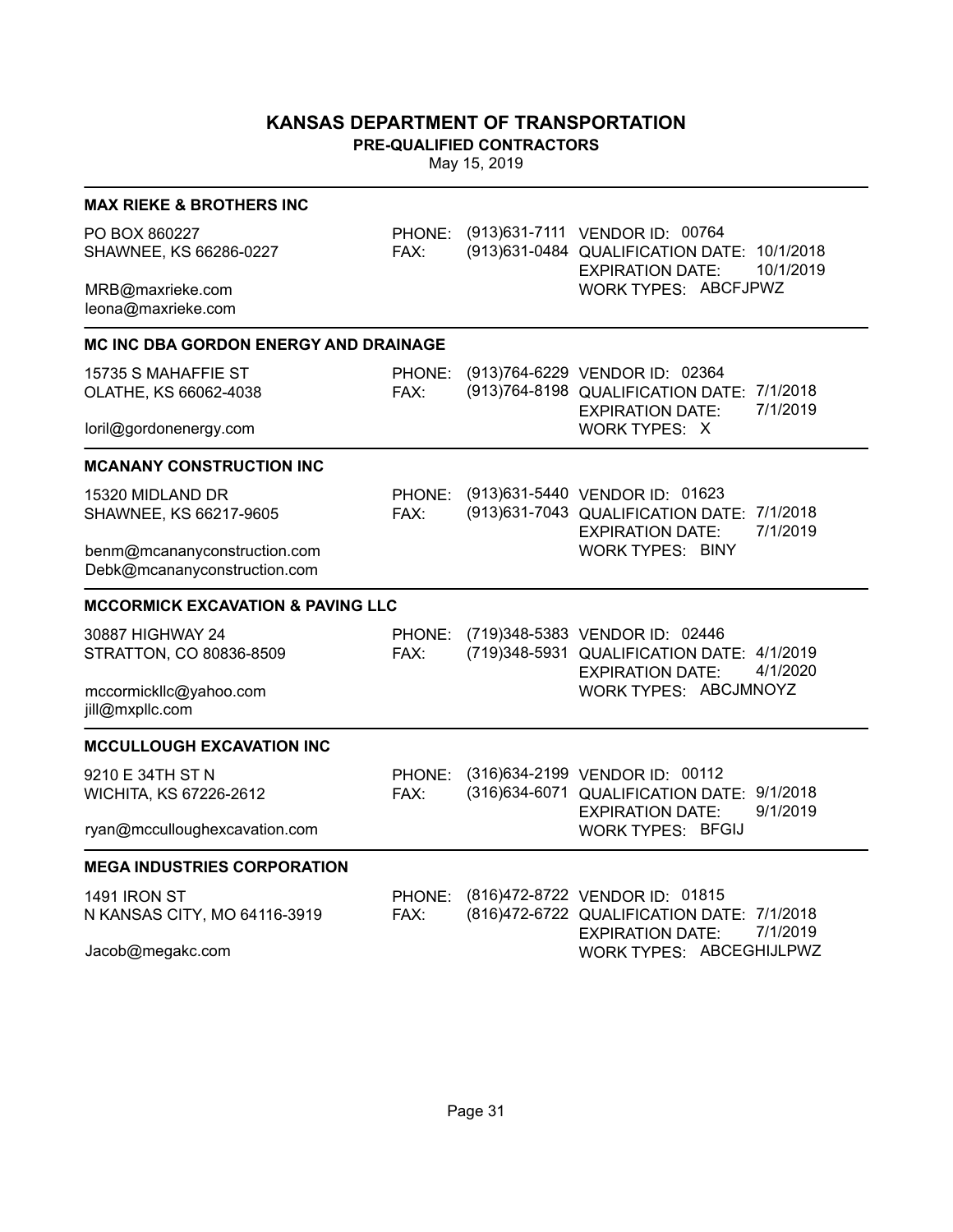# KANSAS DEPARTMENT OF TRANSPORTATION

## PRE-QUALIFIED CONTRACTORS

May 15, 2019

---

### MAX RIEKE & BROTHERS INC

PO BOX 860227
SHAWNEE, KS 66286-0227

MRB@maxrieke.com
leona@maxrieke.com

PHONE: (913)631-7111
FAX: (913)631-0484

VENDOR ID: 00764
QUALIFICATION DATE: 10/1/2018
EXPIRATION DATE: 10/1/2019
WORK TYPES: ABCFJPWZ

---

### MC INC DBA GORDON ENERGY AND DRAINAGE

15735 S MAHAFFIE ST
OLATHE, KS 66062-4038

loril@gordonenergy.com

PHONE: (913)764-6229
FAX: (913)764-8198

VENDOR ID: 02364
QUALIFICATION DATE: 7/1/2018
EXPIRATION DATE: 7/1/2019
WORK TYPES: X

---

### MCANANY CONSTRUCTION INC

15320 MIDLAND DR
SHAWNEE, KS 66217-9605

benm@mcananyconstruction.com
Debk@mcananyconstruction.com

PHONE: (913)631-5440
FAX: (913)631-7043

VENDOR ID: 01623
QUALIFICATION DATE: 7/1/2018
EXPIRATION DATE: 7/1/2019
WORK TYPES: BINY

---

### MCCORMICK EXCAVATION & PAVING LLC

30887 HIGHWAY 24
STRATTON, CO 80836-8509

mccormickllc@yahoo.com
jill@mxpllc.com

PHONE: (719)348-5383
FAX: (719)348-5931

VENDOR ID: 02446
QUALIFICATION DATE: 4/1/2019
EXPIRATION DATE: 4/1/2020
WORK TYPES: ABCJMNOYZ

---

### MCCULLOUGH EXCAVATION INC

9210 E 34TH ST N
WICHITA, KS 67226-2612

ryan@mcculloughexcavation.com

PHONE: (316)634-2199
FAX: (316)634-6071

VENDOR ID: 00112
QUALIFICATION DATE: 9/1/2018
EXPIRATION DATE: 9/1/2019
WORK TYPES: BFGIJ

---

### MEGA INDUSTRIES CORPORATION

1491 IRON ST
N KANSAS CITY, MO 64116-3919

Jacob@megakc.com

PHONE: (816)472-8722
FAX: (816)472-6722

VENDOR ID: 01815
QUALIFICATION DATE: 7/1/2018
EXPIRATION DATE: 7/1/2019
WORK TYPES: ABCEGHIJLPWZ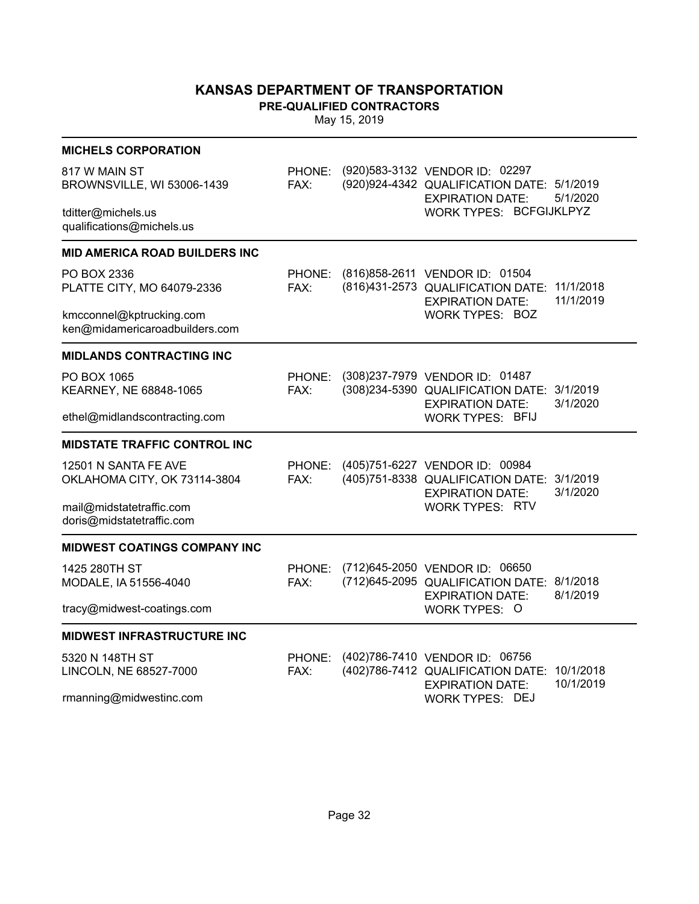# KANSAS DEPARTMENT OF TRANSPORTATION

**PRE-QUALIFIED CONTRACTORS**

May 15, 2019

---

**MICHELS CORPORATION**

817 W MAIN ST
BROWNSVILLE, WI 53006-1439

tditter@michels.us
qualifications@michels.us

PHONE: (920)583-3132
FAX: (920)924-4342

VENDOR ID: 02297
QUALIFICATION DATE: 5/1/2019
EXPIRATION DATE: 5/1/2020
WORK TYPES: BCFGIJKLPYZ

---

**MID AMERICA ROAD BUILDERS INC**

PO BOX 2336
PLATTE CITY, MO 64079-2336

kmcconnel@kptrucking.com
ken@midamericaroadbuilders.com

PHONE: (816)858-2611
FAX: (816)431-2573

VENDOR ID: 01504
QUALIFICATION DATE: 11/1/2018
EXPIRATION DATE: 11/1/2019
WORK TYPES: BOZ

---

**MIDLANDS CONTRACTING INC**

PO BOX 1065
KEARNEY, NE 68848-1065

ethel@midlandscontracting.com

PHONE: (308)237-7979
FAX: (308)234-5390

VENDOR ID: 01487
QUALIFICATION DATE: 3/1/2019
EXPIRATION DATE: 3/1/2020
WORK TYPES: BFIJ

---

**MIDSTATE TRAFFIC CONTROL INC**

12501 N SANTA FE AVE
OKLAHOMA CITY, OK 73114-3804

mail@midstatetraffic.com
doris@midstatetraffic.com

PHONE: (405)751-6227
FAX: (405)751-8338

VENDOR ID: 00984
QUALIFICATION DATE: 3/1/2019
EXPIRATION DATE: 3/1/2020
WORK TYPES: RTV

---

**MIDWEST COATINGS COMPANY INC**

1425 280TH ST
MODALE, IA 51556-4040

tracy@midwest-coatings.com

PHONE: (712)645-2050
FAX: (712)645-2095

VENDOR ID: 06650
QUALIFICATION DATE: 8/1/2018
EXPIRATION DATE: 8/1/2019
WORK TYPES: O

---

**MIDWEST INFRASTRUCTURE INC**

5320 N 148TH ST
LINCOLN, NE 68527-7000

rmanning@midwestinc.com

PHONE: (402)786-7410
FAX: (402)786-7412

VENDOR ID: 06756
QUALIFICATION DATE: 10/1/2018
EXPIRATION DATE: 10/1/2019
WORK TYPES: DEJ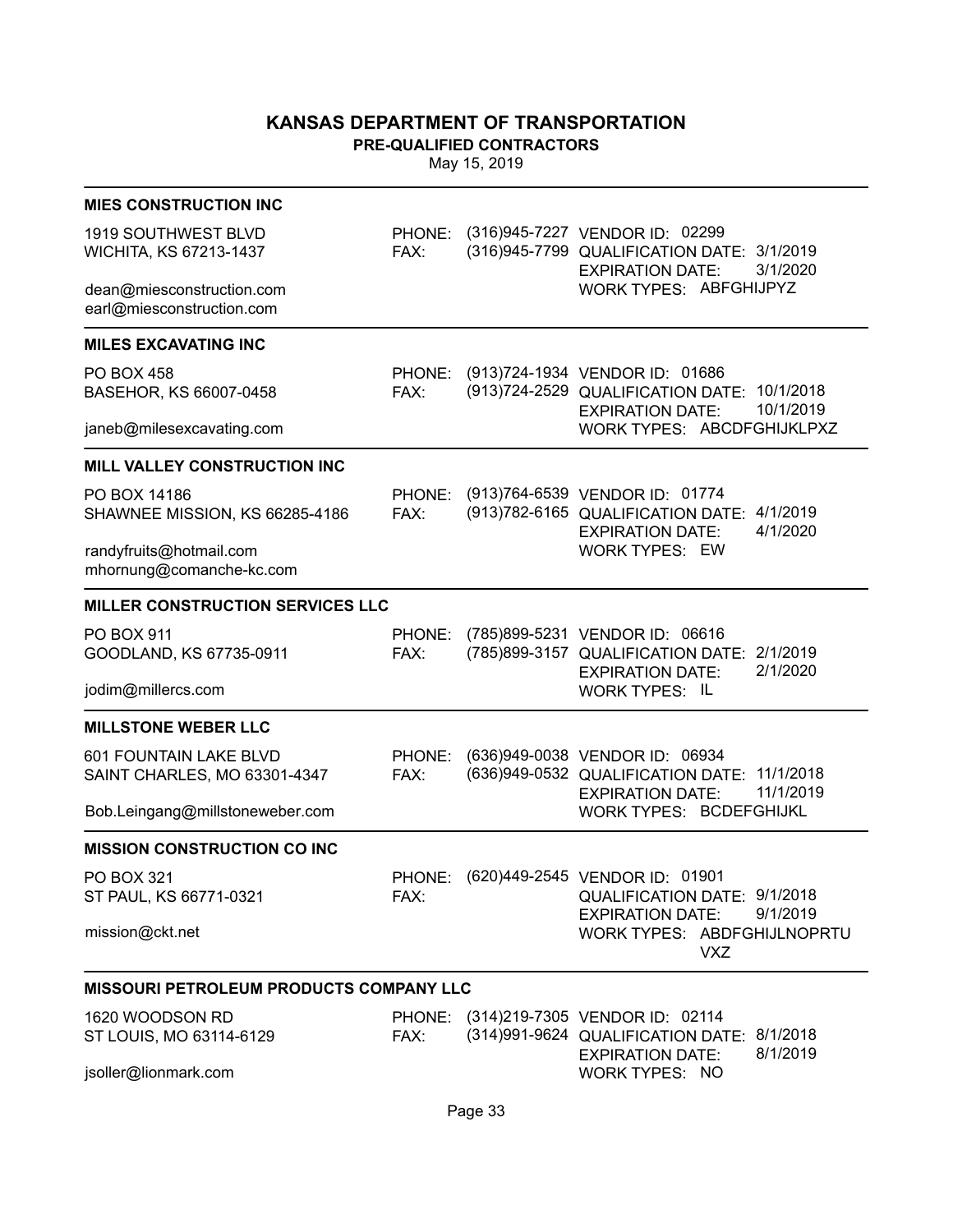# KANSAS DEPARTMENT OF TRANSPORTATION

**PRE-QUALIFIED CONTRACTORS**

May 15, 2019

---

### MIES CONSTRUCTION INC

1919 SOUTHWEST BLVD
WICHITA, KS 67213-1437

PHONE: (316)945-7227
FAX: (316)945-7799

VENDOR ID: 02299
QUALIFICATION DATE: 3/1/2019
EXPIRATION DATE: 3/1/2020
WORK TYPES: ABFGHIJPYZ

dean@miesconstruction.com
earl@miesconstruction.com

---

### MILES EXCAVATING INC

PO BOX 458
BASEHOR, KS 66007-0458

PHONE: (913)724-1934
FAX: (913)724-2529

VENDOR ID: 01686
QUALIFICATION DATE: 10/1/2018
EXPIRATION DATE: 10/1/2019
WORK TYPES: ABCDFGHIJKLPXZ

janeb@milesexcavating.com

---

### MILL VALLEY CONSTRUCTION INC

PO BOX 14186
SHAWNEE MISSION, KS 66285-4186

PHONE: (913)764-6539
FAX: (913)782-6165

VENDOR ID: 01774
QUALIFICATION DATE: 4/1/2019
EXPIRATION DATE: 4/1/2020
WORK TYPES: EW

randyfruits@hotmail.com
mhornung@comanche-kc.com

---

### MILLER CONSTRUCTION SERVICES LLC

PO BOX 911
GOODLAND, KS 67735-0911

PHONE: (785)899-5231
FAX: (785)899-3157

VENDOR ID: 06616
QUALIFICATION DATE: 2/1/2019
EXPIRATION DATE: 2/1/2020
WORK TYPES: IL

jodim@millercs.com

---

### MILLSTONE WEBER LLC

601 FOUNTAIN LAKE BLVD
SAINT CHARLES, MO 63301-4347

PHONE: (636)949-0038
FAX: (636)949-0532

VENDOR ID: 06934
QUALIFICATION DATE: 11/1/2018
EXPIRATION DATE: 11/1/2019
WORK TYPES: BCDEFGHIJKL

Bob.Leingang@millstoneweber.com

---

### MISSION CONSTRUCTION CO INC

PO BOX 321
ST PAUL, KS 66771-0321

PHONE: (620)449-2545
FAX:

VENDOR ID: 01901
QUALIFICATION DATE: 9/1/2018
EXPIRATION DATE: 9/1/2019
WORK TYPES: ABDFGHIJLNOPRTUVXZ

mission@ckt.net

---

### MISSOURI PETROLEUM PRODUCTS COMPANY LLC

1620 WOODSON RD
ST LOUIS, MO 63114-6129

PHONE: (314)219-7305
FAX: (314)991-9624

VENDOR ID: 02114
QUALIFICATION DATE: 8/1/2018
EXPIRATION DATE: 8/1/2019
WORK TYPES: NO

jsoller@lionmark.com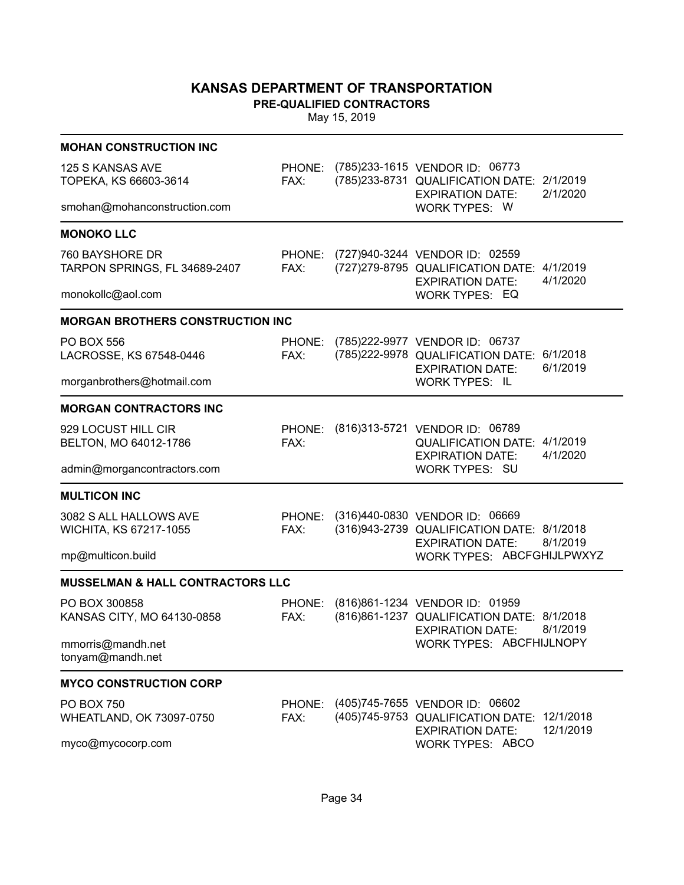# KANSAS DEPARTMENT OF TRANSPORTATION

**PRE-QUALIFIED CONTRACTORS**

May 15, 2019

---

### MOHAN CONSTRUCTION INC

125 S KANSAS AVE
TOPEKA, KS 66603-3614

smohan@mohanconstruction.com

PHONE: (785)233-1615
FAX: (785)233-8731

VENDOR ID: 06773
QUALIFICATION DATE: 2/1/2019
EXPIRATION DATE: 2/1/2020
WORK TYPES: W

---

### MONOKO LLC

760 BAYSHORE DR
TARPON SPRINGS, FL 34689-2407

monokollc@aol.com

PHONE: (727)940-3244
FAX: (727)279-8795

VENDOR ID: 02559
QUALIFICATION DATE: 4/1/2019
EXPIRATION DATE: 4/1/2020
WORK TYPES: EQ

---

### MORGAN BROTHERS CONSTRUCTION INC

PO BOX 556
LACROSSE, KS 67548-0446

morganbrothers@hotmail.com

PHONE: (785)222-9977
FAX: (785)222-9978

VENDOR ID: 06737
QUALIFICATION DATE: 6/1/2018
EXPIRATION DATE: 6/1/2019
WORK TYPES: IL

---

### MORGAN CONTRACTORS INC

929 LOCUST HILL CIR
BELTON, MO 64012-1786

admin@morgancontractors.com

PHONE: (816)313-5721
FAX:

VENDOR ID: 06789
QUALIFICATION DATE: 4/1/2019
EXPIRATION DATE: 4/1/2020
WORK TYPES: SU

---

### MULTICON INC

3082 S ALL HALLOWS AVE
WICHITA, KS 67217-1055

mp@multicon.build

PHONE: (316)440-0830
FAX: (316)943-2739

VENDOR ID: 06669
QUALIFICATION DATE: 8/1/2018
EXPIRATION DATE: 8/1/2019
WORK TYPES: ABCFGHIJLPWXYZ

---

### MUSSELMAN & HALL CONTRACTORS LLC

PO BOX 300858
KANSAS CITY, MO 64130-0858

mmorris@mandh.net
tonyam@mandh.net

PHONE: (816)861-1234
FAX: (816)861-1237

VENDOR ID: 01959
QUALIFICATION DATE: 8/1/2018
EXPIRATION DATE: 8/1/2019
WORK TYPES: ABCFHIJLNOPY

---

### MYCO CONSTRUCTION CORP

PO BOX 750
WHEATLAND, OK 73097-0750

myco@mycocorp.com

PHONE: (405)745-7655
FAX: (405)745-9753

VENDOR ID: 06602
QUALIFICATION DATE: 12/1/2018
EXPIRATION DATE: 12/1/2019
WORK TYPES: ABCO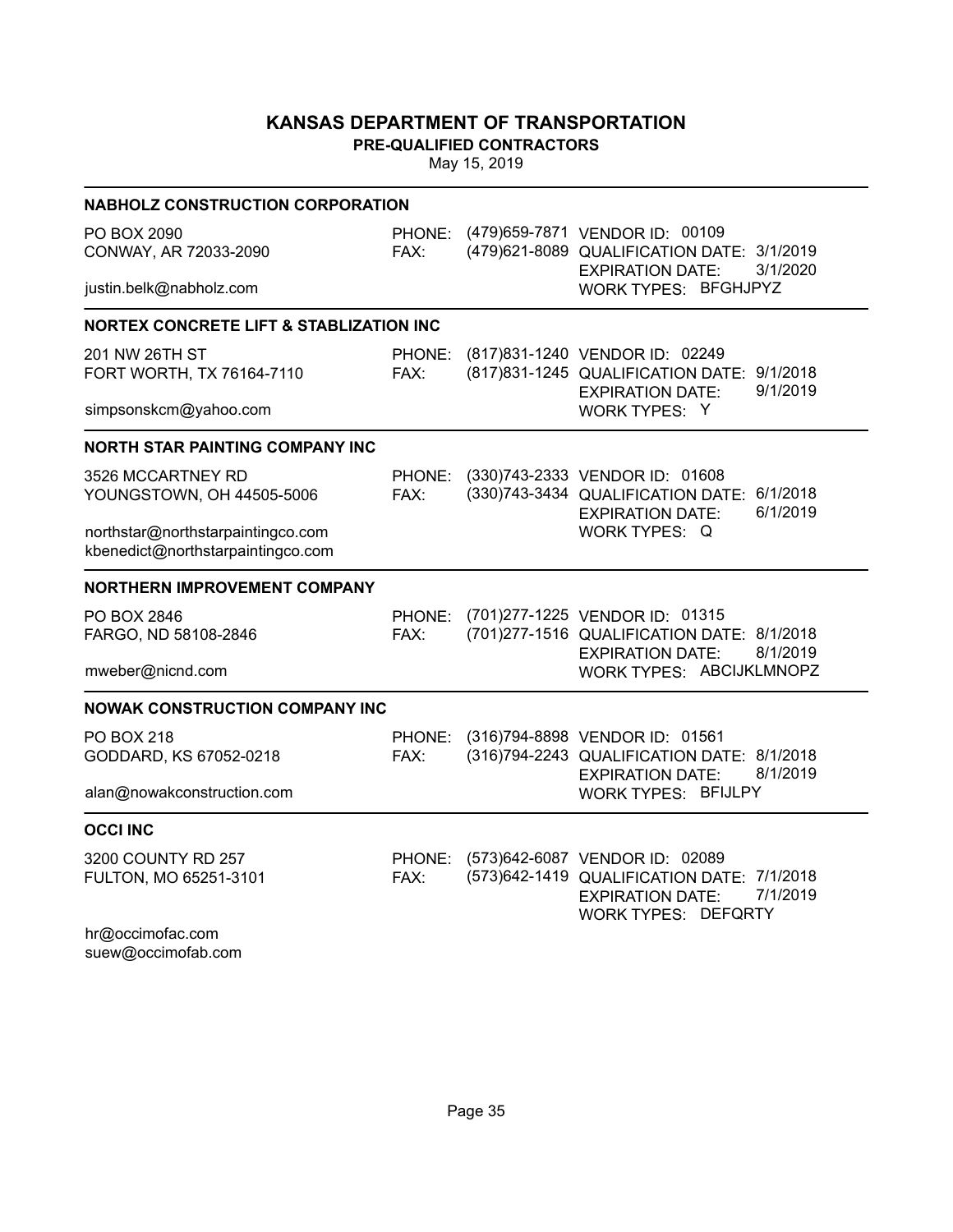# KANSAS DEPARTMENT OF TRANSPORTATION

**PRE-QUALIFIED CONTRACTORS**

May 15, 2019

---

### NABHOLZ CONSTRUCTION CORPORATION

PO BOX 2090
CONWAY, AR 72033-2090

justin.belk@nabholz.com

PHONE: (479)659-7871
FAX: (479)621-8089

VENDOR ID: 00109
QUALIFICATION DATE: 3/1/2019
EXPIRATION DATE: 3/1/2020
WORK TYPES: BFGHJPYZ

---

### NORTEX CONCRETE LIFT & STABLIZATION INC

201 NW 26TH ST
FORT WORTH, TX 76164-7110

simpsonskcm@yahoo.com

PHONE: (817)831-1240
FAX: (817)831-1245

VENDOR ID: 02249
QUALIFICATION DATE: 9/1/2018
EXPIRATION DATE: 9/1/2019
WORK TYPES: Y

---

### NORTH STAR PAINTING COMPANY INC

3526 MCCARTNEY RD
YOUNGSTOWN, OH 44505-5006

northstar@northstarpaintingco.com
kbenedict@northstarpaintingco.com

PHONE: (330)743-2333
FAX: (330)743-3434

VENDOR ID: 01608
QUALIFICATION DATE: 6/1/2018
EXPIRATION DATE: 6/1/2019
WORK TYPES: Q

---

### NORTHERN IMPROVEMENT COMPANY

PO BOX 2846
FARGO, ND 58108-2846

mweber@nicnd.com

PHONE: (701)277-1225
FAX: (701)277-1516

VENDOR ID: 01315
QUALIFICATION DATE: 8/1/2018
EXPIRATION DATE: 8/1/2019
WORK TYPES: ABCIJKLMNOPZ

---

### NOWAK CONSTRUCTION COMPANY INC

PO BOX 218
GODDARD, KS 67052-0218

alan@nowakconstruction.com

PHONE: (316)794-8898
FAX: (316)794-2243

VENDOR ID: 01561
QUALIFICATION DATE: 8/1/2018
EXPIRATION DATE: 8/1/2019
WORK TYPES: BFIJLPY

---

### OCCI INC

3200 COUNTY RD 257
FULTON, MO 65251-3101

hr@occimofac.com
suew@occimofab.com

PHONE: (573)642-6087
FAX: (573)642-1419

VENDOR ID: 02089
QUALIFICATION DATE: 7/1/2018
EXPIRATION DATE: 7/1/2019
WORK TYPES: DEFQRTY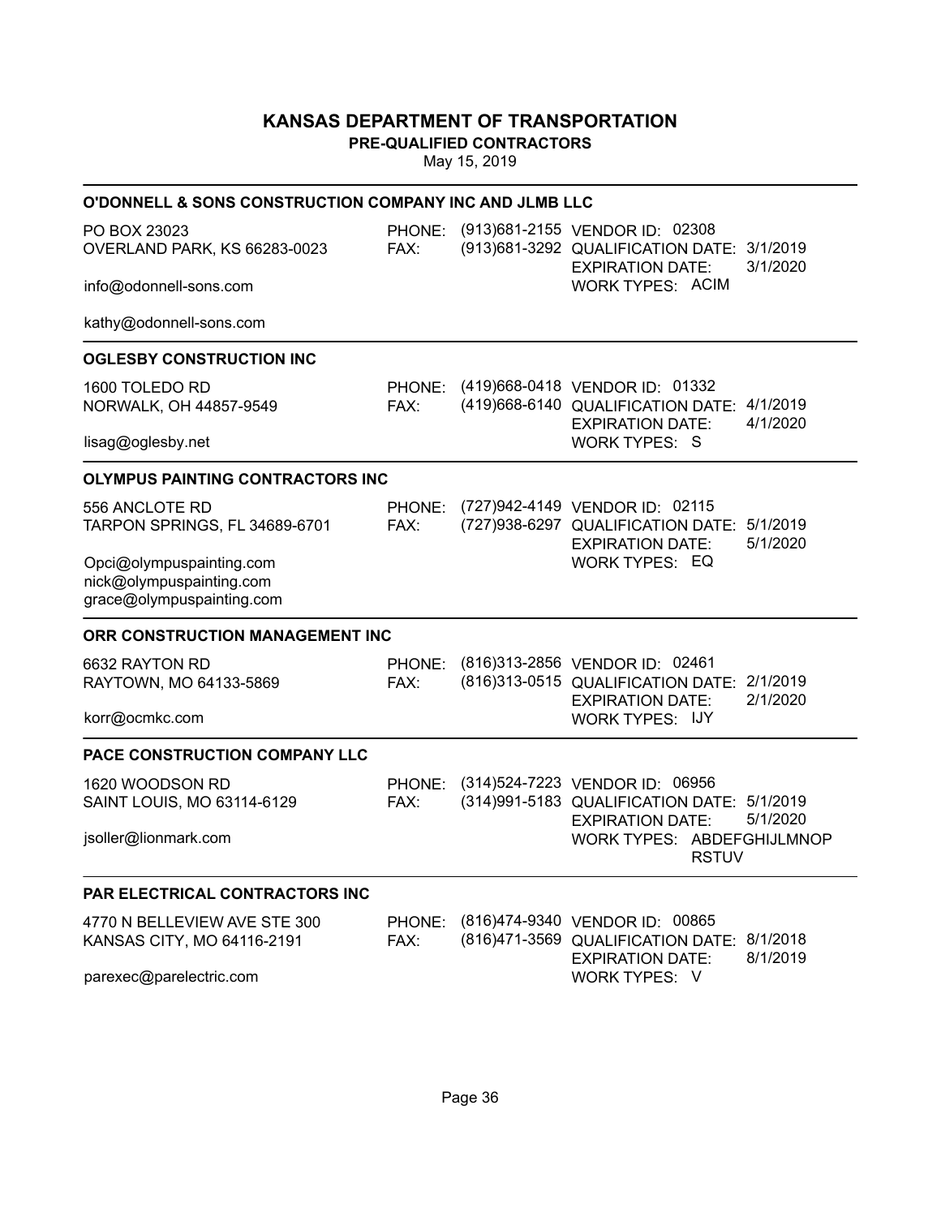# KANSAS DEPARTMENT OF TRANSPORTATION

**PRE-QUALIFIED CONTRACTORS**

May 15, 2019

---

### O'DONNELL & SONS CONSTRUCTION COMPANY INC AND JLMB LLC

PO BOX 23023
OVERLAND PARK, KS 66283-0023

info@odonnell-sons.com

kathy@odonnell-sons.com

PHONE: (913)681-2155
FAX: (913)681-3292

VENDOR ID: 02308
QUALIFICATION DATE: 3/1/2019
EXPIRATION DATE: 3/1/2020
WORK TYPES: ACIM

---

### OGLESBY CONSTRUCTION INC

1600 TOLEDO RD
NORWALK, OH 44857-9549

lisag@oglesby.net

PHONE: (419)668-0418
FAX: (419)668-6140

VENDOR ID: 01332
QUALIFICATION DATE: 4/1/2019
EXPIRATION DATE: 4/1/2020
WORK TYPES: S

---

### OLYMPUS PAINTING CONTRACTORS INC

556 ANCLOTE RD
TARPON SPRINGS, FL 34689-6701

Opci@olympuspainting.com
nick@olympuspainting.com
grace@olympuspainting.com

PHONE: (727)942-4149
FAX: (727)938-6297

VENDOR ID: 02115
QUALIFICATION DATE: 5/1/2019
EXPIRATION DATE: 5/1/2020
WORK TYPES: EQ

---

### ORR CONSTRUCTION MANAGEMENT INC

6632 RAYTON RD
RAYTOWN, MO 64133-5869

korr@ocmkc.com

PHONE: (816)313-2856
FAX: (816)313-0515

VENDOR ID: 02461
QUALIFICATION DATE: 2/1/2019
EXPIRATION DATE: 2/1/2020
WORK TYPES: IJY

---

### PACE CONSTRUCTION COMPANY LLC

1620 WOODSON RD
SAINT LOUIS, MO 63114-6129

jsoller@lionmark.com

PHONE: (314)524-7223
FAX: (314)991-5183

VENDOR ID: 06956
QUALIFICATION DATE: 5/1/2019
EXPIRATION DATE: 5/1/2020
WORK TYPES: ABDEFGHIJLMNOPRSTUV

---

### PAR ELECTRICAL CONTRACTORS INC

4770 N BELLEVIEW AVE STE 300
KANSAS CITY, MO 64116-2191

parexec@parelectric.com

PHONE: (816)474-9340
FAX: (816)471-3569

VENDOR ID: 00865
QUALIFICATION DATE: 8/1/2018
EXPIRATION DATE: 8/1/2019
WORK TYPES: V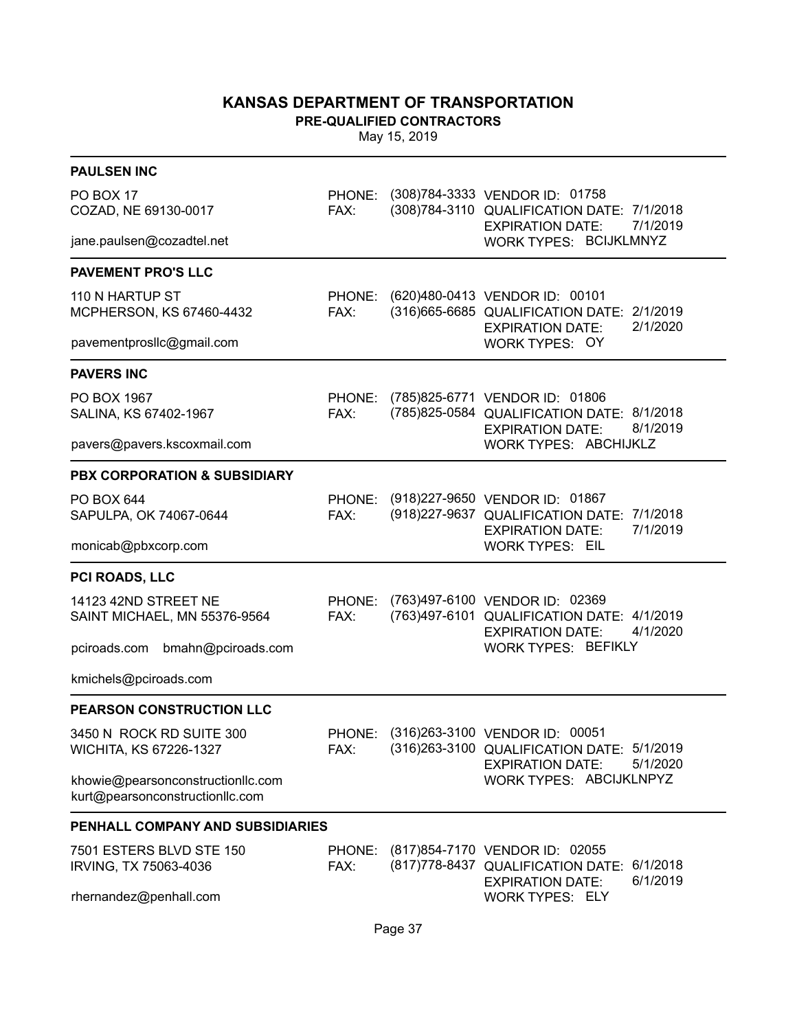# KANSAS DEPARTMENT OF TRANSPORTATION

## PRE-QUALIFIED CONTRACTORS

May 15, 2019

---

### PAULSEN INC

PO BOX 17
COZAD, NE 69130-0017

jane.paulsen@cozadtel.net

PHONE: (308)784-3333
FAX: (308)784-3110

VENDOR ID: 01758
QUALIFICATION DATE: 7/1/2018
EXPIRATION DATE: 7/1/2019
WORK TYPES: BCIJKLMNYZ

---

### PAVEMENT PRO'S LLC

110 N HARTUP ST
MCPHERSON, KS 67460-4432

pavementprosllc@gmail.com

PHONE: (620)480-0413
FAX: (316)665-6685

VENDOR ID: 00101
QUALIFICATION DATE: 2/1/2019
EXPIRATION DATE: 2/1/2020
WORK TYPES: OY

---

### PAVERS INC

PO BOX 1967
SALINA, KS 67402-1967

pavers@pavers.kscoxmail.com

PHONE: (785)825-6771
FAX: (785)825-0584

VENDOR ID: 01806
QUALIFICATION DATE: 8/1/2018
EXPIRATION DATE: 8/1/2019
WORK TYPES: ABCHIJKLZ

---

### PBX CORPORATION & SUBSIDIARY

PO BOX 644
SAPULPA, OK 74067-0644

monicab@pbxcorp.com

PHONE: (918)227-9650
FAX: (918)227-9637

VENDOR ID: 01867
QUALIFICATION DATE: 7/1/2018
EXPIRATION DATE: 7/1/2019
WORK TYPES: EIL

---

### PCI ROADS, LLC

14123 42ND STREET NE
SAINT MICHAEL, MN 55376-9564

pciroads.com bmahn@pciroads.com

kmichels@pciroads.com

PHONE: (763)497-6100
FAX: (763)497-6101

VENDOR ID: 02369
QUALIFICATION DATE: 4/1/2019
EXPIRATION DATE: 4/1/2020
WORK TYPES: BEFIKLY

---

### PEARSON CONSTRUCTION LLC

3450 N ROCK RD SUITE 300
WICHITA, KS 67226-1327

khowie@pearsonconstructionllc.com
kurt@pearsonconstructionllc.com

PHONE: (316)263-3100
FAX: (316)263-3100

VENDOR ID: 00051
QUALIFICATION DATE: 5/1/2019
EXPIRATION DATE: 5/1/2020
WORK TYPES: ABCIJKLNPYZ

---

### PENHALL COMPANY AND SUBSIDIARIES

7501 ESTERS BLVD STE 150
IRVING, TX 75063-4036

rhernandez@penhall.com

PHONE: (817)854-7170
FAX: (817)778-8437

VENDOR ID: 02055
QUALIFICATION DATE: 6/1/2018
EXPIRATION DATE: 6/1/2019
WORK TYPES: ELY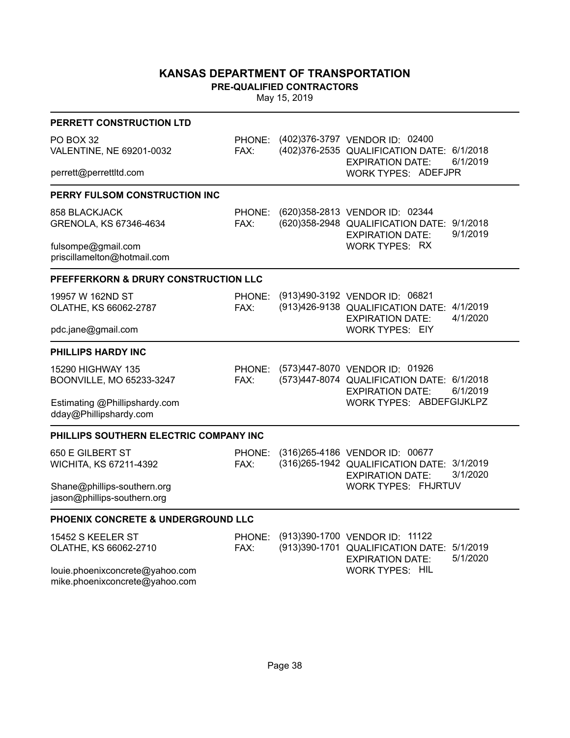# KANSAS DEPARTMENT OF TRANSPORTATION

**PRE-QUALIFIED CONTRACTORS**

May 15, 2019

---

### PERRETT CONSTRUCTION LTD

PO BOX 32
VALENTINE, NE 69201-0032

perrett@perrettltd.com

PHONE: (402)376-3797
FAX: (402)376-2535

VENDOR ID: 02400
QUALIFICATION DATE: 6/1/2018
EXPIRATION DATE: 6/1/2019
WORK TYPES: ADEFJPR

---

### PERRY FULSOM CONSTRUCTION INC

858 BLACKJACK
GRENOLA, KS 67346-4634

fulsompe@gmail.com
priscillamelton@hotmail.com

PHONE: (620)358-2813
FAX: (620)358-2948

VENDOR ID: 02344
QUALIFICATION DATE: 9/1/2018
EXPIRATION DATE: 9/1/2019
WORK TYPES: RX

---

### PFEFFERKORN & DRURY CONSTRUCTION LLC

19957 W 162ND ST
OLATHE, KS 66062-2787

pdc.jane@gmail.com

PHONE: (913)490-3192
FAX: (913)426-9138

VENDOR ID: 06821
QUALIFICATION DATE: 4/1/2019
EXPIRATION DATE: 4/1/2020
WORK TYPES: EIY

---

### PHILLIPS HARDY INC

15290 HIGHWAY 135
BOONVILLE, MO 65233-3247

Estimating @Phillipshardy.com
dday@Phillipshardy.com

PHONE: (573)447-8070
FAX: (573)447-8074

VENDOR ID: 01926
QUALIFICATION DATE: 6/1/2018
EXPIRATION DATE: 6/1/2019
WORK TYPES: ABDEFGIJKLPZ

---

### PHILLIPS SOUTHERN ELECTRIC COMPANY INC

650 E GILBERT ST
WICHITA, KS 67211-4392

Shane@phillips-southern.org
jason@phillips-southern.org

PHONE: (316)265-4186
FAX: (316)265-1942

VENDOR ID: 00677
QUALIFICATION DATE: 3/1/2019
EXPIRATION DATE: 3/1/2020
WORK TYPES: FHJRTUV

---

### PHOENIX CONCRETE & UNDERGROUND LLC

15452 S KEELER ST
OLATHE, KS 66062-2710

louie.phoenixconcrete@yahoo.com
mike.phoenixconcrete@yahoo.com

PHONE: (913)390-1700
FAX: (913)390-1701

VENDOR ID: 11122
QUALIFICATION DATE: 5/1/2019
EXPIRATION DATE: 5/1/2020
WORK TYPES: HIL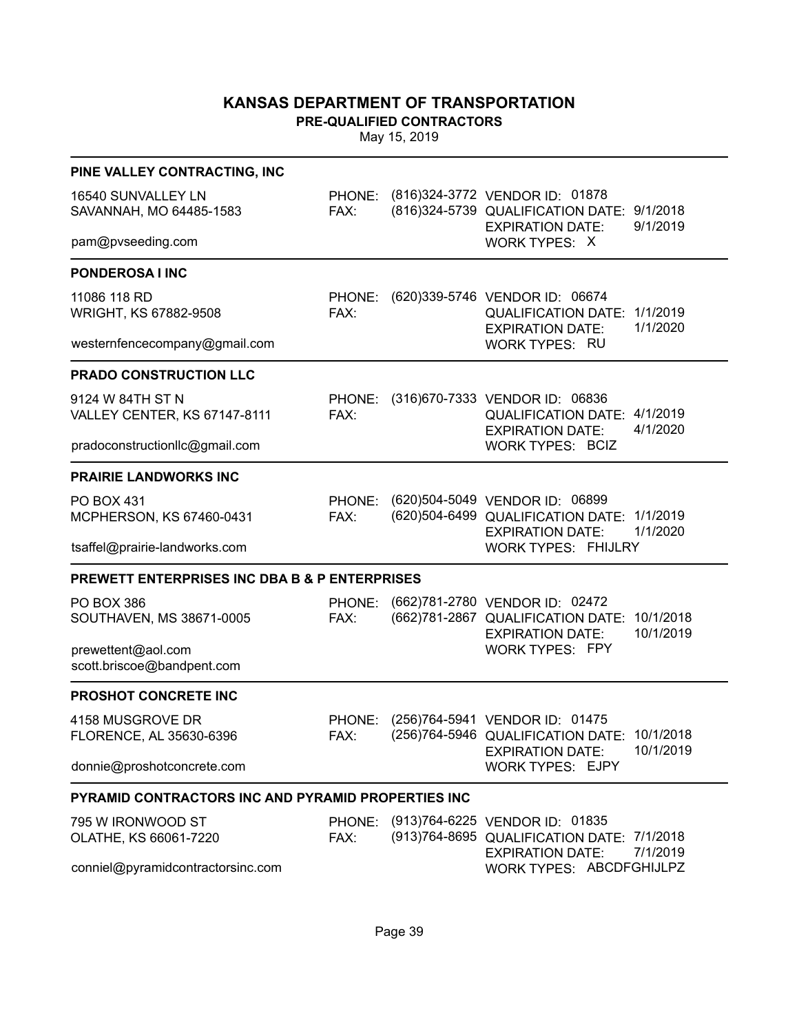# KANSAS DEPARTMENT OF TRANSPORTATION

## PRE-QUALIFIED CONTRACTORS

May 15, 2019

### PINE VALLEY CONTRACTING, INC

16540 SUNVALLEY LN
SAVANNAH, MO 64485-1583

pam@pvseeding.com

PHONE: (816)324-3772
FAX: (816)324-5739

VENDOR ID: 01878
QUALIFICATION DATE: 9/1/2018
EXPIRATION DATE: 9/1/2019
WORK TYPES: X

### PONDEROSA I INC

11086 118 RD
WRIGHT, KS 67882-9508

westernfencecompany@gmail.com

PHONE: (620)339-5746
FAX:

VENDOR ID: 06674
QUALIFICATION DATE: 1/1/2019
EXPIRATION DATE: 1/1/2020
WORK TYPES: RU

### PRADO CONSTRUCTION LLC

9124 W 84TH ST N
VALLEY CENTER, KS 67147-8111

pradoconstructionllc@gmail.com

PHONE: (316)670-7333
FAX:

VENDOR ID: 06836
QUALIFICATION DATE: 4/1/2019
EXPIRATION DATE: 4/1/2020
WORK TYPES: BCIZ

### PRAIRIE LANDWORKS INC

PO BOX 431
MCPHERSON, KS 67460-0431

tsaffel@prairie-landworks.com

PHONE: (620)504-5049
FAX: (620)504-6499

VENDOR ID: 06899
QUALIFICATION DATE: 1/1/2019
EXPIRATION DATE: 1/1/2020
WORK TYPES: FHIJLRY

### PREWETT ENTERPRISES INC DBA B & P ENTERPRISES

PO BOX 386
SOUTHAVEN, MS 38671-0005

prewettent@aol.com
scott.briscoe@bandpent.com

PHONE: (662)781-2780
FAX: (662)781-2867

VENDOR ID: 02472
QUALIFICATION DATE: 10/1/2018
EXPIRATION DATE: 10/1/2019
WORK TYPES: FPY

### PROSHOT CONCRETE INC

4158 MUSGROVE DR
FLORENCE, AL 35630-6396

donnie@proshotconcrete.com

PHONE: (256)764-5941
FAX: (256)764-5946

VENDOR ID: 01475
QUALIFICATION DATE: 10/1/2018
EXPIRATION DATE: 10/1/2019
WORK TYPES: EJPY

### PYRAMID CONTRACTORS INC AND PYRAMID PROPERTIES INC

795 W IRONWOOD ST
OLATHE, KS 66061-7220

conniel@pyramidcontractorsinc.com

PHONE: (913)764-6225
FAX: (913)764-8695

VENDOR ID: 01835
QUALIFICATION DATE: 7/1/2018
EXPIRATION DATE: 7/1/2019
WORK TYPES: ABCDFGHIJLPZ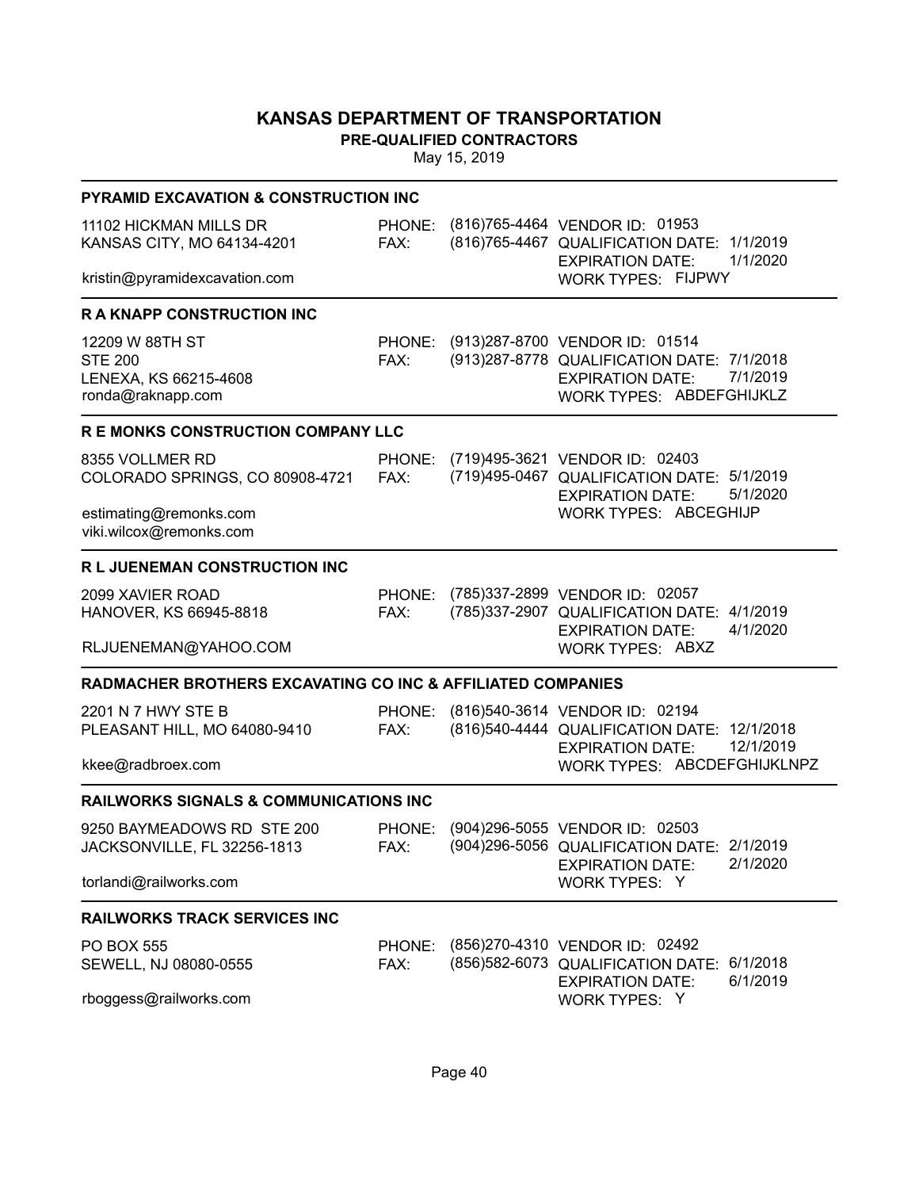# KANSAS DEPARTMENT OF TRANSPORTATION

**PRE-QUALIFIED CONTRACTORS**

May 15, 2019

### PYRAMID EXCAVATION & CONSTRUCTION INC

11102 HICKMAN MILLS DR
KANSAS CITY, MO 64134-4201

kristin@pyramidexcavation.com

PHONE: (816)765-4464
FAX: (816)765-4467

VENDOR ID: 01953
QUALIFICATION DATE: 1/1/2019
EXPIRATION DATE: 1/1/2020
WORK TYPES: FIJPWY

### R A KNAPP CONSTRUCTION INC

12209 W 88TH ST
STE 200
LENEXA, KS 66215-4608
ronda@raknapp.com

PHONE: (913)287-8700
FAX: (913)287-8778

VENDOR ID: 01514
QUALIFICATION DATE: 7/1/2018
EXPIRATION DATE: 7/1/2019
WORK TYPES: ABDEFGHIJKLZ

### R E MONKS CONSTRUCTION COMPANY LLC

8355 VOLLMER RD
COLORADO SPRINGS, CO 80908-4721

estimating@remonks.com
viki.wilcox@remonks.com

PHONE: (719)495-3621
FAX: (719)495-0467

VENDOR ID: 02403
QUALIFICATION DATE: 5/1/2019
EXPIRATION DATE: 5/1/2020
WORK TYPES: ABCEGHIJP

### R L JUENEMAN CONSTRUCTION INC

2099 XAVIER ROAD
HANOVER, KS 66945-8818

RLJUENEMAN@YAHOO.COM

PHONE: (785)337-2899
FAX: (785)337-2907

VENDOR ID: 02057
QUALIFICATION DATE: 4/1/2019
EXPIRATION DATE: 4/1/2020
WORK TYPES: ABXZ

### RADMACHER BROTHERS EXCAVATING CO INC & AFFILIATED COMPANIES

2201 N 7 HWY STE B
PLEASANT HILL, MO 64080-9410

kkee@radbroex.com

PHONE: (816)540-3614
FAX: (816)540-4444

VENDOR ID: 02194
QUALIFICATION DATE: 12/1/2018
EXPIRATION DATE: 12/1/2019
WORK TYPES: ABCDEFGHIJKLNPZ

### RAILWORKS SIGNALS & COMMUNICATIONS INC

9250 BAYMEADOWS RD STE 200
JACKSONVILLE, FL 32256-1813

torlandi@railworks.com

PHONE: (904)296-5055
FAX: (904)296-5056

VENDOR ID: 02503
QUALIFICATION DATE: 2/1/2019
EXPIRATION DATE: 2/1/2020
WORK TYPES: Y

### RAILWORKS TRACK SERVICES INC

PO BOX 555
SEWELL, NJ 08080-0555

rboggess@railworks.com

PHONE: (856)270-4310
FAX: (856)582-6073

VENDOR ID: 02492
QUALIFICATION DATE: 6/1/2018
EXPIRATION DATE: 6/1/2019
WORK TYPES: Y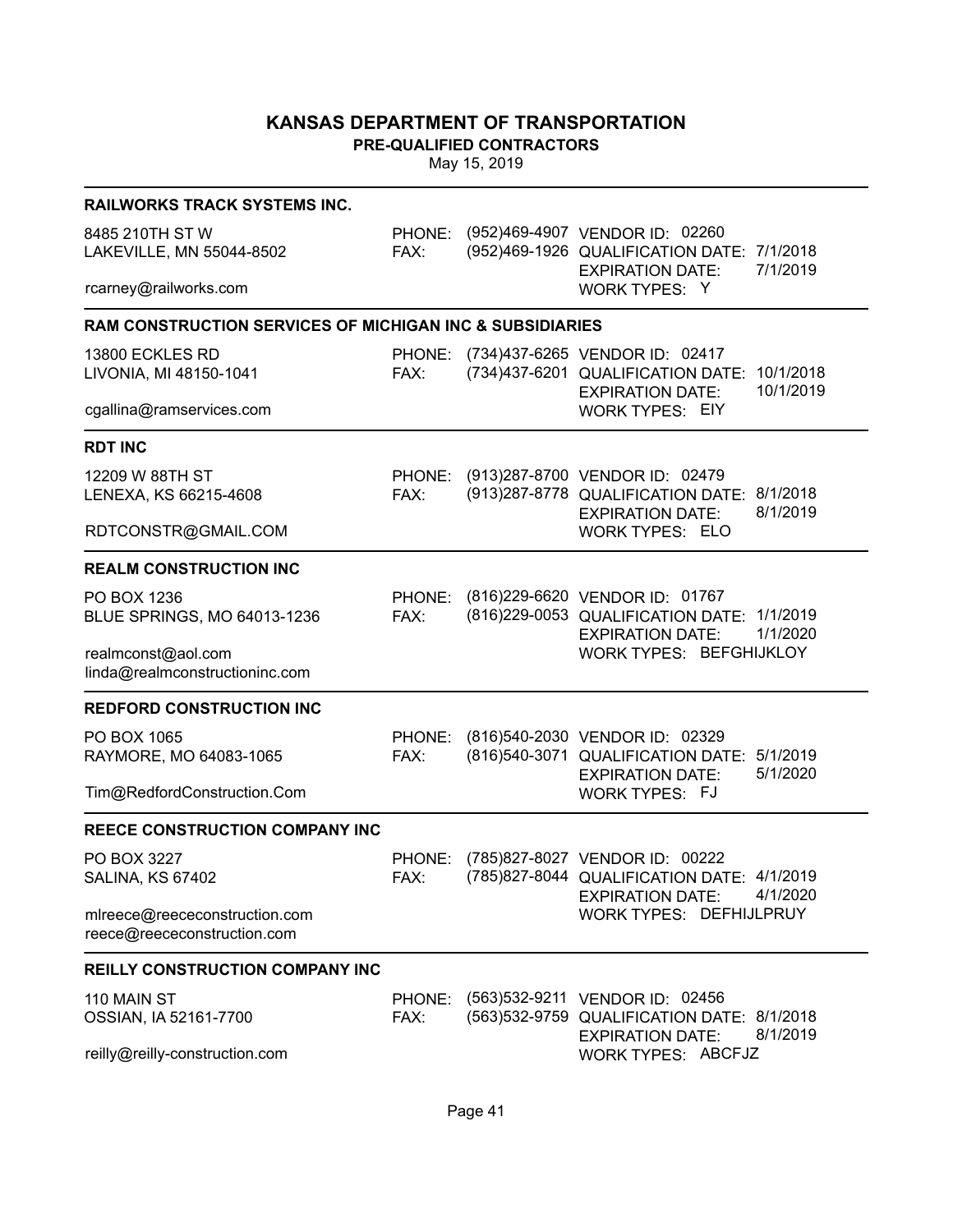# KANSAS DEPARTMENT OF TRANSPORTATION

**PRE-QUALIFIED CONTRACTORS**

May 15, 2019

---

### RAILWORKS TRACK SYSTEMS INC.

8485 210TH ST W
LAKEVILLE, MN 55044-8502

rcarney@railworks.com

PHONE: (952)469-4907
FAX: (952)469-1926

VENDOR ID: 02260
QUALIFICATION DATE: 7/1/2018
EXPIRATION DATE: 7/1/2019
WORK TYPES: Y

---

### RAM CONSTRUCTION SERVICES OF MICHIGAN INC & SUBSIDIARIES

13800 ECKLES RD
LIVONIA, MI 48150-1041

cgallina@ramservices.com

PHONE: (734)437-6265
FAX: (734)437-6201

VENDOR ID: 02417
QUALIFICATION DATE: 10/1/2018
EXPIRATION DATE: 10/1/2019
WORK TYPES: EIY

---

### RDT INC

12209 W 88TH ST
LENEXA, KS 66215-4608

RDTCONSTR@GMAIL.COM

PHONE: (913)287-8700
FAX: (913)287-8778

VENDOR ID: 02479
QUALIFICATION DATE: 8/1/2018
EXPIRATION DATE: 8/1/2019
WORK TYPES: ELO

---

### REALM CONSTRUCTION INC

PO BOX 1236
BLUE SPRINGS, MO 64013-1236

realmconst@aol.com
linda@realmconstructioninc.com

PHONE: (816)229-6620
FAX: (816)229-0053

VENDOR ID: 01767
QUALIFICATION DATE: 1/1/2019
EXPIRATION DATE: 1/1/2020
WORK TYPES: BEFGHIJKLOY

---

### REDFORD CONSTRUCTION INC

PO BOX 1065
RAYMORE, MO 64083-1065

Tim@RedfordConstruction.Com

PHONE: (816)540-2030
FAX: (816)540-3071

VENDOR ID: 02329
QUALIFICATION DATE: 5/1/2019
EXPIRATION DATE: 5/1/2020
WORK TYPES: FJ

---

### REECE CONSTRUCTION COMPANY INC

PO BOX 3227
SALINA, KS 67402

mlreece@reececonstruction.com
reece@reececonstruction.com

PHONE: (785)827-8027
FAX: (785)827-8044

VENDOR ID: 00222
QUALIFICATION DATE: 4/1/2019
EXPIRATION DATE: 4/1/2020
WORK TYPES: DEFHIJLPRUY

---

### REILLY CONSTRUCTION COMPANY INC

110 MAIN ST
OSSIAN, IA 52161-7700

reilly@reilly-construction.com

PHONE: (563)532-9211
FAX: (563)532-9759

VENDOR ID: 02456
QUALIFICATION DATE: 8/1/2018
EXPIRATION DATE: 8/1/2019
WORK TYPES: ABCFJZ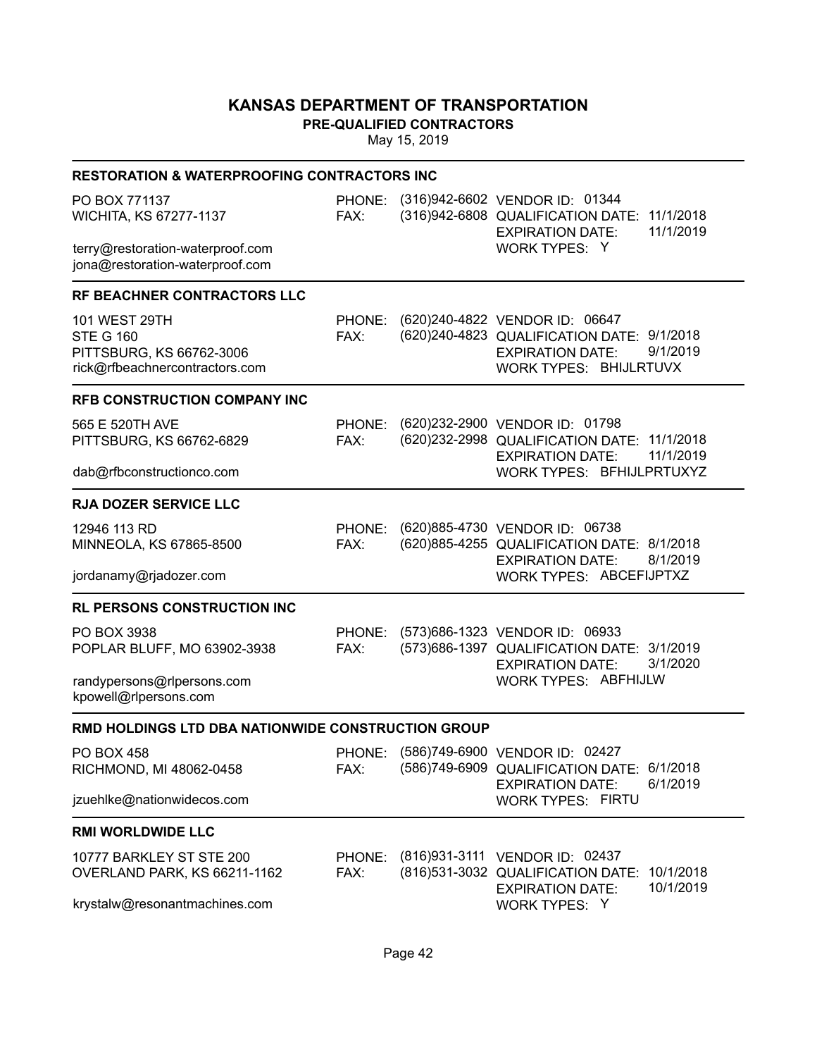# KANSAS DEPARTMENT OF TRANSPORTATION

**PRE-QUALIFIED CONTRACTORS**

May 15, 2019

---

### RESTORATION & WATERPROOFING CONTRACTORS INC

PO BOX 771137
WICHITA, KS 67277-1137

terry@restoration-waterproof.com
jona@restoration-waterproof.com

PHONE: (316)942-6602
FAX: (316)942-6808

VENDOR ID: 01344
QUALIFICATION DATE: 11/1/2018
EXPIRATION DATE: 11/1/2019
WORK TYPES: Y

---

### RF BEACHNER CONTRACTORS LLC

101 WEST 29TH
STE G 160
PITTSBURG, KS 66762-3006
rick@rfbeachnercontractors.com

PHONE: (620)240-4822
FAX: (620)240-4823

VENDOR ID: 06647
QUALIFICATION DATE: 9/1/2018
EXPIRATION DATE: 9/1/2019
WORK TYPES: BHIJLRTUVX

---

### RFB CONSTRUCTION COMPANY INC

565 E 520TH AVE
PITTSBURG, KS 66762-6829

dab@rfbconstructionco.com

PHONE: (620)232-2900
FAX: (620)232-2998

VENDOR ID: 01798
QUALIFICATION DATE: 11/1/2018
EXPIRATION DATE: 11/1/2019
WORK TYPES: BFHIJLPRTUXYZ

---

### RJA DOZER SERVICE LLC

12946 113 RD
MINNEOLA, KS 67865-8500

jordanamy@rjadozer.com

PHONE: (620)885-4730
FAX: (620)885-4255

VENDOR ID: 06738
QUALIFICATION DATE: 8/1/2018
EXPIRATION DATE: 8/1/2019
WORK TYPES: ABCEFIJPTXZ

---

### RL PERSONS CONSTRUCTION INC

PO BOX 3938
POPLAR BLUFF, MO 63902-3938

randypersons@rlpersons.com
kpowell@rlpersons.com

PHONE: (573)686-1323
FAX: (573)686-1397

VENDOR ID: 06933
QUALIFICATION DATE: 3/1/2019
EXPIRATION DATE: 3/1/2020
WORK TYPES: ABFHIJLW

---

### RMD HOLDINGS LTD DBA NATIONWIDE CONSTRUCTION GROUP

PO BOX 458
RICHMOND, MI 48062-0458

jzuehlke@nationwidecos.com

PHONE: (586)749-6900
FAX: (586)749-6909

VENDOR ID: 02427
QUALIFICATION DATE: 6/1/2018
EXPIRATION DATE: 6/1/2019
WORK TYPES: FIRTU

---

### RMI WORLDWIDE LLC

10777 BARKLEY ST STE 200
OVERLAND PARK, KS 66211-1162

krystalw@resonantmachines.com

PHONE: (816)931-3111
FAX: (816)531-3032

VENDOR ID: 02437
QUALIFICATION DATE: 10/1/2018
EXPIRATION DATE: 10/1/2019
WORK TYPES: Y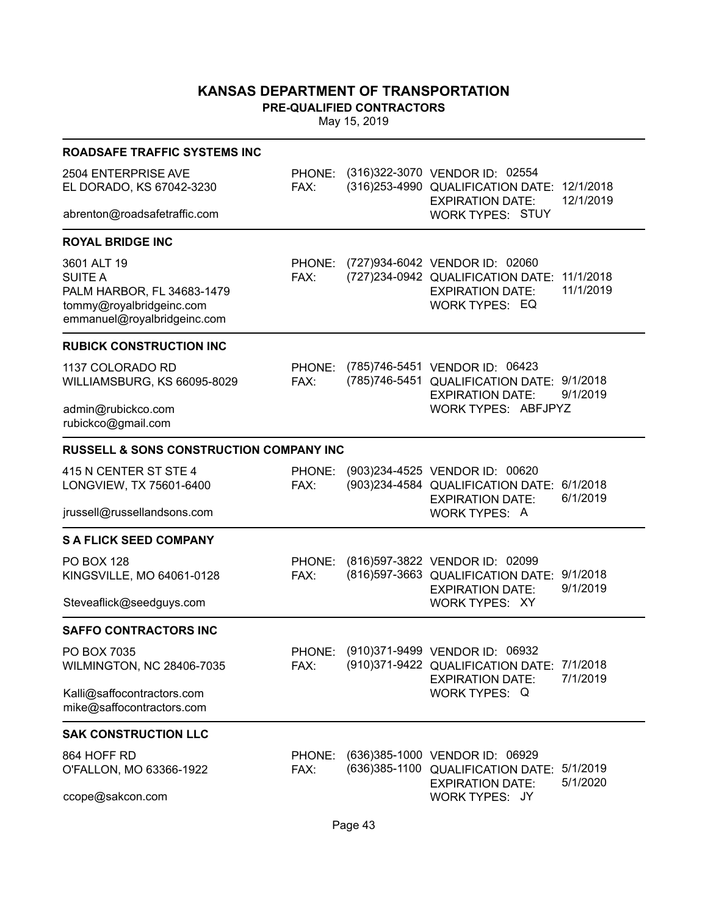# KANSAS DEPARTMENT OF TRANSPORTATION

**PRE-QUALIFIED CONTRACTORS**

May 15, 2019

### ROADSAFE TRAFFIC SYSTEMS INC

2504 ENTERPRISE AVE
EL DORADO, KS 67042-3230

abrenton@roadsafetraffic.com

PHONE: (316)322-3070
FAX: (316)253-4990

VENDOR ID: 02554
QUALIFICATION DATE: 12/1/2018
EXPIRATION DATE: 12/1/2019
WORK TYPES: STUY

### ROYAL BRIDGE INC

3601 ALT 19
SUITE A
PALM HARBOR, FL 34683-1479
tommy@royalbridgeinc.com
emmanuel@royalbridgeinc.com

PHONE: (727)934-6042
FAX: (727)234-0942

VENDOR ID: 02060
QUALIFICATION DATE: 11/1/2018
EXPIRATION DATE: 11/1/2019
WORK TYPES: EQ

### RUBICK CONSTRUCTION INC

1137 COLORADO RD
WILLIAMSBURG, KS 66095-8029

admin@rubickco.com
rubickco@gmail.com

PHONE: (785)746-5451
FAX: (785)746-5451

VENDOR ID: 06423
QUALIFICATION DATE: 9/1/2018
EXPIRATION DATE: 9/1/2019
WORK TYPES: ABFJPYZ

### RUSSELL & SONS CONSTRUCTION COMPANY INC

415 N CENTER ST STE 4
LONGVIEW, TX 75601-6400

jrussell@russellandsons.com

PHONE: (903)234-4525
FAX: (903)234-4584

VENDOR ID: 00620
QUALIFICATION DATE: 6/1/2018
EXPIRATION DATE: 6/1/2019
WORK TYPES: A

### S A FLICK SEED COMPANY

PO BOX 128
KINGSVILLE, MO 64061-0128

Steveaflick@seedguys.com

PHONE: (816)597-3822
FAX: (816)597-3663

VENDOR ID: 02099
QUALIFICATION DATE: 9/1/2018
EXPIRATION DATE: 9/1/2019
WORK TYPES: XY

### SAFFO CONTRACTORS INC

PO BOX 7035
WILMINGTON, NC 28406-7035

Kalli@saffocontractors.com
mike@saffocontractors.com

PHONE: (910)371-9499
FAX: (910)371-9422

VENDOR ID: 06932
QUALIFICATION DATE: 7/1/2018
EXPIRATION DATE: 7/1/2019
WORK TYPES: Q

### SAK CONSTRUCTION LLC

864 HOFF RD
O'FALLON, MO 63366-1922

ccope@sakcon.com

PHONE: (636)385-1000
FAX: (636)385-1100

VENDOR ID: 06929
QUALIFICATION DATE: 5/1/2019
EXPIRATION DATE: 5/1/2020
WORK TYPES: JY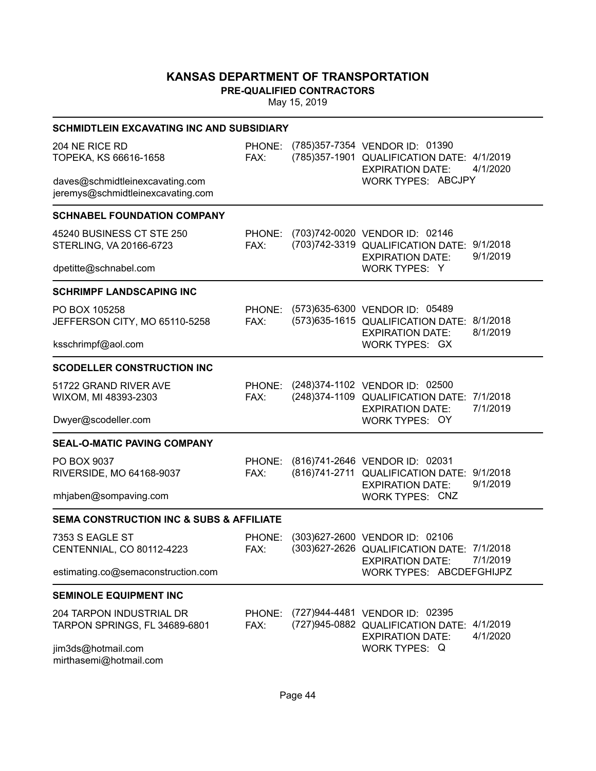# KANSAS DEPARTMENT OF TRANSPORTATION

**PRE-QUALIFIED CONTRACTORS**

May 15, 2019

### SCHMIDTLEIN EXCAVATING INC AND SUBSIDIARY

204 NE RICE RD
TOPEKA, KS 66616-1658

daves@schmidtleinexcavating.com
jeremys@schmidtleinexcavating.com

PHONE: (785)357-7354
FAX: (785)357-1901

VENDOR ID: 01390
QUALIFICATION DATE: 4/1/2019
EXPIRATION DATE: 4/1/2020
WORK TYPES: ABCJPY

### SCHNABEL FOUNDATION COMPANY

45240 BUSINESS CT STE 250
STERLING, VA 20166-6723

dpetitte@schnabel.com

PHONE: (703)742-0020
FAX: (703)742-3319

VENDOR ID: 02146
QUALIFICATION DATE: 9/1/2018
EXPIRATION DATE: 9/1/2019
WORK TYPES: Y

### SCHRIMPF LANDSCAPING INC

PO BOX 105258
JEFFERSON CITY, MO 65110-5258

ksschrimpf@aol.com

PHONE: (573)635-6300
FAX: (573)635-1615

VENDOR ID: 05489
QUALIFICATION DATE: 8/1/2018
EXPIRATION DATE: 8/1/2019
WORK TYPES: GX

### SCODELLER CONSTRUCTION INC

51722 GRAND RIVER AVE
WIXOM, MI 48393-2303

Dwyer@scodeller.com

PHONE: (248)374-1102
FAX: (248)374-1109

VENDOR ID: 02500
QUALIFICATION DATE: 7/1/2018
EXPIRATION DATE: 7/1/2019
WORK TYPES: OY

### SEAL-O-MATIC PAVING COMPANY

PO BOX 9037
RIVERSIDE, MO 64168-9037

mhjaben@sompaving.com

PHONE: (816)741-2646
FAX: (816)741-2711

VENDOR ID: 02031
QUALIFICATION DATE: 9/1/2018
EXPIRATION DATE: 9/1/2019
WORK TYPES: CNZ

### SEMA CONSTRUCTION INC & SUBS & AFFILIATE

7353 S EAGLE ST
CENTENNIAL, CO 80112-4223

estimating.co@semaconstruction.com

PHONE: (303)627-2600
FAX: (303)627-2626

VENDOR ID: 02106
QUALIFICATION DATE: 7/1/2018
EXPIRATION DATE: 7/1/2019
WORK TYPES: ABCDEFGHIJPZ

### SEMINOLE EQUIPMENT INC

204 TARPON INDUSTRIAL DR
TARPON SPRINGS, FL 34689-6801

jim3ds@hotmail.com
mirthasemi@hotmail.com

PHONE: (727)944-4481
FAX: (727)945-0882

VENDOR ID: 02395
QUALIFICATION DATE: 4/1/2019
EXPIRATION DATE: 4/1/2020
WORK TYPES: Q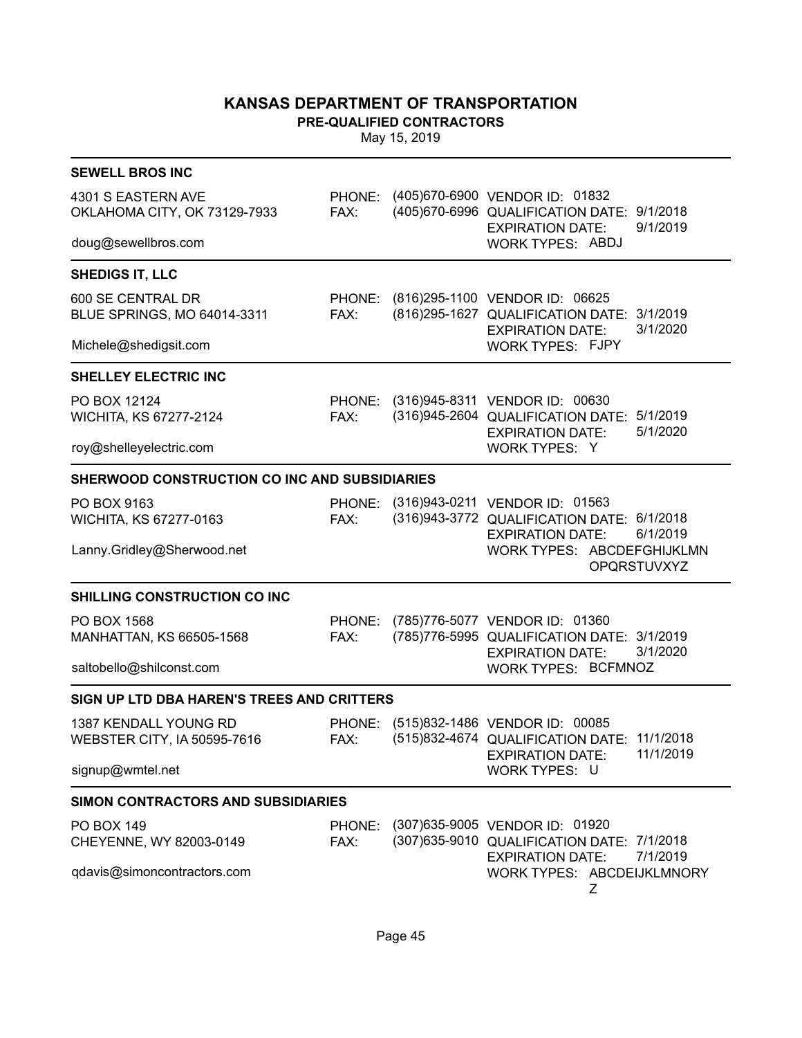# KANSAS DEPARTMENT OF TRANSPORTATION

**PRE-QUALIFIED CONTRACTORS**

May 15, 2019

---

### SEWELL BROS INC

4301 S EASTERN AVE
OKLAHOMA CITY, OK 73129-7933

doug@sewellbros.com

PHONE: (405)670-6900
FAX: (405)670-6996

VENDOR ID: 01832
QUALIFICATION DATE: 9/1/2018
EXPIRATION DATE: 9/1/2019
WORK TYPES: ABDJ

---

### SHEDIGS IT, LLC

600 SE CENTRAL DR
BLUE SPRINGS, MO 64014-3311

Michele@shedigsit.com

PHONE: (816)295-1100
FAX: (816)295-1627

VENDOR ID: 06625
QUALIFICATION DATE: 3/1/2019
EXPIRATION DATE: 3/1/2020
WORK TYPES: FJPY

---

### SHELLEY ELECTRIC INC

PO BOX 12124
WICHITA, KS 67277-2124

roy@shelleyelectric.com

PHONE: (316)945-8311
FAX: (316)945-2604

VENDOR ID: 00630
QUALIFICATION DATE: 5/1/2019
EXPIRATION DATE: 5/1/2020
WORK TYPES: Y

---

### SHERWOOD CONSTRUCTION CO INC AND SUBSIDIARIES

PO BOX 9163
WICHITA, KS 67277-0163

Lanny.Gridley@Sherwood.net

PHONE: (316)943-0211
FAX: (316)943-3772

VENDOR ID: 01563
QUALIFICATION DATE: 6/1/2018
EXPIRATION DATE: 6/1/2019
WORK TYPES: ABCDEFGHIJKLMNOPQRSTUVXYZ

---

### SHILLING CONSTRUCTION CO INC

PO BOX 1568
MANHATTAN, KS 66505-1568

saltobello@shilconst.com

PHONE: (785)776-5077
FAX: (785)776-5995

VENDOR ID: 01360
QUALIFICATION DATE: 3/1/2019
EXPIRATION DATE: 3/1/2020
WORK TYPES: BCFMNOZ

---

### SIGN UP LTD DBA HAREN'S TREES AND CRITTERS

1387 KENDALL YOUNG RD
WEBSTER CITY, IA 50595-7616

signup@wmtel.net

PHONE: (515)832-1486
FAX: (515)832-4674

VENDOR ID: 00085
QUALIFICATION DATE: 11/1/2018
EXPIRATION DATE: 11/1/2019
WORK TYPES: U

---

### SIMON CONTRACTORS AND SUBSIDIARIES

PO BOX 149
CHEYENNE, WY 82003-0149

qdavis@simoncontractors.com

PHONE: (307)635-9005
FAX: (307)635-9010

VENDOR ID: 01920
QUALIFICATION DATE: 7/1/2018
EXPIRATION DATE: 7/1/2019
WORK TYPES: ABCDEIJKLMNORYZ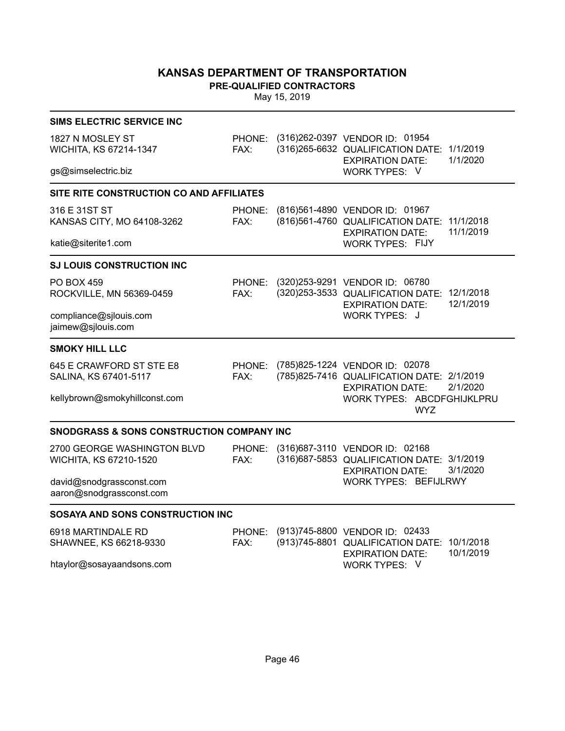# KANSAS DEPARTMENT OF TRANSPORTATION

## PRE-QUALIFIED CONTRACTORS

May 15, 2019

### SIMS ELECTRIC SERVICE INC

1827 N MOSLEY ST
WICHITA, KS 67214-1347

gs@simselectric.biz

PHONE: (316)262-0397
FAX: (316)265-6632

VENDOR ID: 01954
QUALIFICATION DATE: 1/1/2019
EXPIRATION DATE: 1/1/2020
WORK TYPES: V

### SITE RITE CONSTRUCTION CO AND AFFILIATES

316 E 31ST ST
KANSAS CITY, MO 64108-3262

katie@siterite1.com

PHONE: (816)561-4890
FAX: (816)561-4760

VENDOR ID: 01967
QUALIFICATION DATE: 11/1/2018
EXPIRATION DATE: 11/1/2019
WORK TYPES: FIJY

### SJ LOUIS CONSTRUCTION INC

PO BOX 459
ROCKVILLE, MN 56369-0459

compliance@sjlouis.com
jaimew@sjlouis.com

PHONE: (320)253-9291
FAX: (320)253-3533

VENDOR ID: 06780
QUALIFICATION DATE: 12/1/2018
EXPIRATION DATE: 12/1/2019
WORK TYPES: J

### SMOKY HILL LLC

645 E CRAWFORD ST STE E8
SALINA, KS 67401-5117

kellybrown@smokyhillconst.com

PHONE: (785)825-1224
FAX: (785)825-7416

VENDOR ID: 02078
QUALIFICATION DATE: 2/1/2019
EXPIRATION DATE: 2/1/2020
WORK TYPES: ABCDFGHIJKLPRUWYZ

### SNODGRASS & SONS CONSTRUCTION COMPANY INC

2700 GEORGE WASHINGTON BLVD
WICHITA, KS 67210-1520

david@snodgrassconst.com
aaron@snodgrassconst.com

PHONE: (316)687-3110
FAX: (316)687-5853

VENDOR ID: 02168
QUALIFICATION DATE: 3/1/2019
EXPIRATION DATE: 3/1/2020
WORK TYPES: BEFIJLRWY

### SOSAYA AND SONS CONSTRUCTION INC

6918 MARTINDALE RD
SHAWNEE, KS 66218-9330

htaylor@sosayaandsons.com

PHONE: (913)745-8800
FAX: (913)745-8801

VENDOR ID: 02433
QUALIFICATION DATE: 10/1/2018
EXPIRATION DATE: 10/1/2019
WORK TYPES: V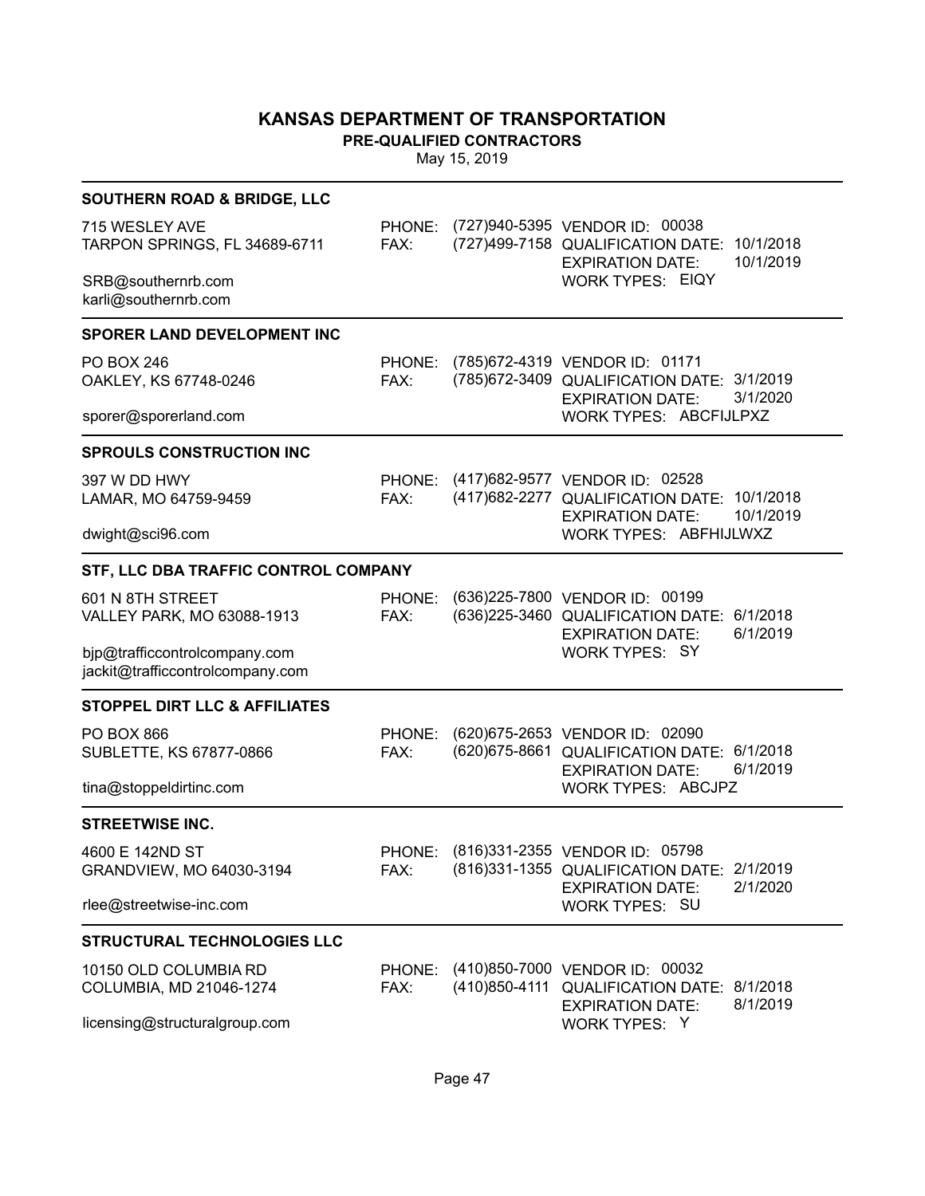# KANSAS DEPARTMENT OF TRANSPORTATION

**PRE-QUALIFIED CONTRACTORS**

May 15, 2019

### SOUTHERN ROAD & BRIDGE, LLC

715 WESLEY AVE
TARPON SPRINGS, FL 34689-6711

SRB@southernrb.com
karli@southernrb.com

PHONE: (727)940-5395
FAX: (727)499-7158

VENDOR ID: 00038
QUALIFICATION DATE: 10/1/2018
EXPIRATION DATE: 10/1/2019
WORK TYPES: EIQY

### SPORER LAND DEVELOPMENT INC

PO BOX 246
OAKLEY, KS 67748-0246

sporer@sporerland.com

PHONE: (785)672-4319
FAX: (785)672-3409

VENDOR ID: 01171
QUALIFICATION DATE: 3/1/2019
EXPIRATION DATE: 3/1/2020
WORK TYPES: ABCFIJLPXZ

### SPROULS CONSTRUCTION INC

397 W DD HWY
LAMAR, MO 64759-9459

dwight@sci96.com

PHONE: (417)682-9577
FAX: (417)682-2277

VENDOR ID: 02528
QUALIFICATION DATE: 10/1/2018
EXPIRATION DATE: 10/1/2019
WORK TYPES: ABFHIJLWXZ

### STF, LLC DBA TRAFFIC CONTROL COMPANY

601 N 8TH STREET
VALLEY PARK, MO 63088-1913

bjp@trafficcontrolcompany.com
jackit@trafficcontrolcompany.com

PHONE: (636)225-7800
FAX: (636)225-3460

VENDOR ID: 00199
QUALIFICATION DATE: 6/1/2018
EXPIRATION DATE: 6/1/2019
WORK TYPES: SY

### STOPPEL DIRT LLC & AFFILIATES

PO BOX 866
SUBLETTE, KS 67877-0866

tina@stoppeldirtinc.com

PHONE: (620)675-2653
FAX: (620)675-8661

VENDOR ID: 02090
QUALIFICATION DATE: 6/1/2018
EXPIRATION DATE: 6/1/2019
WORK TYPES: ABCJPZ

### STREETWISE INC.

4600 E 142ND ST
GRANDVIEW, MO 64030-3194

rlee@streetwise-inc.com

PHONE: (816)331-2355
FAX: (816)331-1355

VENDOR ID: 05798
QUALIFICATION DATE: 2/1/2019
EXPIRATION DATE: 2/1/2020
WORK TYPES: SU

### STRUCTURAL TECHNOLOGIES LLC

10150 OLD COLUMBIA RD
COLUMBIA, MD 21046-1274

licensing@structuralgroup.com

PHONE: (410)850-7000
FAX: (410)850-4111

VENDOR ID: 00032
QUALIFICATION DATE: 8/1/2018
EXPIRATION DATE: 8/1/2019
WORK TYPES: Y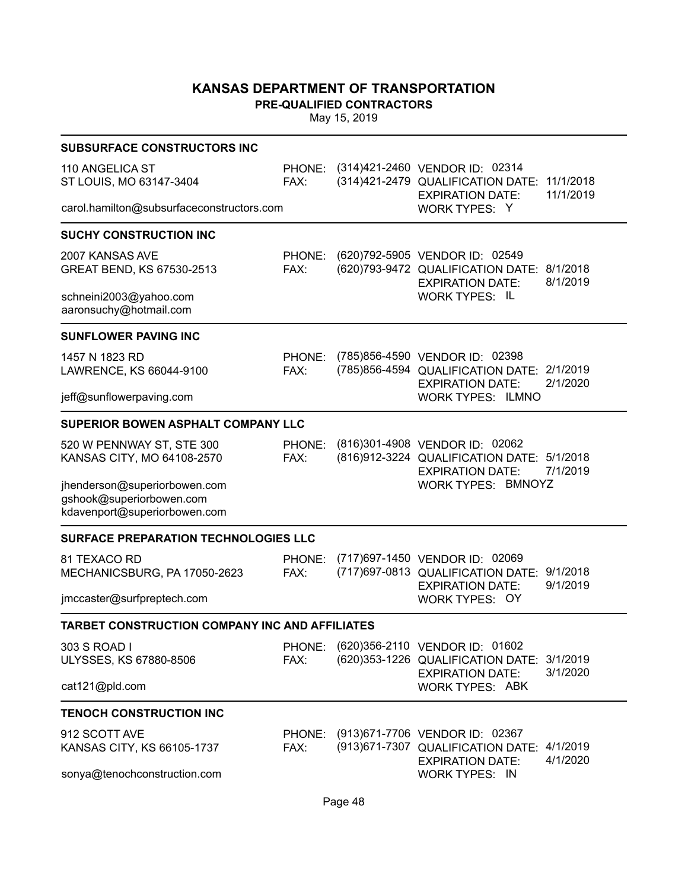# KANSAS DEPARTMENT OF TRANSPORTATION

**PRE-QUALIFIED CONTRACTORS**

May 15, 2019

---

### SUBSURFACE CONSTRUCTORS INC

110 ANGELICA ST
ST LOUIS, MO 63147-3404

carol.hamilton@subsurfaceconstructors.com

PHONE: (314)421-2460
FAX: (314)421-2479

VENDOR ID: 02314
QUALIFICATION DATE: 11/1/2018
EXPIRATION DATE: 11/1/2019
WORK TYPES: Y

---

### SUCHY CONSTRUCTION INC

2007 KANSAS AVE
GREAT BEND, KS 67530-2513

schneini2003@yahoo.com
aaronsuchy@hotmail.com

PHONE: (620)792-5905
FAX: (620)793-9472

VENDOR ID: 02549
QUALIFICATION DATE: 8/1/2018
EXPIRATION DATE: 8/1/2019
WORK TYPES: IL

---

### SUNFLOWER PAVING INC

1457 N 1823 RD
LAWRENCE, KS 66044-9100

jeff@sunflowerpaving.com

PHONE: (785)856-4590
FAX: (785)856-4594

VENDOR ID: 02398
QUALIFICATION DATE: 2/1/2019
EXPIRATION DATE: 2/1/2020
WORK TYPES: ILMNO

---

### SUPERIOR BOWEN ASPHALT COMPANY LLC

520 W PENNWAY ST, STE 300
KANSAS CITY, MO 64108-2570

jhenderson@superiorbowen.com
gshook@superiorbowen.com
kdavenport@superiorbowen.com

PHONE: (816)301-4908
FAX: (816)912-3224

VENDOR ID: 02062
QUALIFICATION DATE: 5/1/2018
EXPIRATION DATE: 7/1/2019
WORK TYPES: BMNOYZ

---

### SURFACE PREPARATION TECHNOLOGIES LLC

81 TEXACO RD
MECHANICSBURG, PA 17050-2623

jmccaster@surfpreptech.com

PHONE: (717)697-1450
FAX: (717)697-0813

VENDOR ID: 02069
QUALIFICATION DATE: 9/1/2018
EXPIRATION DATE: 9/1/2019
WORK TYPES: OY

---

### TARBET CONSTRUCTION COMPANY INC AND AFFILIATES

303 S ROAD I
ULYSSES, KS 67880-8506

cat121@pld.com

PHONE: (620)356-2110
FAX: (620)353-1226

VENDOR ID: 01602
QUALIFICATION DATE: 3/1/2019
EXPIRATION DATE: 3/1/2020
WORK TYPES: ABK

---

### TENOCH CONSTRUCTION INC

912 SCOTT AVE
KANSAS CITY, KS 66105-1737

sonya@tenochconstruction.com

PHONE: (913)671-7706
FAX: (913)671-7307

VENDOR ID: 02367
QUALIFICATION DATE: 4/1/2019
EXPIRATION DATE: 4/1/2020
WORK TYPES: IN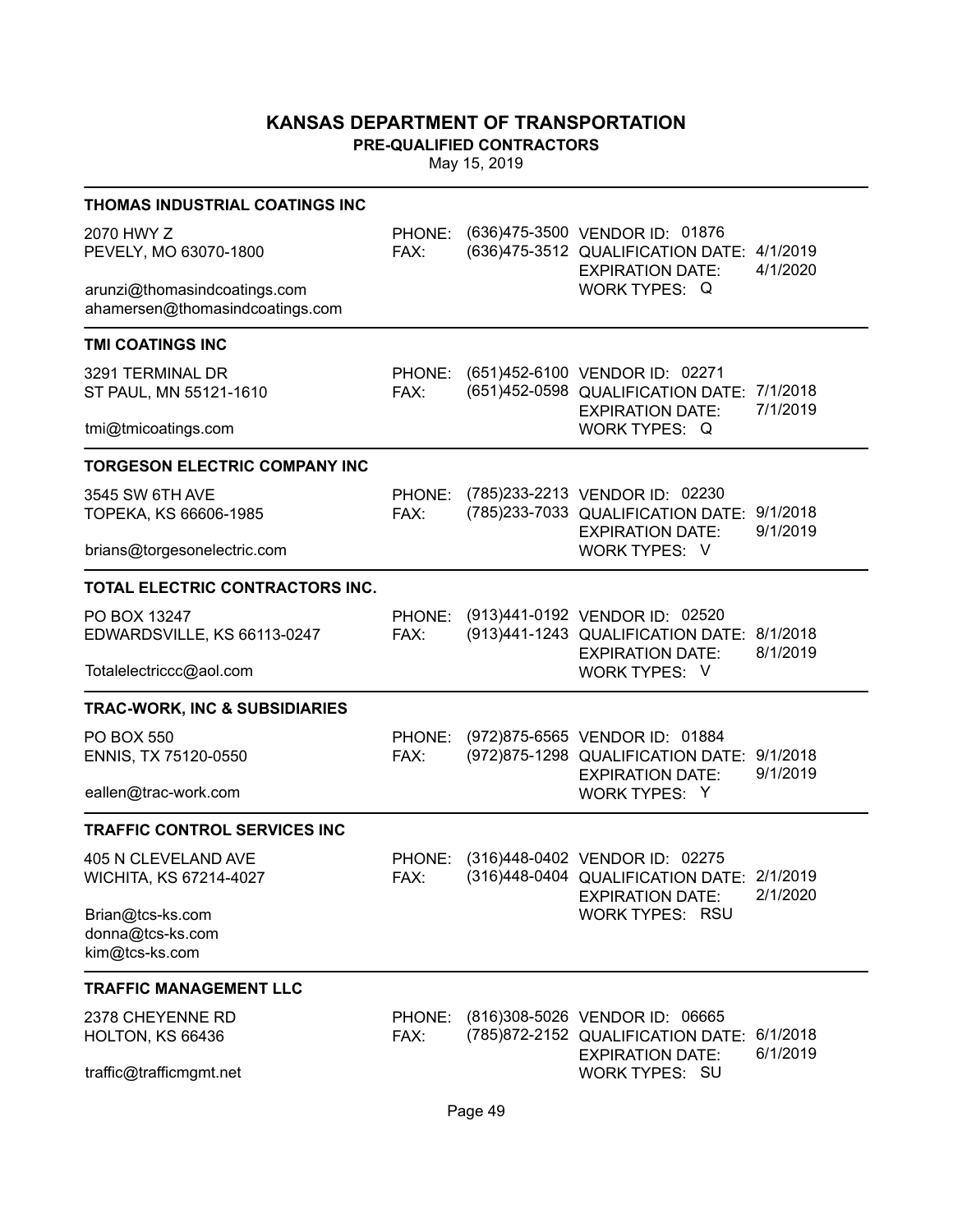# KANSAS DEPARTMENT OF TRANSPORTATION

**PRE-QUALIFIED CONTRACTORS**

May 15, 2019

### THOMAS INDUSTRIAL COATINGS INC

2070 HWY Z
PEVELY, MO 63070-1800

arunzi@thomasindcoatings.com
ahamersen@thomasindcoatings.com

PHONE: (636)475-3500
FAX: (636)475-3512

VENDOR ID: 01876
QUALIFICATION DATE: 4/1/2019
EXPIRATION DATE: 4/1/2020
WORK TYPES: Q

### TMI COATINGS INC

3291 TERMINAL DR
ST PAUL, MN 55121-1610

tmi@tmicoatings.com

PHONE: (651)452-6100
FAX: (651)452-0598

VENDOR ID: 02271
QUALIFICATION DATE: 7/1/2018
EXPIRATION DATE: 7/1/2019
WORK TYPES: Q

### TORGESON ELECTRIC COMPANY INC

3545 SW 6TH AVE
TOPEKA, KS 66606-1985

brians@torgesonelectric.com

PHONE: (785)233-2213
FAX: (785)233-7033

VENDOR ID: 02230
QUALIFICATION DATE: 9/1/2018
EXPIRATION DATE: 9/1/2019
WORK TYPES: V

### TOTAL ELECTRIC CONTRACTORS INC.

PO BOX 13247
EDWARDSVILLE, KS 66113-0247

Totalelectriccc@aol.com

PHONE: (913)441-0192
FAX: (913)441-1243

VENDOR ID: 02520
QUALIFICATION DATE: 8/1/2018
EXPIRATION DATE: 8/1/2019
WORK TYPES: V

### TRAC-WORK, INC & SUBSIDIARIES

PO BOX 550
ENNIS, TX 75120-0550

eallen@trac-work.com

PHONE: (972)875-6565
FAX: (972)875-1298

VENDOR ID: 01884
QUALIFICATION DATE: 9/1/2018
EXPIRATION DATE: 9/1/2019
WORK TYPES: Y

### TRAFFIC CONTROL SERVICES INC

405 N CLEVELAND AVE
WICHITA, KS 67214-4027

Brian@tcs-ks.com
donna@tcs-ks.com
kim@tcs-ks.com

PHONE: (316)448-0402
FAX: (316)448-0404

VENDOR ID: 02275
QUALIFICATION DATE: 2/1/2019
EXPIRATION DATE: 2/1/2020
WORK TYPES: RSU

### TRAFFIC MANAGEMENT LLC

2378 CHEYENNE RD
HOLTON, KS 66436

traffic@trafficmgmt.net

PHONE: (816)308-5026
FAX: (785)872-2152

VENDOR ID: 06665
QUALIFICATION DATE: 6/1/2018
EXPIRATION DATE: 6/1/2019
WORK TYPES: SU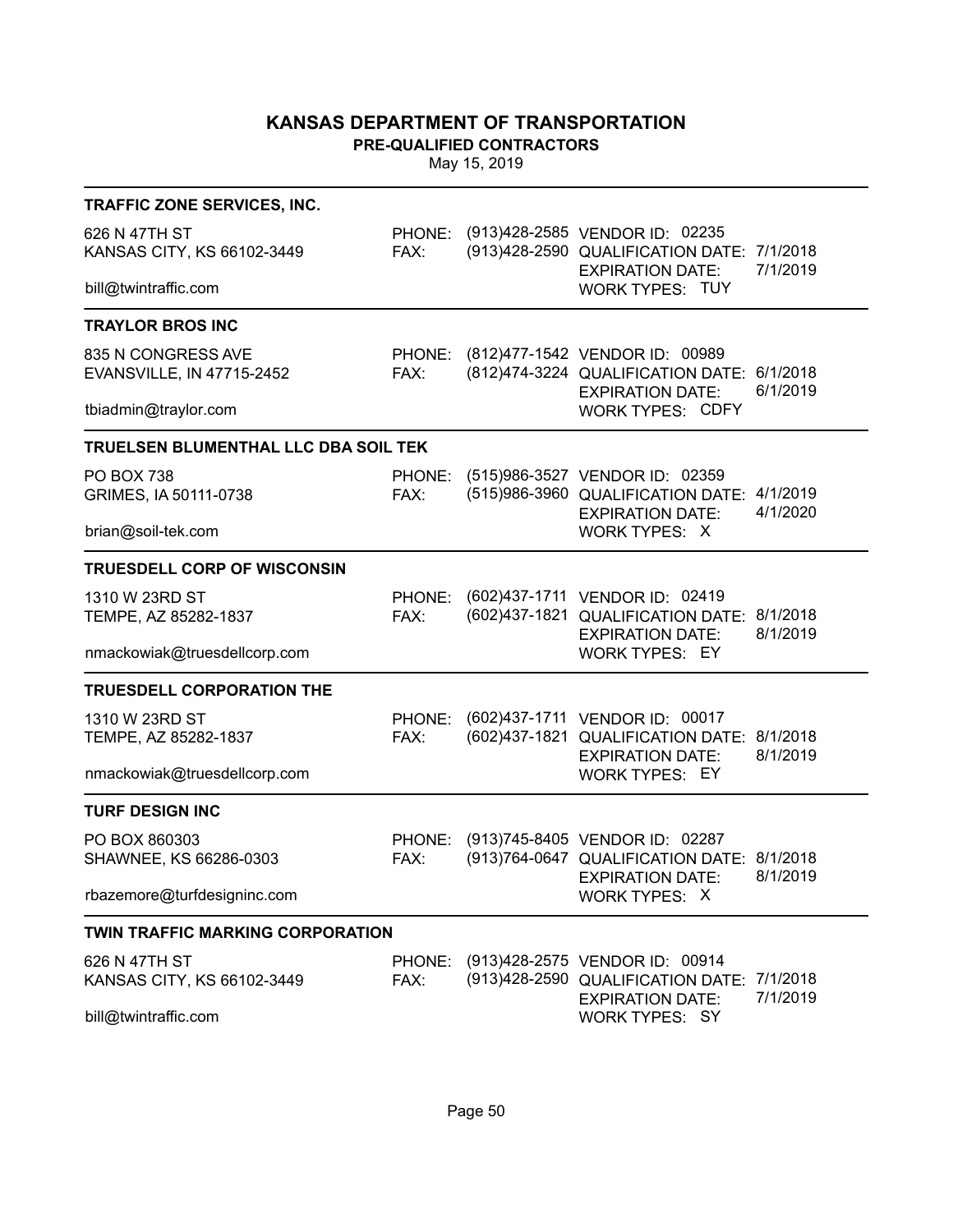# KANSAS DEPARTMENT OF TRANSPORTATION

**PRE-QUALIFIED CONTRACTORS**

May 15, 2019

### TRAFFIC ZONE SERVICES, INC.

626 N 47TH ST
KANSAS CITY, KS 66102-3449

bill@twintraffic.com

PHONE: (913)428-2585
FAX: (913)428-2590

VENDOR ID: 02235
QUALIFICATION DATE: 7/1/2018
EXPIRATION DATE: 7/1/2019
WORK TYPES: TUY

### TRAYLOR BROS INC

835 N CONGRESS AVE
EVANSVILLE, IN 47715-2452

tbiadmin@traylor.com

PHONE: (812)477-1542
FAX: (812)474-3224

VENDOR ID: 00989
QUALIFICATION DATE: 6/1/2018
EXPIRATION DATE: 6/1/2019
WORK TYPES: CDFY

### TRUELSEN BLUMENTHAL LLC DBA SOIL TEK

PO BOX 738
GRIMES, IA 50111-0738

brian@soil-tek.com

PHONE: (515)986-3527
FAX: (515)986-3960

VENDOR ID: 02359
QUALIFICATION DATE: 4/1/2019
EXPIRATION DATE: 4/1/2020
WORK TYPES: X

### TRUESDELL CORP OF WISCONSIN

1310 W 23RD ST
TEMPE, AZ 85282-1837

nmackowiak@truesdellcorp.com

PHONE: (602)437-1711
FAX: (602)437-1821

VENDOR ID: 02419
QUALIFICATION DATE: 8/1/2018
EXPIRATION DATE: 8/1/2019
WORK TYPES: EY

### TRUESDELL CORPORATION THE

1310 W 23RD ST
TEMPE, AZ 85282-1837

nmackowiak@truesdellcorp.com

PHONE: (602)437-1711
FAX: (602)437-1821

VENDOR ID: 00017
QUALIFICATION DATE: 8/1/2018
EXPIRATION DATE: 8/1/2019
WORK TYPES: EY

### TURF DESIGN INC

PO BOX 860303
SHAWNEE, KS 66286-0303

rbazemore@turfdesigninc.com

PHONE: (913)745-8405
FAX: (913)764-0647

VENDOR ID: 02287
QUALIFICATION DATE: 8/1/2018
EXPIRATION DATE: 8/1/2019
WORK TYPES: X

### TWIN TRAFFIC MARKING CORPORATION

626 N 47TH ST
KANSAS CITY, KS 66102-3449

bill@twintraffic.com

PHONE: (913)428-2575
FAX: (913)428-2590

VENDOR ID: 00914
QUALIFICATION DATE: 7/1/2018
EXPIRATION DATE: 7/1/2019
WORK TYPES: SY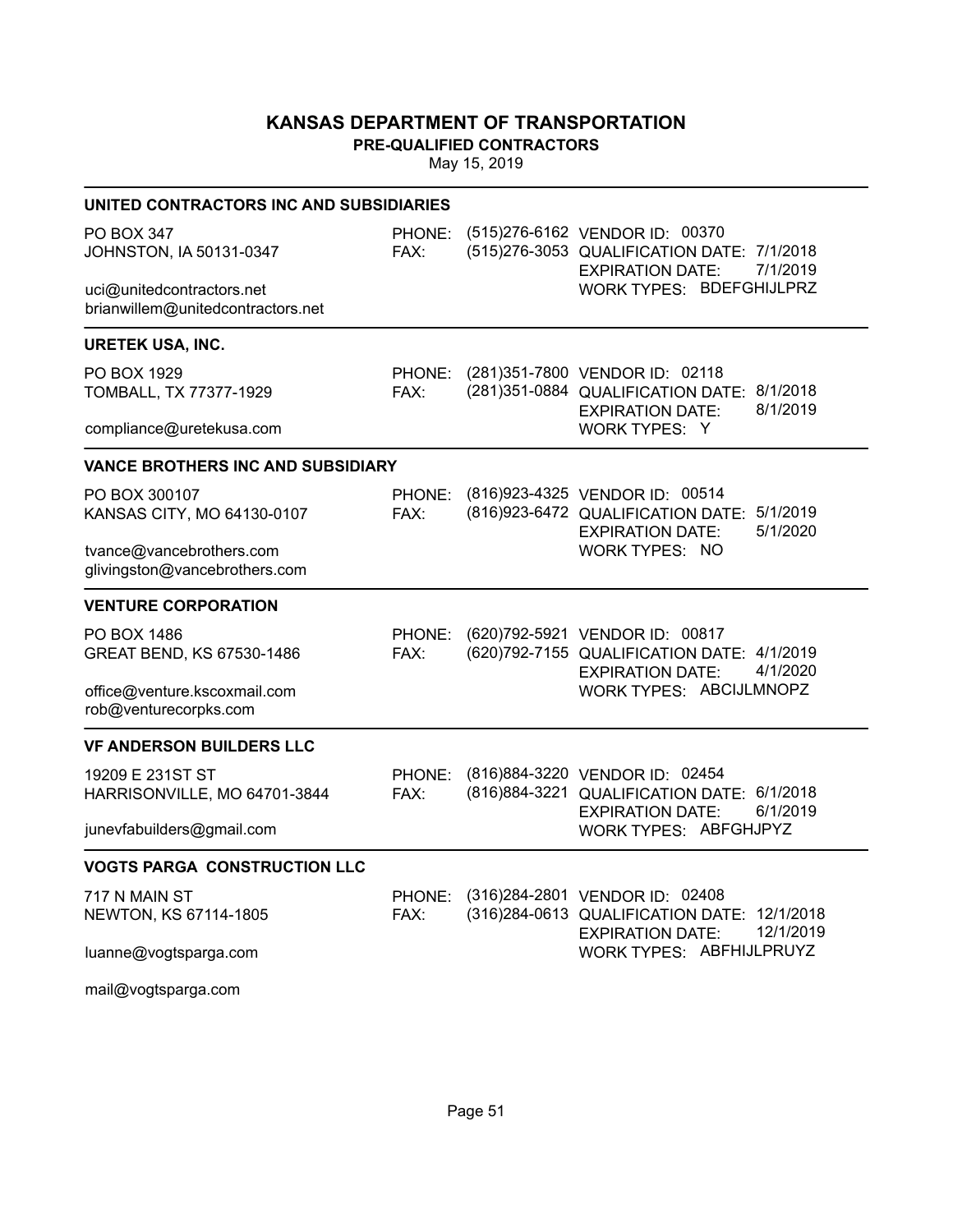# KANSAS DEPARTMENT OF TRANSPORTATION

**PRE-QUALIFIED CONTRACTORS**

May 15, 2019

---

### UNITED CONTRACTORS INC AND SUBSIDIARIES

PO BOX 347
JOHNSTON, IA 50131-0347

PHONE: (515)276-6162
FAX: (515)276-3053

VENDOR ID: 00370
QUALIFICATION DATE: 7/1/2018
EXPIRATION DATE: 7/1/2019
WORK TYPES: BDEFGHIJLPRZ

uci@unitedcontractors.net
brianwillem@unitedcontractors.net

---

### URETEK USA, INC.

PO BOX 1929
TOMBALL, TX 77377-1929

PHONE: (281)351-7800
FAX: (281)351-0884

VENDOR ID: 02118
QUALIFICATION DATE: 8/1/2018
EXPIRATION DATE: 8/1/2019
WORK TYPES: Y

compliance@uretekusa.com

---

### VANCE BROTHERS INC AND SUBSIDIARY

PO BOX 300107
KANSAS CITY, MO 64130-0107

PHONE: (816)923-4325
FAX: (816)923-6472

VENDOR ID: 00514
QUALIFICATION DATE: 5/1/2019
EXPIRATION DATE: 5/1/2020
WORK TYPES: NO

tvance@vancebrothers.com
glivingston@vancebrothers.com

---

### VENTURE CORPORATION

PO BOX 1486
GREAT BEND, KS 67530-1486

PHONE: (620)792-5921
FAX: (620)792-7155

VENDOR ID: 00817
QUALIFICATION DATE: 4/1/2019
EXPIRATION DATE: 4/1/2020
WORK TYPES: ABCIJLMNOPZ

office@venture.kscoxmail.com
rob@venturecorpks.com

---

### VF ANDERSON BUILDERS LLC

19209 E 231ST ST
HARRISONVILLE, MO 64701-3844

PHONE: (816)884-3220
FAX: (816)884-3221

VENDOR ID: 02454
QUALIFICATION DATE: 6/1/2018
EXPIRATION DATE: 6/1/2019
WORK TYPES: ABFGHJPYZ

junevfabuilders@gmail.com

---

### VOGTS PARGA CONSTRUCTION LLC

717 N MAIN ST
NEWTON, KS 67114-1805

PHONE: (316)284-2801
FAX: (316)284-0613

VENDOR ID: 02408
QUALIFICATION DATE: 12/1/2018
EXPIRATION DATE: 12/1/2019
WORK TYPES: ABFHIJLPRUYZ

luanne@vogtsparga.com

mail@vogtsparga.com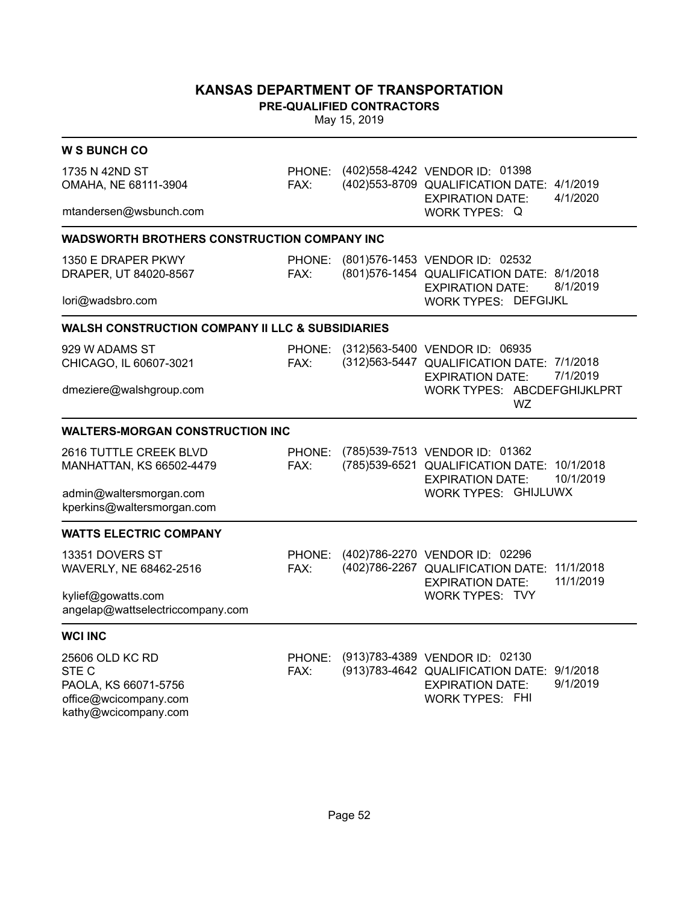# KANSAS DEPARTMENT OF TRANSPORTATION

**PRE-QUALIFIED CONTRACTORS**

May 15, 2019

---

### W S BUNCH CO

1735 N 42ND ST
OMAHA, NE 68111-3904

mtandersen@wsbunch.com

PHONE: (402)558-4242
FAX: (402)553-8709

VENDOR ID: 01398
QUALIFICATION DATE: 4/1/2019
EXPIRATION DATE: 4/1/2020
WORK TYPES: Q

---

### WADSWORTH BROTHERS CONSTRUCTION COMPANY INC

1350 E DRAPER PKWY
DRAPER, UT 84020-8567

lori@wadsbro.com

PHONE: (801)576-1453
FAX: (801)576-1454

VENDOR ID: 02532
QUALIFICATION DATE: 8/1/2018
EXPIRATION DATE: 8/1/2019
WORK TYPES: DEFGIJKL

---

### WALSH CONSTRUCTION COMPANY II LLC & SUBSIDIARIES

929 W ADAMS ST
CHICAGO, IL 60607-3021

dmeziere@walshgroup.com

PHONE: (312)563-5400
FAX: (312)563-5447

VENDOR ID: 06935
QUALIFICATION DATE: 7/1/2018
EXPIRATION DATE: 7/1/2019
WORK TYPES: ABCDEFGHIJKLPRT WZ

---

### WALTERS-MORGAN CONSTRUCTION INC

2616 TUTTLE CREEK BLVD
MANHATTAN, KS 66502-4479

admin@waltersmorgan.com
kperkins@waltersmorgan.com

PHONE: (785)539-7513
FAX: (785)539-6521

VENDOR ID: 01362
QUALIFICATION DATE: 10/1/2018
EXPIRATION DATE: 10/1/2019
WORK TYPES: GHIJLUWX

---

### WATTS ELECTRIC COMPANY

13351 DOVERS ST
WAVERLY, NE 68462-2516

kylief@gowatts.com
angelap@wattselectriccompany.com

PHONE: (402)786-2270
FAX: (402)786-2267

VENDOR ID: 02296
QUALIFICATION DATE: 11/1/2018
EXPIRATION DATE: 11/1/2019
WORK TYPES: TVY

---

### WCI INC

25606 OLD KC RD
STE C
PAOLA, KS 66071-5756
office@wcicompany.com
kathy@wcicompany.com

PHONE: (913)783-4389
FAX: (913)783-4642

VENDOR ID: 02130
QUALIFICATION DATE: 9/1/2018
EXPIRATION DATE: 9/1/2019
WORK TYPES: FHI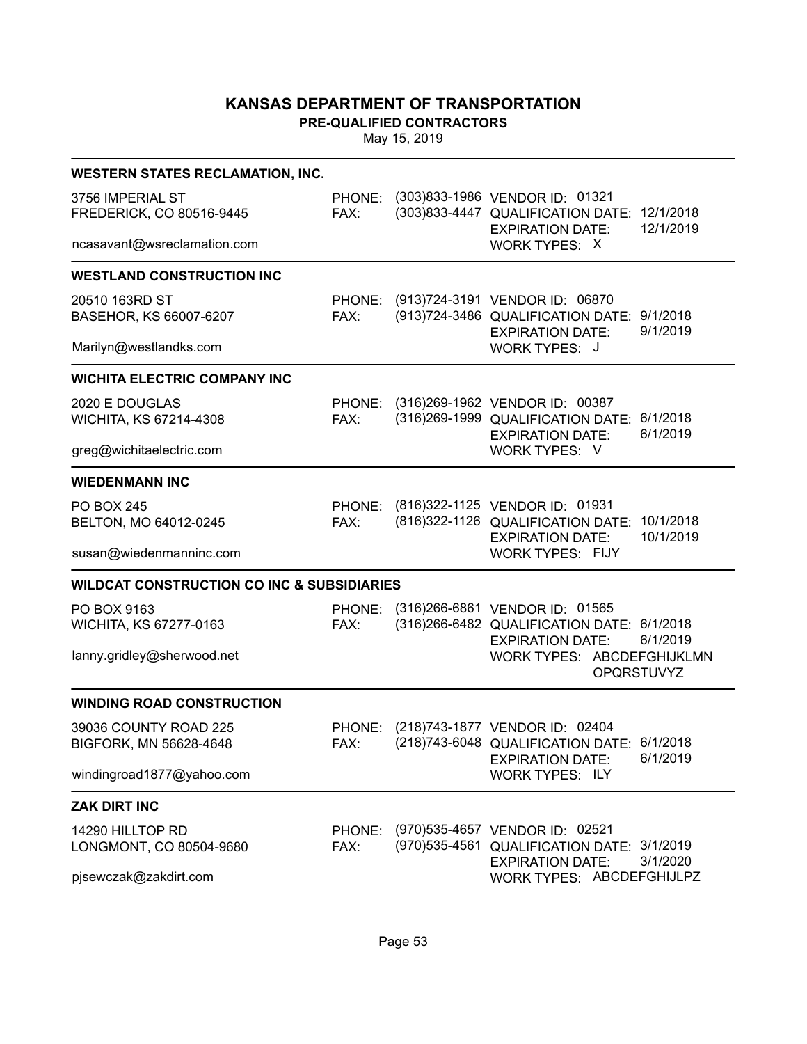# KANSAS DEPARTMENT OF TRANSPORTATION

**PRE-QUALIFIED CONTRACTORS**

May 15, 2019

---

### WESTERN STATES RECLAMATION, INC.

3756 IMPERIAL ST
FREDERICK, CO 80516-9445

ncasavant@wsreclamation.com

PHONE: (303)833-1986
FAX: (303)833-4447

VENDOR ID: 01321
QUALIFICATION DATE: 12/1/2018
EXPIRATION DATE: 12/1/2019
WORK TYPES: X

---

### WESTLAND CONSTRUCTION INC

20510 163RD ST
BASEHOR, KS 66007-6207

Marilyn@westlandks.com

PHONE: (913)724-3191
FAX: (913)724-3486

VENDOR ID: 06870
QUALIFICATION DATE: 9/1/2018
EXPIRATION DATE: 9/1/2019
WORK TYPES: J

---

### WICHITA ELECTRIC COMPANY INC

2020 E DOUGLAS
WICHITA, KS 67214-4308

greg@wichitaelectric.com

PHONE: (316)269-1962
FAX: (316)269-1999

VENDOR ID: 00387
QUALIFICATION DATE: 6/1/2018
EXPIRATION DATE: 6/1/2019
WORK TYPES: V

---

### WIEDENMANN INC

PO BOX 245
BELTON, MO 64012-0245

susan@wiedenmanninc.com

PHONE: (816)322-1125
FAX: (816)322-1126

VENDOR ID: 01931
QUALIFICATION DATE: 10/1/2018
EXPIRATION DATE: 10/1/2019
WORK TYPES: FIJY

---

### WILDCAT CONSTRUCTION CO INC & SUBSIDIARIES

PO BOX 9163
WICHITA, KS 67277-0163

lanny.gridley@sherwood.net

PHONE: (316)266-6861
FAX: (316)266-6482

VENDOR ID: 01565
QUALIFICATION DATE: 6/1/2018
EXPIRATION DATE: 6/1/2019
WORK TYPES: ABCDEFGHIJKLMN OPQRSTUVYZ

---

### WINDING ROAD CONSTRUCTION

39036 COUNTY ROAD 225
BIGFORK, MN 56628-4648

windingroad1877@yahoo.com

PHONE: (218)743-1877
FAX: (218)743-6048

VENDOR ID: 02404
QUALIFICATION DATE: 6/1/2018
EXPIRATION DATE: 6/1/2019
WORK TYPES: ILY

---

### ZAK DIRT INC

14290 HILLTOP RD
LONGMONT, CO 80504-9680

pjsewczak@zakdirt.com

PHONE: (970)535-4657
FAX: (970)535-4561

VENDOR ID: 02521
QUALIFICATION DATE: 3/1/2019
EXPIRATION DATE: 3/1/2020
WORK TYPES: ABCDEFGHIJLPZ